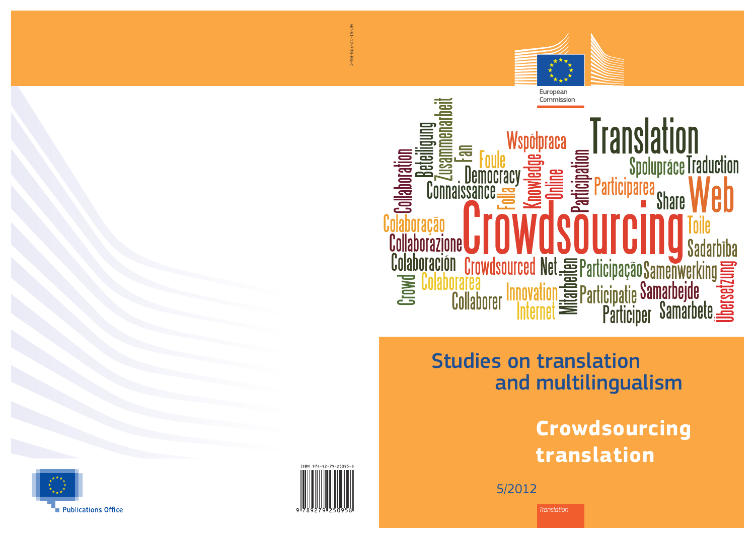HC-31-12-735-EN-C

European Commission

# Studies on translation and multilingualism

## Crowdsourcing translation

5/2012

*Translation*

Publications Office

ISBN 978-92-79-25095-8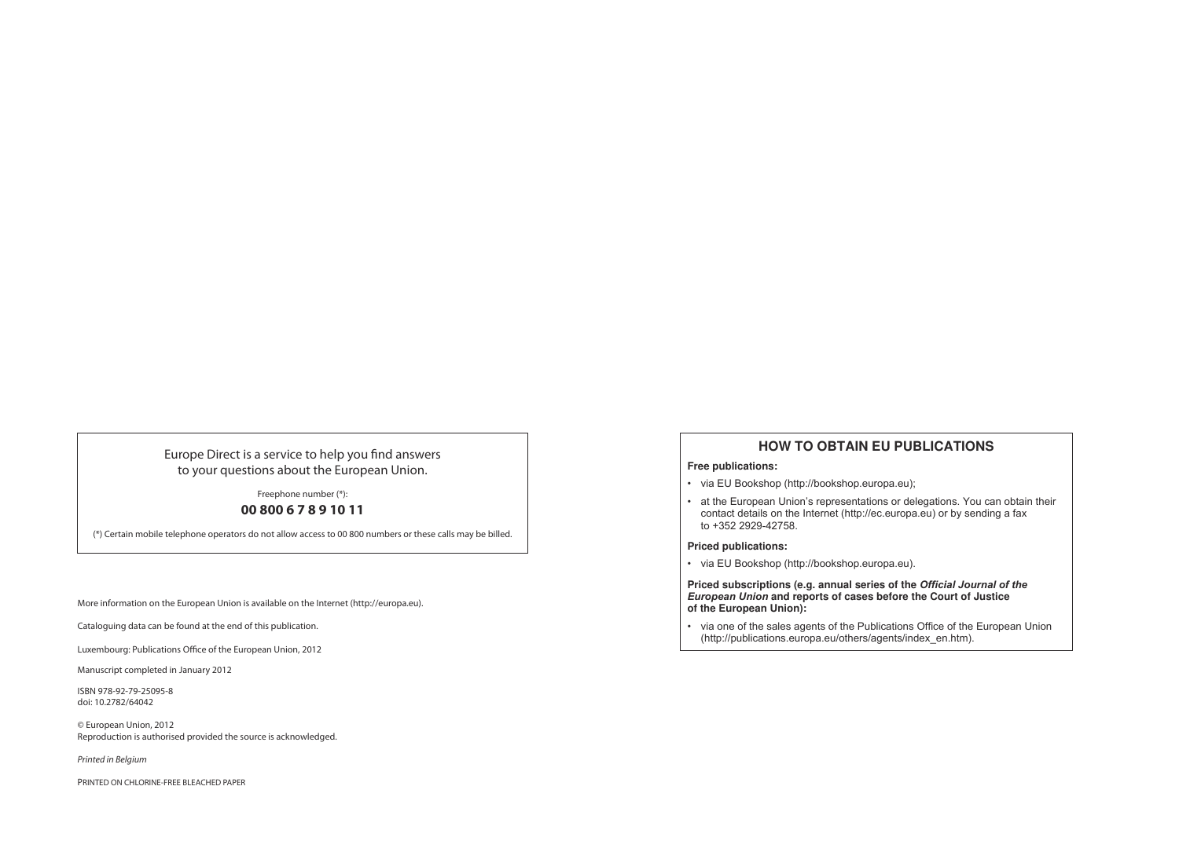Europe Direct is a service to help you find answers
to your questions about the European Union.

Freephone number (*):

**00 800 6 7 8 9 10 11**

(*) Certain mobile telephone operators do not allow access to 00 800 numbers or these calls may be billed.

More information on the European Union is available on the Internet (http://europa.eu).

Cataloguing data can be found at the end of this publication.

Luxembourg: Publications Office of the European Union, 2012

Manuscript completed in January 2012

ISBN 978-92-79-25095-8
doi: 10.2782/64042

© European Union, 2012
Reproduction is authorised provided the source is acknowledged.

*Printed in Belgium*

PRINTED ON CHLORINE-FREE BLEACHED PAPER

## HOW TO OBTAIN EU PUBLICATIONS

**Free publications:**

- via EU Bookshop (http://bookshop.europa.eu);
- at the European Union's representations or delegations. You can obtain their contact details on the Internet (http://ec.europa.eu) or by sending a fax to +352 2929-42758.

**Priced publications:**

- via EU Bookshop (http://bookshop.europa.eu).

**Priced subscriptions (e.g. annual series of the *Official Journal of the European Union* and reports of cases before the Court of Justice of the European Union):**

- via one of the sales agents of the Publications Office of the European Union (http://publications.europa.eu/others/agents/index_en.htm).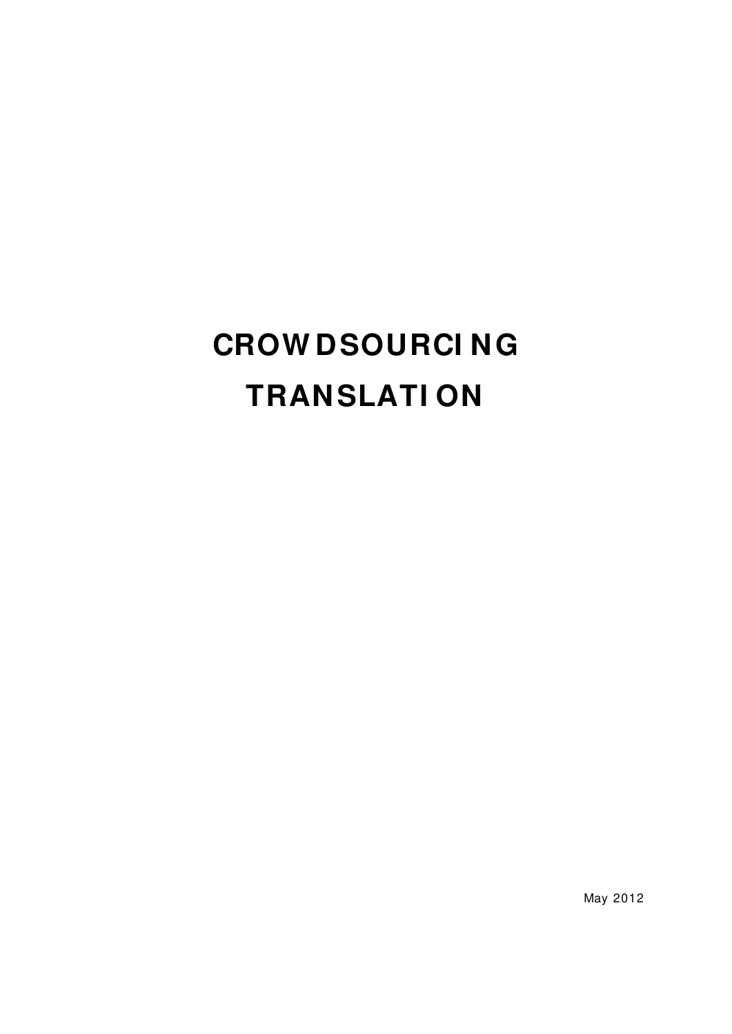# CROWDSOURCING TRANSLATION

May 2012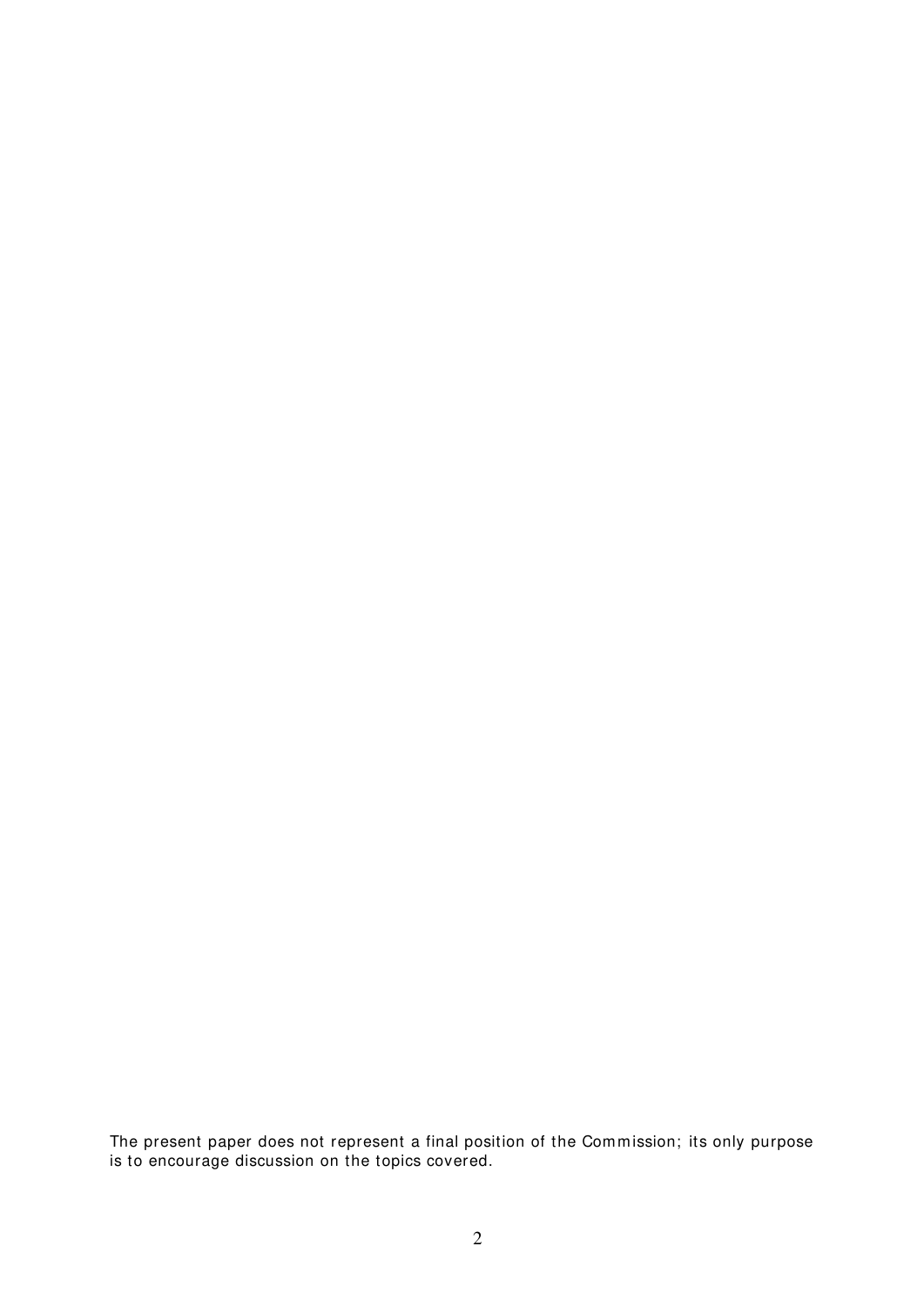The present paper does not represent a final position of the Commission; its only purpose is to encourage discussion on the topics covered.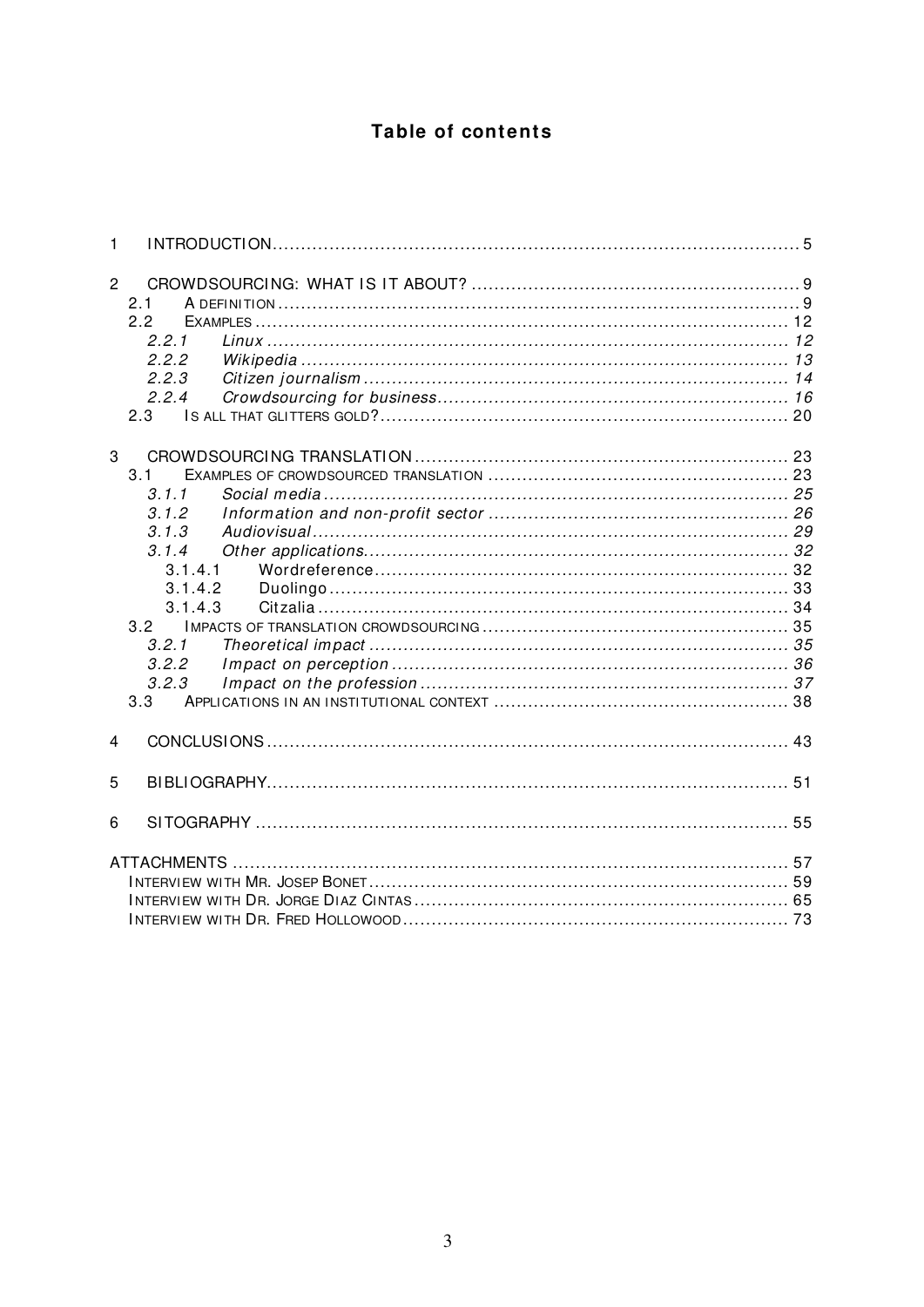# Table of contents

1 INTRODUCTION ..... 5

2 CROWDSOURCING: WHAT IS IT ABOUT? ..... 9
- 2.1 A DEFINITION ..... 9
- 2.2 EXAMPLES ..... 12
  - *2.2.1 Linux ..... 12*
  - *2.2.2 Wikipedia ..... 13*
  - *2.2.3 Citizen journalism ..... 14*
  - *2.2.4 Crowdsourcing for business ..... 16*
- 2.3 IS ALL THAT GLITTERS GOLD? ..... 20

3 CROWDSOURCING TRANSLATION ..... 23
- 3.1 EXAMPLES OF CROWDSOURCED TRANSLATION ..... 23
  - *3.1.1 Social media ..... 25*
  - *3.1.2 Information and non-profit sector ..... 26*
  - *3.1.3 Audiovisual ..... 29*
  - *3.1.4 Other applications ..... 32*
    - 3.1.4.1 Wordreference ..... 32
    - 3.1.4.2 Duolingo ..... 33
    - 3.1.4.3 Citzalia ..... 34
- 3.2 IMPACTS OF TRANSLATION CROWDSOURCING ..... 35
  - *3.2.1 Theoretical impact ..... 35*
  - *3.2.2 Impact on perception ..... 36*
  - *3.2.3 Impact on the profession ..... 37*
- 3.3 APPLICATIONS IN AN INSTITUTIONAL CONTEXT ..... 38

4 CONCLUSIONS ..... 43

5 BIBLIOGRAPHY ..... 51

6 SITOGRAPHY ..... 55

ATTACHMENTS ..... 57
- INTERVIEW WITH MR. JOSEP BONET ..... 59
- INTERVIEW WITH DR. JORGE DIAZ CINTAS ..... 65
- INTERVIEW WITH DR. FRED HOLLOWOOD ..... 73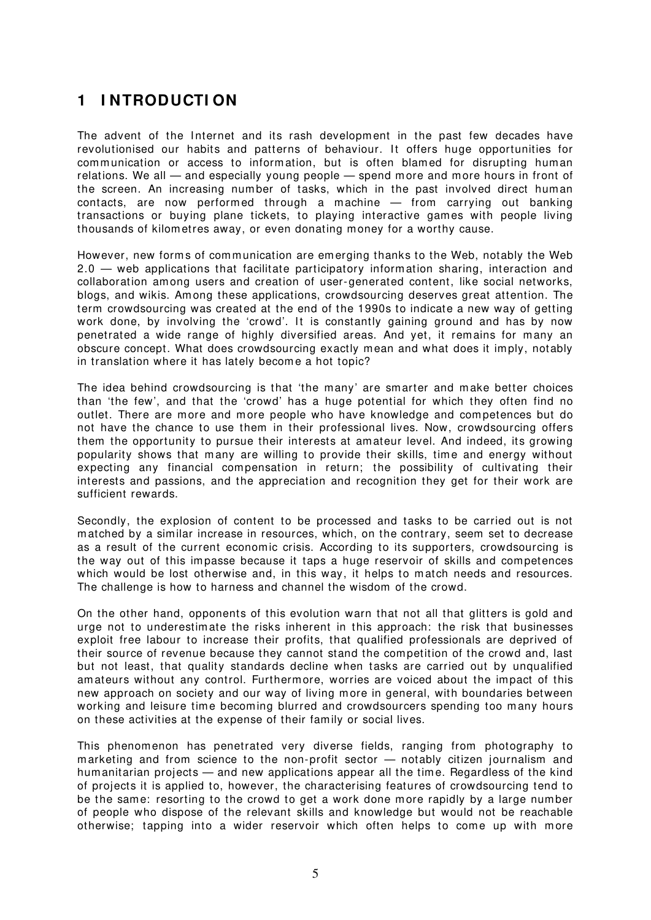# 1 INTRODUCTION

The advent of the Internet and its rash development in the past few decades have revolutionised our habits and patterns of behaviour. It offers huge opportunities for communication or access to information, but is often blamed for disrupting human relations. We all — and especially young people — spend more and more hours in front of the screen. An increasing number of tasks, which in the past involved direct human contacts, are now performed through a machine — from carrying out banking transactions or buying plane tickets, to playing interactive games with people living thousands of kilometres away, or even donating money for a worthy cause.

However, new forms of communication are emerging thanks to the Web, notably the Web 2.0 — web applications that facilitate participatory information sharing, interaction and collaboration among users and creation of user-generated content, like social networks, blogs, and wikis. Among these applications, crowdsourcing deserves great attention. The term crowdsourcing was created at the end of the 1990s to indicate a new way of getting work done, by involving the 'crowd'. It is constantly gaining ground and has by now penetrated a wide range of highly diversified areas. And yet, it remains for many an obscure concept. What does crowdsourcing exactly mean and what does it imply, notably in translation where it has lately become a hot topic?

The idea behind crowdsourcing is that 'the many' are smarter and make better choices than 'the few', and that the 'crowd' has a huge potential for which they often find no outlet. There are more and more people who have knowledge and competences but do not have the chance to use them in their professional lives. Now, crowdsourcing offers them the opportunity to pursue their interests at amateur level. And indeed, its growing popularity shows that many are willing to provide their skills, time and energy without expecting any financial compensation in return; the possibility of cultivating their interests and passions, and the appreciation and recognition they get for their work are sufficient rewards.

Secondly, the explosion of content to be processed and tasks to be carried out is not matched by a similar increase in resources, which, on the contrary, seem set to decrease as a result of the current economic crisis. According to its supporters, crowdsourcing is the way out of this impasse because it taps a huge reservoir of skills and competences which would be lost otherwise and, in this way, it helps to match needs and resources. The challenge is how to harness and channel the wisdom of the crowd.

On the other hand, opponents of this evolution warn that not all that glitters is gold and urge not to underestimate the risks inherent in this approach: the risk that businesses exploit free labour to increase their profits, that qualified professionals are deprived of their source of revenue because they cannot stand the competition of the crowd and, last but not least, that quality standards decline when tasks are carried out by unqualified amateurs without any control. Furthermore, worries are voiced about the impact of this new approach on society and our way of living more in general, with boundaries between working and leisure time being blurred and crowdsourcers spending too many hours on these activities at the expense of their family or social lives.

This phenomenon has penetrated very diverse fields, ranging from photography to marketing and from science to the non-profit sector — notably citizen journalism and humanitarian projects — and new applications appear all the time. Regardless of the kind of projects it is applied to, however, the characterising features of crowdsourcing tend to be the same: resorting to the crowd to get a work done more rapidly by a large number of people who dispose of the relevant skills and knowledge but would not be reachable otherwise; tapping into a wider reservoir which often helps to come up with more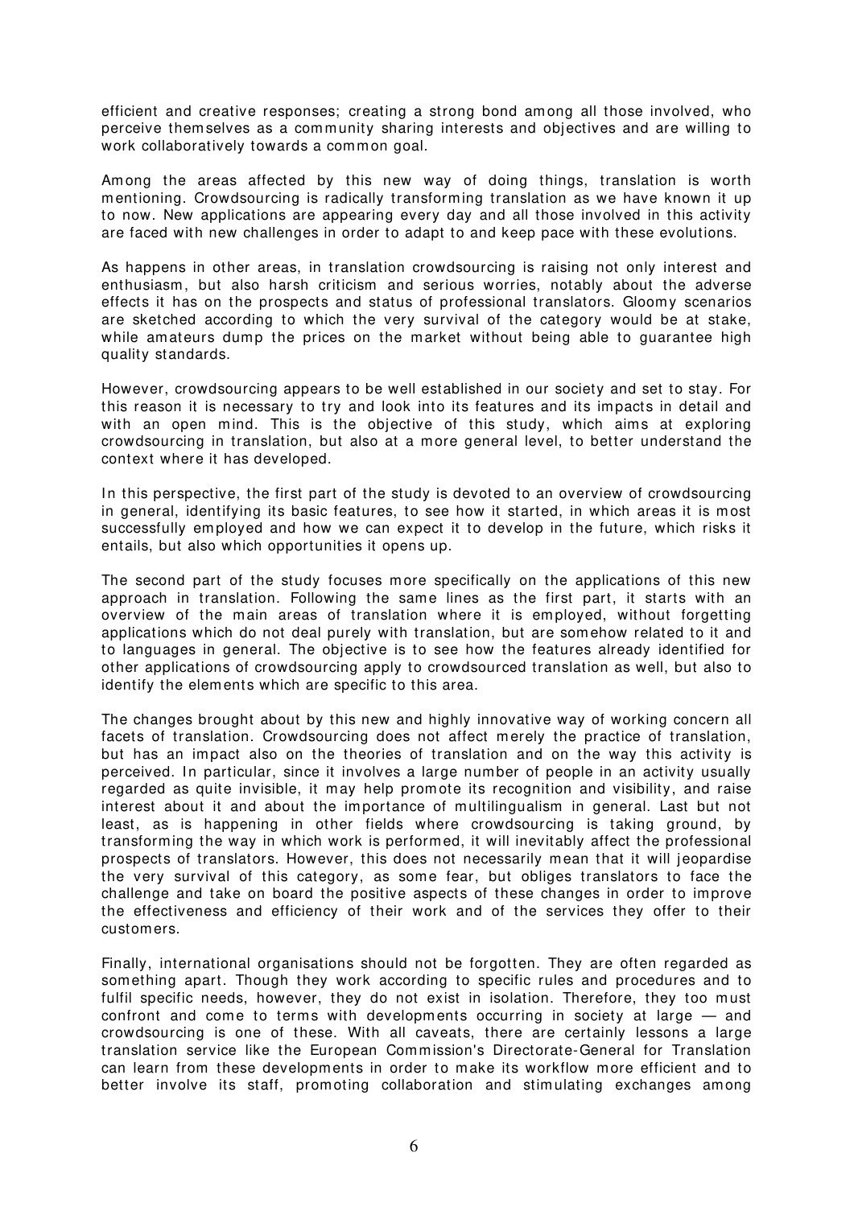efficient and creative responses; creating a strong bond among all those involved, who perceive themselves as a community sharing interests and objectives and are willing to work collaboratively towards a common goal.

Among the areas affected by this new way of doing things, translation is worth mentioning. Crowdsourcing is radically transforming translation as we have known it up to now. New applications are appearing every day and all those involved in this activity are faced with new challenges in order to adapt to and keep pace with these evolutions.

As happens in other areas, in translation crowdsourcing is raising not only interest and enthusiasm, but also harsh criticism and serious worries, notably about the adverse effects it has on the prospects and status of professional translators. Gloomy scenarios are sketched according to which the very survival of the category would be at stake, while amateurs dump the prices on the market without being able to guarantee high quality standards.

However, crowdsourcing appears to be well established in our society and set to stay. For this reason it is necessary to try and look into its features and its impacts in detail and with an open mind. This is the objective of this study, which aims at exploring crowdsourcing in translation, but also at a more general level, to better understand the context where it has developed.

In this perspective, the first part of the study is devoted to an overview of crowdsourcing in general, identifying its basic features, to see how it started, in which areas it is most successfully employed and how we can expect it to develop in the future, which risks it entails, but also which opportunities it opens up.

The second part of the study focuses more specifically on the applications of this new approach in translation. Following the same lines as the first part, it starts with an overview of the main areas of translation where it is employed, without forgetting applications which do not deal purely with translation, but are somehow related to it and to languages in general. The objective is to see how the features already identified for other applications of crowdsourcing apply to crowdsourced translation as well, but also to identify the elements which are specific to this area.

The changes brought about by this new and highly innovative way of working concern all facets of translation. Crowdsourcing does not affect merely the practice of translation, but has an impact also on the theories of translation and on the way this activity is perceived. In particular, since it involves a large number of people in an activity usually regarded as quite invisible, it may help promote its recognition and visibility, and raise interest about it and about the importance of multilingualism in general. Last but not least, as is happening in other fields where crowdsourcing is taking ground, by transforming the way in which work is performed, it will inevitably affect the professional prospects of translators. However, this does not necessarily mean that it will jeopardise the very survival of this category, as some fear, but obliges translators to face the challenge and take on board the positive aspects of these changes in order to improve the effectiveness and efficiency of their work and of the services they offer to their customers.

Finally, international organisations should not be forgotten. They are often regarded as something apart. Though they work according to specific rules and procedures and to fulfil specific needs, however, they do not exist in isolation. Therefore, they too must confront and come to terms with developments occurring in society at large — and crowdsourcing is one of these. With all caveats, there are certainly lessons a large translation service like the European Commission's Directorate-General for Translation can learn from these developments in order to make its workflow more efficient and to better involve its staff, promoting collaboration and stimulating exchanges among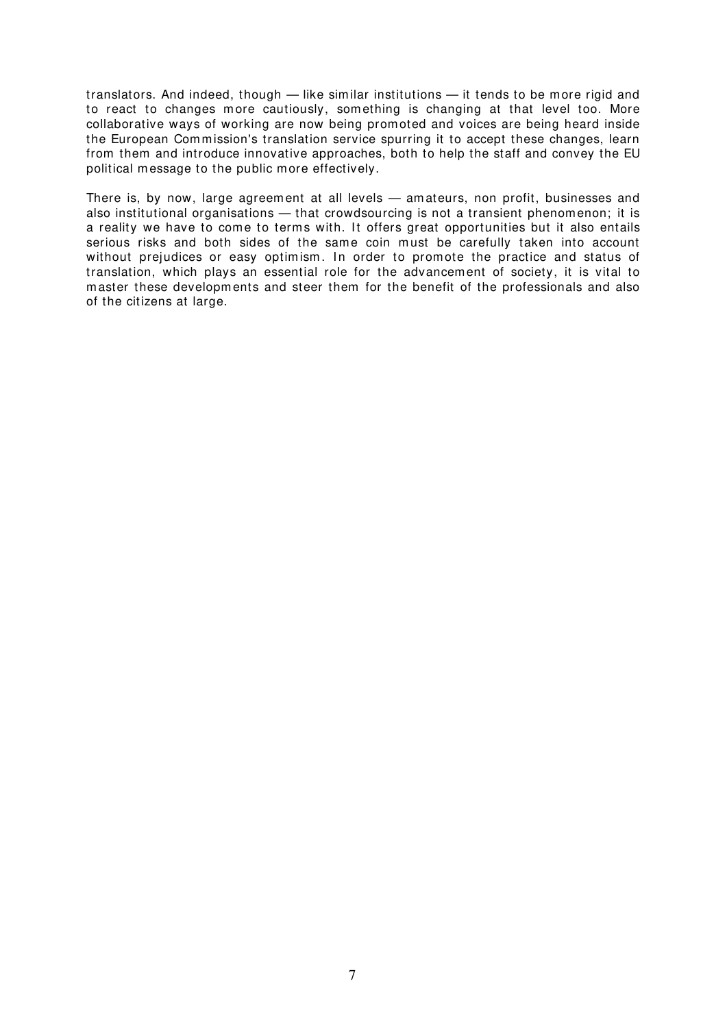translators. And indeed, though — like similar institutions — it tends to be more rigid and to react to changes more cautiously, something is changing at that level too. More collaborative ways of working are now being promoted and voices are being heard inside the European Commission's translation service spurring it to accept these changes, learn from them and introduce innovative approaches, both to help the staff and convey the EU political message to the public more effectively.

There is, by now, large agreement at all levels — amateurs, non profit, businesses and also institutional organisations — that crowdsourcing is not a transient phenomenon; it is a reality we have to come to terms with. It offers great opportunities but it also entails serious risks and both sides of the same coin must be carefully taken into account without prejudices or easy optimism. In order to promote the practice and status of translation, which plays an essential role for the advancement of society, it is vital to master these developments and steer them for the benefit of the professionals and also of the citizens at large.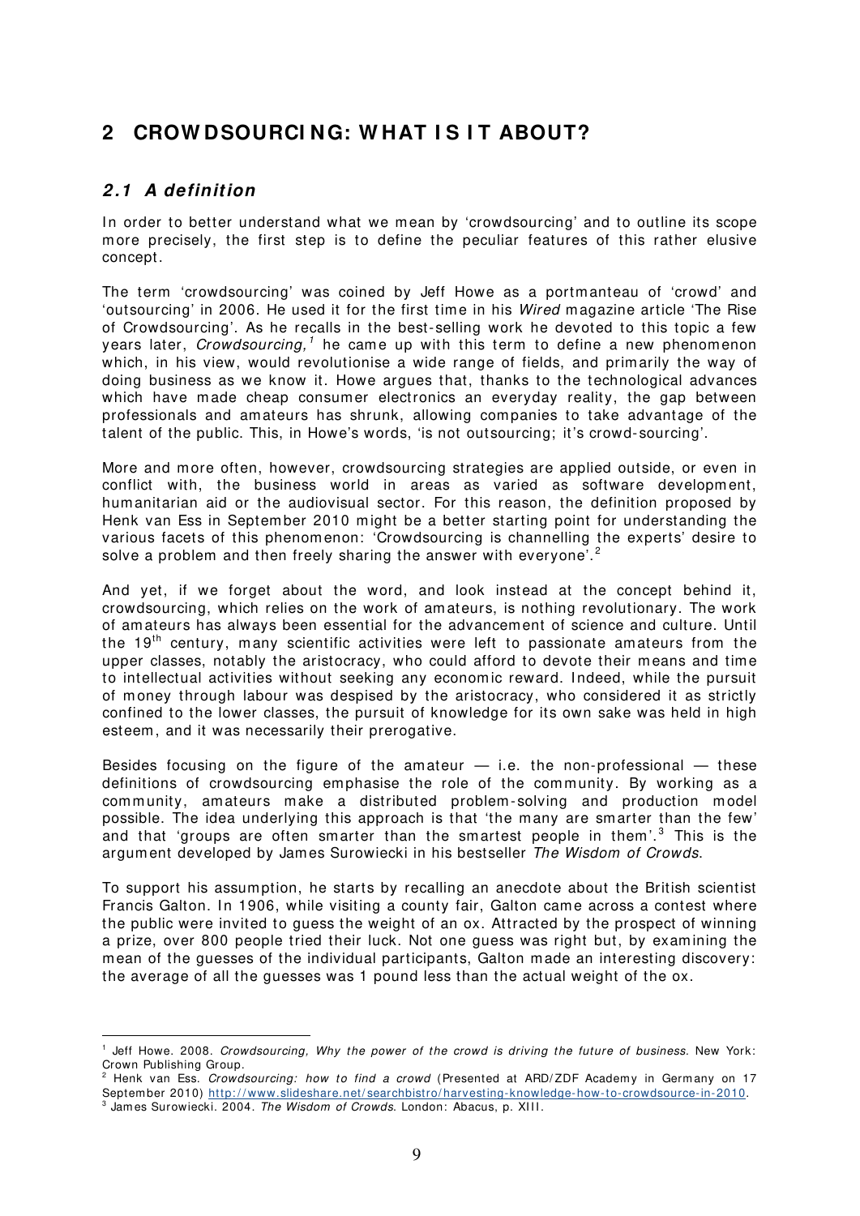# 2 CROWDSOURCING: WHAT IS IT ABOUT?

## *2.1 A definition*

In order to better understand what we mean by 'crowdsourcing' and to outline its scope more precisely, the first step is to define the peculiar features of this rather elusive concept.

The term 'crowdsourcing' was coined by Jeff Howe as a portmanteau of 'crowd' and 'outsourcing' in 2006. He used it for the first time in his *Wired* magazine article 'The Rise of Crowdsourcing'. As he recalls in the best-selling work he devoted to this topic a few years later, *Crowdsourcing,*[1] he came up with this term to define a new phenomenon which, in his view, would revolutionise a wide range of fields, and primarily the way of doing business as we know it. Howe argues that, thanks to the technological advances which have made cheap consumer electronics an everyday reality, the gap between professionals and amateurs has shrunk, allowing companies to take advantage of the talent of the public. This, in Howe's words, 'is not outsourcing; it's crowd-sourcing'.

More and more often, however, crowdsourcing strategies are applied outside, or even in conflict with, the business world in areas as varied as software development, humanitarian aid or the audiovisual sector. For this reason, the definition proposed by Henk van Ess in September 2010 might be a better starting point for understanding the various facets of this phenomenon: 'Crowdsourcing is channelling the experts' desire to solve a problem and then freely sharing the answer with everyone'.[2]

And yet, if we forget about the word, and look instead at the concept behind it, crowdsourcing, which relies on the work of amateurs, is nothing revolutionary. The work of amateurs has always been essential for the advancement of science and culture. Until the 19th century, many scientific activities were left to passionate amateurs from the upper classes, notably the aristocracy, who could afford to devote their means and time to intellectual activities without seeking any economic reward. Indeed, while the pursuit of money through labour was despised by the aristocracy, who considered it as strictly confined to the lower classes, the pursuit of knowledge for its own sake was held in high esteem, and it was necessarily their prerogative.

Besides focusing on the figure of the amateur — i.e. the non-professional — these definitions of crowdsourcing emphasise the role of the community. By working as a community, amateurs make a distributed problem-solving and production model possible. The idea underlying this approach is that 'the many are smarter than the few' and that 'groups are often smarter than the smartest people in them'.[3] This is the argument developed by James Surowiecki in his bestseller *The Wisdom of Crowds*.

To support his assumption, he starts by recalling an anecdote about the British scientist Francis Galton. In 1906, while visiting a county fair, Galton came across a contest where the public were invited to guess the weight of an ox. Attracted by the prospect of winning a prize, over 800 people tried their luck. Not one guess was right but, by examining the mean of the guesses of the individual participants, Galton made an interesting discovery: the average of all the guesses was 1 pound less than the actual weight of the ox.

---

[1] Jeff Howe. 2008. *Crowdsourcing, Why the power of the crowd is driving the future of business.* New York: Crown Publishing Group.

[2] Henk van Ess. *Crowdsourcing: how to find a crowd* (Presented at ARD/ZDF Academy in Germany on 17 September 2010) http://www.slideshare.net/searchbistro/harvesting-knowledge-how-to-crowdsource-in-2010.

[3] James Surowiecki. 2004. *The Wisdom of Crowds*. London: Abacus, p. XIII.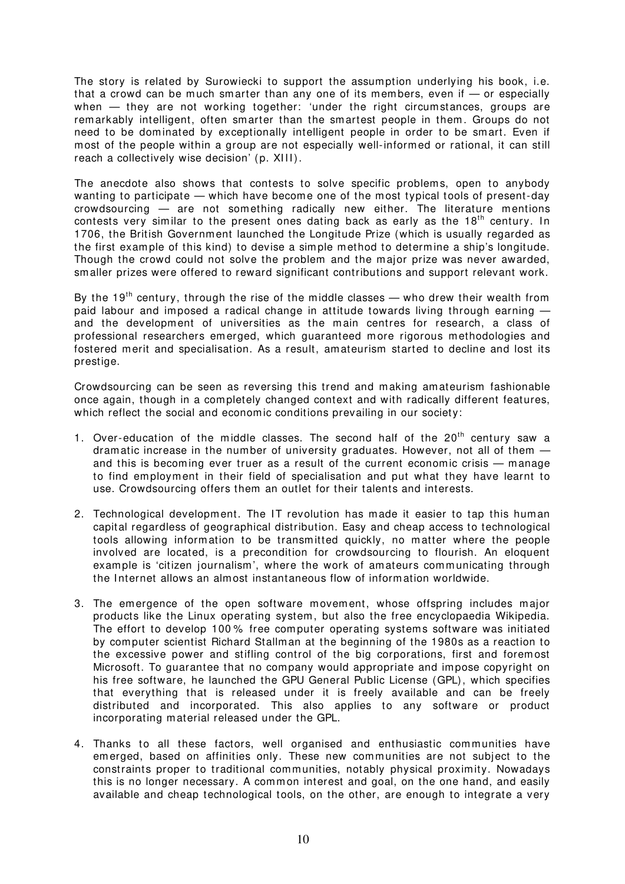The story is related by Surowiecki to support the assumption underlying his book, i.e. that a crowd can be much smarter than any one of its members, even if — or especially when — they are not working together: 'under the right circumstances, groups are remarkably intelligent, often smarter than the smartest people in them. Groups do not need to be dominated by exceptionally intelligent people in order to be smart. Even if most of the people within a group are not especially well-informed or rational, it can still reach a collectively wise decision' (p. XIII).

The anecdote also shows that contests to solve specific problems, open to anybody wanting to participate — which have become one of the most typical tools of present-day crowdsourcing — are not something radically new either. The literature mentions contests very similar to the present ones dating back as early as the 18th century. In 1706, the British Government launched the Longitude Prize (which is usually regarded as the first example of this kind) to devise a simple method to determine a ship's longitude. Though the crowd could not solve the problem and the major prize was never awarded, smaller prizes were offered to reward significant contributions and support relevant work.

By the 19th century, through the rise of the middle classes — who drew their wealth from paid labour and imposed a radical change in attitude towards living through earning — and the development of universities as the main centres for research, a class of professional researchers emerged, which guaranteed more rigorous methodologies and fostered merit and specialisation. As a result, amateurism started to decline and lost its prestige.

Crowdsourcing can be seen as reversing this trend and making amateurism fashionable once again, though in a completely changed context and with radically different features, which reflect the social and economic conditions prevailing in our society:

1. Over-education of the middle classes. The second half of the 20th century saw a dramatic increase in the number of university graduates. However, not all of them — and this is becoming ever truer as a result of the current economic crisis — manage to find employment in their field of specialisation and put what they have learnt to use. Crowdsourcing offers them an outlet for their talents and interests.

2. Technological development. The IT revolution has made it easier to tap this human capital regardless of geographical distribution. Easy and cheap access to technological tools allowing information to be transmitted quickly, no matter where the people involved are located, is a precondition for crowdsourcing to flourish. An eloquent example is 'citizen journalism', where the work of amateurs communicating through the Internet allows an almost instantaneous flow of information worldwide.

3. The emergence of the open software movement, whose offspring includes major products like the Linux operating system, but also the free encyclopaedia Wikipedia. The effort to develop 100% free computer operating systems software was initiated by computer scientist Richard Stallman at the beginning of the 1980s as a reaction to the excessive power and stifling control of the big corporations, first and foremost Microsoft. To guarantee that no company would appropriate and impose copyright on his free software, he launched the GPU General Public License (GPL), which specifies that everything that is released under it is freely available and can be freely distributed and incorporated. This also applies to any software or product incorporating material released under the GPL.

4. Thanks to all these factors, well organised and enthusiastic communities have emerged, based on affinities only. These new communities are not subject to the constraints proper to traditional communities, notably physical proximity. Nowadays this is no longer necessary. A common interest and goal, on the one hand, and easily available and cheap technological tools, on the other, are enough to integrate a very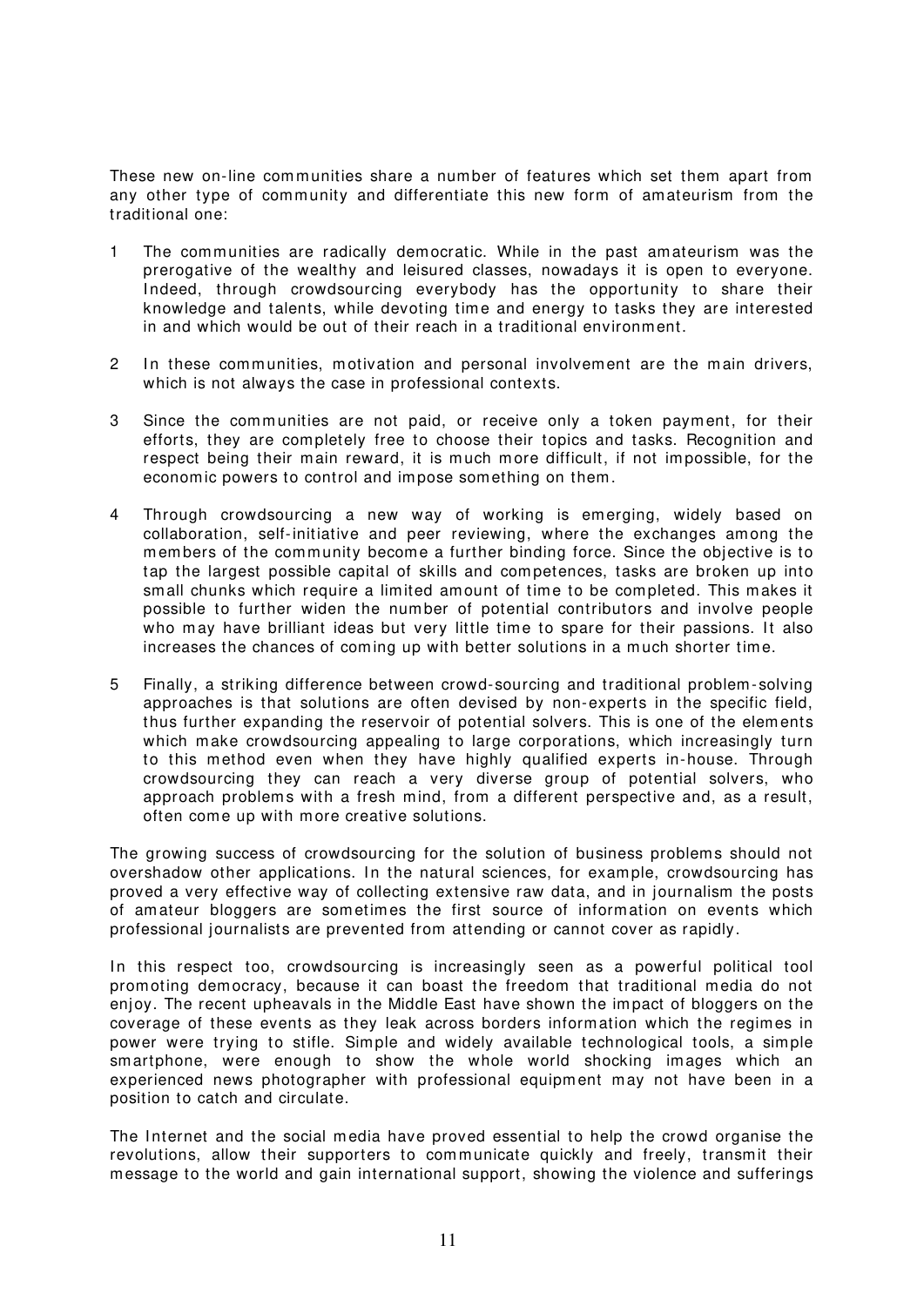These new on-line communities share a number of features which set them apart from any other type of community and differentiate this new form of amateurism from the traditional one:

1. The communities are radically democratic. While in the past amateurism was the prerogative of the wealthy and leisured classes, nowadays it is open to everyone. Indeed, through crowdsourcing everybody has the opportunity to share their knowledge and talents, while devoting time and energy to tasks they are interested in and which would be out of their reach in a traditional environment.

2. In these communities, motivation and personal involvement are the main drivers, which is not always the case in professional contexts.

3. Since the communities are not paid, or receive only a token payment, for their efforts, they are completely free to choose their topics and tasks. Recognition and respect being their main reward, it is much more difficult, if not impossible, for the economic powers to control and impose something on them.

4. Through crowdsourcing a new way of working is emerging, widely based on collaboration, self-initiative and peer reviewing, where the exchanges among the members of the community become a further binding force. Since the objective is to tap the largest possible capital of skills and competences, tasks are broken up into small chunks which require a limited amount of time to be completed. This makes it possible to further widen the number of potential contributors and involve people who may have brilliant ideas but very little time to spare for their passions. It also increases the chances of coming up with better solutions in a much shorter time.

5. Finally, a striking difference between crowd-sourcing and traditional problem-solving approaches is that solutions are often devised by non-experts in the specific field, thus further expanding the reservoir of potential solvers. This is one of the elements which make crowdsourcing appealing to large corporations, which increasingly turn to this method even when they have highly qualified experts in-house. Through crowdsourcing they can reach a very diverse group of potential solvers, who approach problems with a fresh mind, from a different perspective and, as a result, often come up with more creative solutions.

The growing success of crowdsourcing for the solution of business problems should not overshadow other applications. In the natural sciences, for example, crowdsourcing has proved a very effective way of collecting extensive raw data, and in journalism the posts of amateur bloggers are sometimes the first source of information on events which professional journalists are prevented from attending or cannot cover as rapidly.

In this respect too, crowdsourcing is increasingly seen as a powerful political tool promoting democracy, because it can boast the freedom that traditional media do not enjoy. The recent upheavals in the Middle East have shown the impact of bloggers on the coverage of these events as they leak across borders information which the regimes in power were trying to stifle. Simple and widely available technological tools, a simple smartphone, were enough to show the whole world shocking images which an experienced news photographer with professional equipment may not have been in a position to catch and circulate.

The Internet and the social media have proved essential to help the crowd organise the revolutions, allow their supporters to communicate quickly and freely, transmit their message to the world and gain international support, showing the violence and sufferings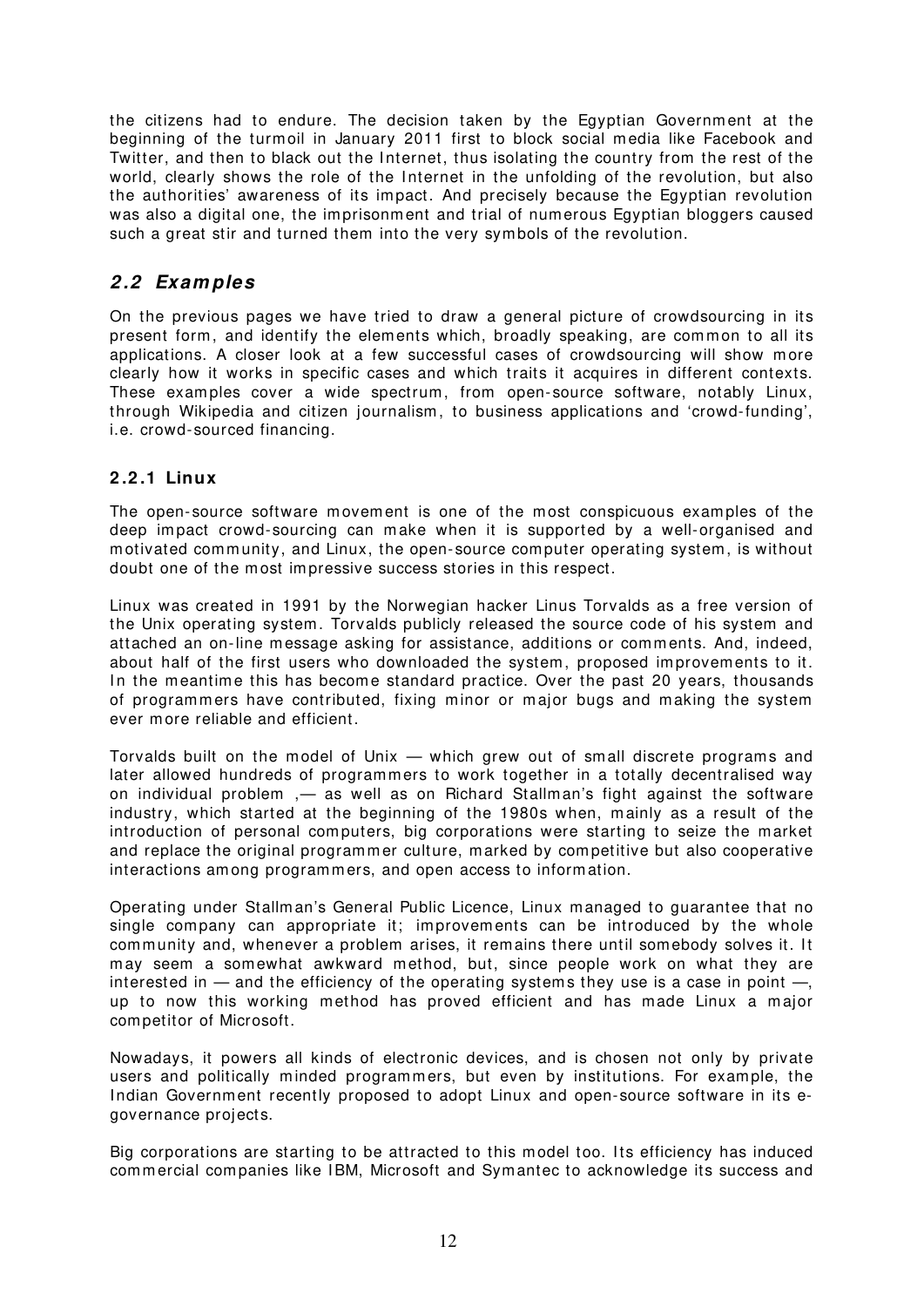the citizens had to endure. The decision taken by the Egyptian Government at the beginning of the turmoil in January 2011 first to block social media like Facebook and Twitter, and then to black out the Internet, thus isolating the country from the rest of the world, clearly shows the role of the Internet in the unfolding of the revolution, but also the authorities' awareness of its impact. And precisely because the Egyptian revolution was also a digital one, the imprisonment and trial of numerous Egyptian bloggers caused such a great stir and turned them into the very symbols of the revolution.

## *2.2 Examples*

On the previous pages we have tried to draw a general picture of crowdsourcing in its present form, and identify the elements which, broadly speaking, are common to all its applications. A closer look at a few successful cases of crowdsourcing will show more clearly how it works in specific cases and which traits it acquires in different contexts. These examples cover a wide spectrum, from open-source software, notably Linux, through Wikipedia and citizen journalism, to business applications and 'crowd-funding', i.e. crowd-sourced financing.

### 2.2.1 Linux

The open-source software movement is one of the most conspicuous examples of the deep impact crowd-sourcing can make when it is supported by a well-organised and motivated community, and Linux, the open-source computer operating system, is without doubt one of the most impressive success stories in this respect.

Linux was created in 1991 by the Norwegian hacker Linus Torvalds as a free version of the Unix operating system. Torvalds publicly released the source code of his system and attached an on-line message asking for assistance, additions or comments. And, indeed, about half of the first users who downloaded the system, proposed improvements to it. In the meantime this has become standard practice. Over the past 20 years, thousands of programmers have contributed, fixing minor or major bugs and making the system ever more reliable and efficient.

Torvalds built on the model of Unix — which grew out of small discrete programs and later allowed hundreds of programmers to work together in a totally decentralised way on individual problem ,— as well as on Richard Stallman's fight against the software industry, which started at the beginning of the 1980s when, mainly as a result of the introduction of personal computers, big corporations were starting to seize the market and replace the original programmer culture, marked by competitive but also cooperative interactions among programmers, and open access to information.

Operating under Stallman's General Public Licence, Linux managed to guarantee that no single company can appropriate it; improvements can be introduced by the whole community and, whenever a problem arises, it remains there until somebody solves it. It may seem a somewhat awkward method, but, since people work on what they are interested in — and the efficiency of the operating systems they use is a case in point —, up to now this working method has proved efficient and has made Linux a major competitor of Microsoft.

Nowadays, it powers all kinds of electronic devices, and is chosen not only by private users and politically minded programmers, but even by institutions. For example, the Indian Government recently proposed to adopt Linux and open-source software in its e-governance projects.

Big corporations are starting to be attracted to this model too. Its efficiency has induced commercial companies like IBM, Microsoft and Symantec to acknowledge its success and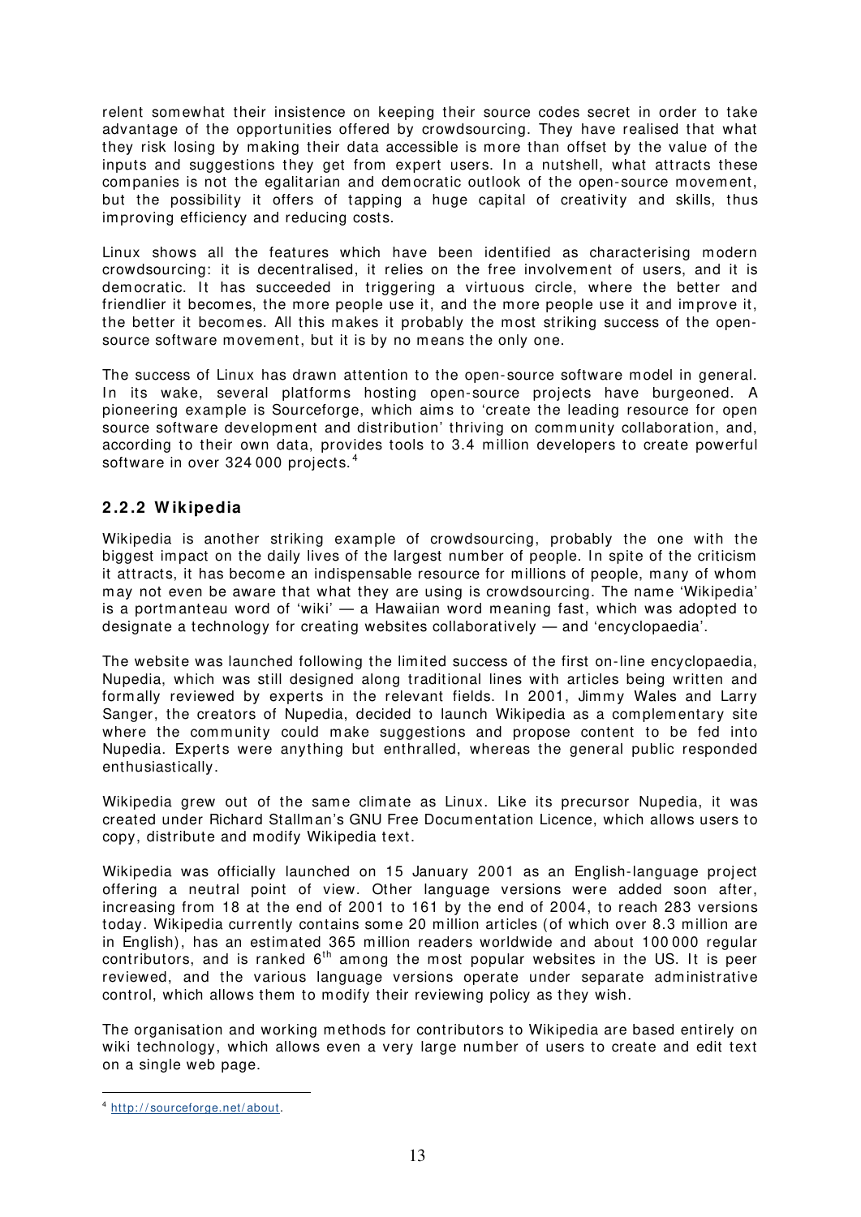relent somewhat their insistence on keeping their source codes secret in order to take advantage of the opportunities offered by crowdsourcing. They have realised that what they risk losing by making their data accessible is more than offset by the value of the inputs and suggestions they get from expert users. In a nutshell, what attracts these companies is not the egalitarian and democratic outlook of the open-source movement, but the possibility it offers of tapping a huge capital of creativity and skills, thus improving efficiency and reducing costs.

Linux shows all the features which have been identified as characterising modern crowdsourcing: it is decentralised, it relies on the free involvement of users, and it is democratic. It has succeeded in triggering a virtuous circle, where the better and friendlier it becomes, the more people use it, and the more people use it and improve it, the better it becomes. All this makes it probably the most striking success of the open-source software movement, but it is by no means the only one.

The success of Linux has drawn attention to the open-source software model in general. In its wake, several platforms hosting open-source projects have burgeoned. A pioneering example is Sourceforge, which aims to 'create the leading resource for open source software development and distribution' thriving on community collaboration, and, according to their own data, provides tools to 3.4 million developers to create powerful software in over 324 000 projects.[4]

### 2.2.2 Wikipedia

Wikipedia is another striking example of crowdsourcing, probably the one with the biggest impact on the daily lives of the largest number of people. In spite of the criticism it attracts, it has become an indispensable resource for millions of people, many of whom may not even be aware that what they are using is crowdsourcing. The name 'Wikipedia' is a portmanteau word of 'wiki' — a Hawaiian word meaning fast, which was adopted to designate a technology for creating websites collaboratively — and 'encyclopaedia'.

The website was launched following the limited success of the first on-line encyclopaedia, Nupedia, which was still designed along traditional lines with articles being written and formally reviewed by experts in the relevant fields. In 2001, Jimmy Wales and Larry Sanger, the creators of Nupedia, decided to launch Wikipedia as a complementary site where the community could make suggestions and propose content to be fed into Nupedia. Experts were anything but enthralled, whereas the general public responded enthusiastically.

Wikipedia grew out of the same climate as Linux. Like its precursor Nupedia, it was created under Richard Stallman's GNU Free Documentation Licence, which allows users to copy, distribute and modify Wikipedia text.

Wikipedia was officially launched on 15 January 2001 as an English-language project offering a neutral point of view. Other language versions were added soon after, increasing from 18 at the end of 2001 to 161 by the end of 2004, to reach 283 versions today. Wikipedia currently contains some 20 million articles (of which over 8.3 million are in English), has an estimated 365 million readers worldwide and about 100 000 regular contributors, and is ranked 6$^{th}$ among the most popular websites in the US. It is peer reviewed, and the various language versions operate under separate administrative control, which allows them to modify their reviewing policy as they wish.

The organisation and working methods for contributors to Wikipedia are based entirely on wiki technology, which allows even a very large number of users to create and edit text on a single web page.

---

[4] http://sourceforge.net/about.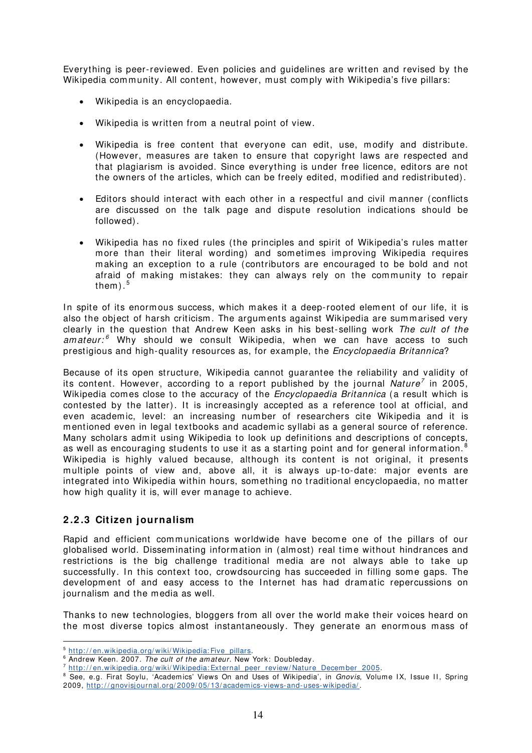Everything is peer-reviewed. Even policies and guidelines are written and revised by the Wikipedia community. All content, however, must comply with Wikipedia's five pillars:

- Wikipedia is an encyclopaedia.
- Wikipedia is written from a neutral point of view.
- Wikipedia is free content that everyone can edit, use, modify and distribute. (However, measures are taken to ensure that copyright laws are respected and that plagiarism is avoided. Since everything is under free licence, editors are not the owners of the articles, which can be freely edited, modified and redistributed).
- Editors should interact with each other in a respectful and civil manner (conflicts are discussed on the talk page and dispute resolution indications should be followed).
- Wikipedia has no fixed rules (the principles and spirit of Wikipedia's rules matter more than their literal wording) and sometimes improving Wikipedia requires making an exception to a rule (contributors are encouraged to be bold and not afraid of making mistakes: they can always rely on the community to repair them).[5]

In spite of its enormous success, which makes it a deep-rooted element of our life, it is also the object of harsh criticism. The arguments against Wikipedia are summarised very clearly in the question that Andrew Keen asks in his best-selling work *The cult of the amateur:*[6] Why should we consult Wikipedia, when we can have access to such prestigious and high-quality resources as, for example, the *Encyclopaedia Britannica*?

Because of its open structure, Wikipedia cannot guarantee the reliability and validity of its content. However, according to a report published by the journal *Nature*[7] in 2005, Wikipedia comes close to the accuracy of the *Encyclopaedia Britannica* (a result which is contested by the latter). It is increasingly accepted as a reference tool at official, and even academic, level: an increasing number of researchers cite Wikipedia and it is mentioned even in legal textbooks and academic syllabi as a general source of reference. Many scholars admit using Wikipedia to look up definitions and descriptions of concepts, as well as encouraging students to use it as a starting point and for general information.[8] Wikipedia is highly valued because, although its content is not original, it presents multiple points of view and, above all, it is always up-to-date: major events are integrated into Wikipedia within hours, something no traditional encyclopaedia, no matter how high quality it is, will ever manage to achieve.

### 2.2.3 Citizen journalism

Rapid and efficient communications worldwide have become one of the pillars of our globalised world. Disseminating information in (almost) real time without hindrances and restrictions is the big challenge traditional media are not always able to take up successfully. In this context too, crowdsourcing has succeeded in filling some gaps. The development of and easy access to the Internet has had dramatic repercussions on journalism and the media as well.

Thanks to new technologies, bloggers from all over the world make their voices heard on the most diverse topics almost instantaneously. They generate an enormous mass of

---

[5] http://en.wikipedia.org/wiki/Wikipedia:Five_pillars.

[6] Andrew Keen. 2007. *The cult of the amateur.* New York: Doubleday.

[7] http://en.wikipedia.org/wiki/Wikipedia:External_peer_review/Nature_December_2005.

[8] See, e.g. Firat Soylu, 'Academics' Views On and Uses of Wikipedia', in *Gnovis*, Volume IX, Issue II, Spring 2009, http://gnovisjournal.org/2009/05/13/academics-views-and-uses-wikipedia/.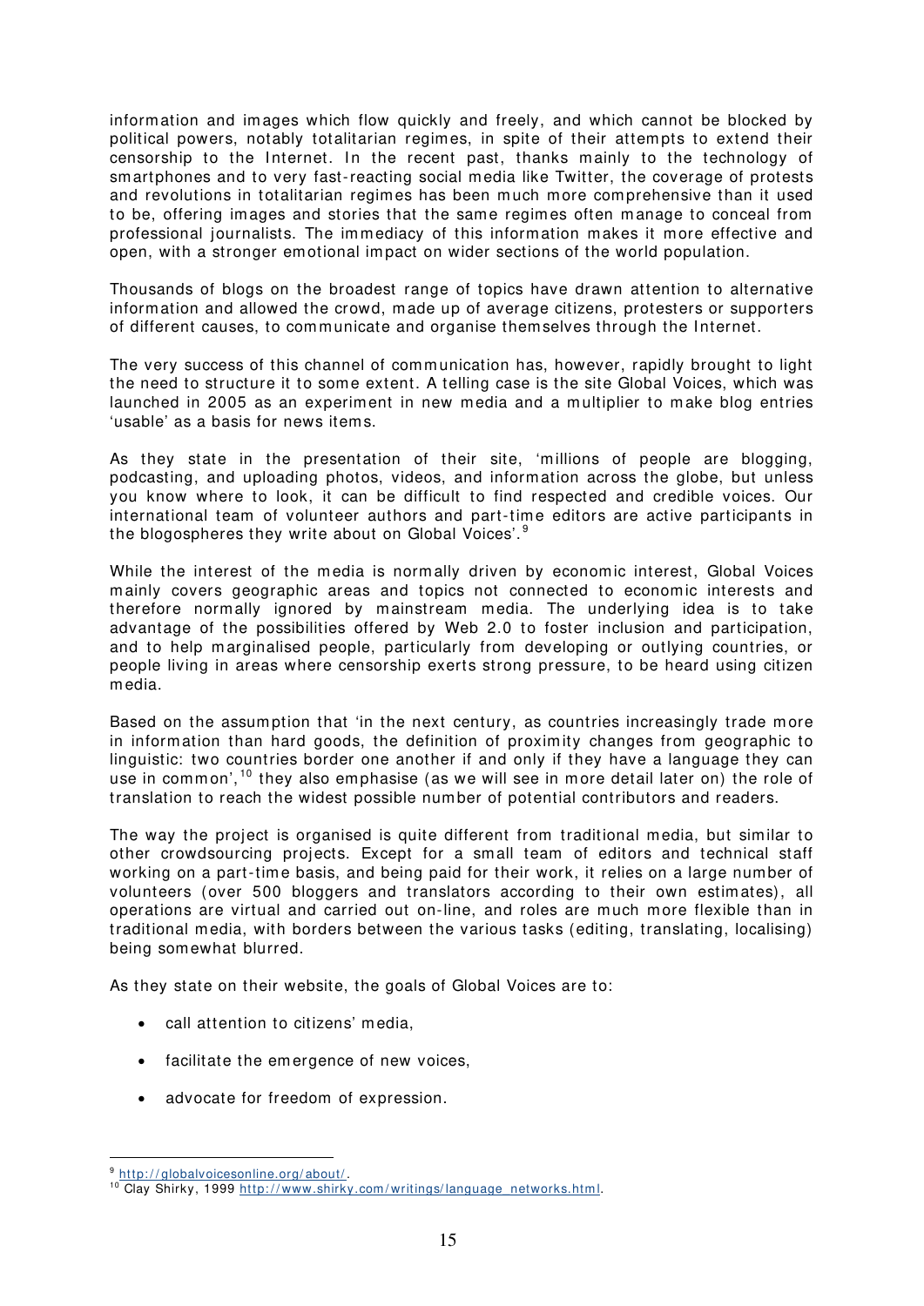information and images which flow quickly and freely, and which cannot be blocked by political powers, notably totalitarian regimes, in spite of their attempts to extend their censorship to the Internet. In the recent past, thanks mainly to the technology of smartphones and to very fast-reacting social media like Twitter, the coverage of protests and revolutions in totalitarian regimes has been much more comprehensive than it used to be, offering images and stories that the same regimes often manage to conceal from professional journalists. The immediacy of this information makes it more effective and open, with a stronger emotional impact on wider sections of the world population.

Thousands of blogs on the broadest range of topics have drawn attention to alternative information and allowed the crowd, made up of average citizens, protesters or supporters of different causes, to communicate and organise themselves through the Internet.

The very success of this channel of communication has, however, rapidly brought to light the need to structure it to some extent. A telling case is the site Global Voices, which was launched in 2005 as an experiment in new media and a multiplier to make blog entries 'usable' as a basis for news items.

As they state in the presentation of their site, 'millions of people are blogging, podcasting, and uploading photos, videos, and information across the globe, but unless you know where to look, it can be difficult to find respected and credible voices. Our international team of volunteer authors and part-time editors are active participants in the blogospheres they write about on Global Voices'.[9]

While the interest of the media is normally driven by economic interest, Global Voices mainly covers geographic areas and topics not connected to economic interests and therefore normally ignored by mainstream media. The underlying idea is to take advantage of the possibilities offered by Web 2.0 to foster inclusion and participation, and to help marginalised people, particularly from developing or outlying countries, or people living in areas where censorship exerts strong pressure, to be heard using citizen media.

Based on the assumption that 'in the next century, as countries increasingly trade more in information than hard goods, the definition of proximity changes from geographic to linguistic: two countries border one another if and only if they have a language they can use in common',[10] they also emphasise (as we will see in more detail later on) the role of translation to reach the widest possible number of potential contributors and readers.

The way the project is organised is quite different from traditional media, but similar to other crowdsourcing projects. Except for a small team of editors and technical staff working on a part-time basis, and being paid for their work, it relies on a large number of volunteers (over 500 bloggers and translators according to their own estimates), all operations are virtual and carried out on-line, and roles are much more flexible than in traditional media, with borders between the various tasks (editing, translating, localising) being somewhat blurred.

As they state on their website, the goals of Global Voices are to:

- call attention to citizens' media,
- facilitate the emergence of new voices,
- advocate for freedom of expression.

---

[9] http://globalvoicesonline.org/about/.

[10] Clay Shirky, 1999 http://www.shirky.com/writings/language_networks.html.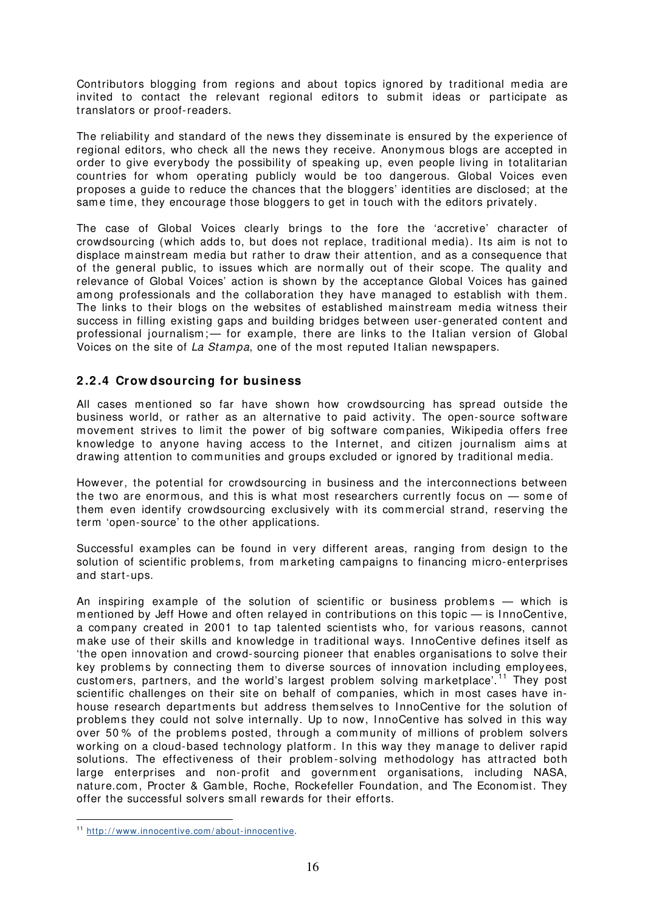Contributors blogging from regions and about topics ignored by traditional media are invited to contact the relevant regional editors to submit ideas or participate as translators or proof-readers.

The reliability and standard of the news they disseminate is ensured by the experience of regional editors, who check all the news they receive. Anonymous blogs are accepted in order to give everybody the possibility of speaking up, even people living in totalitarian countries for whom operating publicly would be too dangerous. Global Voices even proposes a guide to reduce the chances that the bloggers' identities are disclosed; at the same time, they encourage those bloggers to get in touch with the editors privately.

The case of Global Voices clearly brings to the fore the 'accretive' character of crowdsourcing (which adds to, but does not replace, traditional media). Its aim is not to displace mainstream media but rather to draw their attention, and as a consequence that of the general public, to issues which are normally out of their scope. The quality and relevance of Global Voices' action is shown by the acceptance Global Voices has gained among professionals and the collaboration they have managed to establish with them. The links to their blogs on the websites of established mainstream media witness their success in filling existing gaps and building bridges between user-generated content and professional journalism;— for example, there are links to the Italian version of Global Voices on the site of *La Stampa*, one of the most reputed Italian newspapers.

### 2.2.4 Crowdsourcing for business

All cases mentioned so far have shown how crowdsourcing has spread outside the business world, or rather as an alternative to paid activity. The open-source software movement strives to limit the power of big software companies, Wikipedia offers free knowledge to anyone having access to the Internet, and citizen journalism aims at drawing attention to communities and groups excluded or ignored by traditional media.

However, the potential for crowdsourcing in business and the interconnections between the two are enormous, and this is what most researchers currently focus on — some of them even identify crowdsourcing exclusively with its commercial strand, reserving the term 'open-source' to the other applications.

Successful examples can be found in very different areas, ranging from design to the solution of scientific problems, from marketing campaigns to financing micro-enterprises and start-ups.

An inspiring example of the solution of scientific or business problems — which is mentioned by Jeff Howe and often relayed in contributions on this topic — is InnoCentive, a company created in 2001 to tap talented scientists who, for various reasons, cannot make use of their skills and knowledge in traditional ways. InnoCentive defines itself as 'the open innovation and crowd-sourcing pioneer that enables organisations to solve their key problems by connecting them to diverse sources of innovation including employees, customers, partners, and the world's largest problem solving marketplace'.[11] They post scientific challenges on their site on behalf of companies, which in most cases have in-house research departments but address themselves to InnoCentive for the solution of problems they could not solve internally. Up to now, InnoCentive has solved in this way over 50% of the problems posted, through a community of millions of problem solvers working on a cloud-based technology platform. In this way they manage to deliver rapid solutions. The effectiveness of their problem-solving methodology has attracted both large enterprises and non-profit and government organisations, including NASA, nature.com, Procter & Gamble, Roche, Rockefeller Foundation, and The Economist. They offer the successful solvers small rewards for their efforts.

---

[11] http://www.innocentive.com/about-innocentive.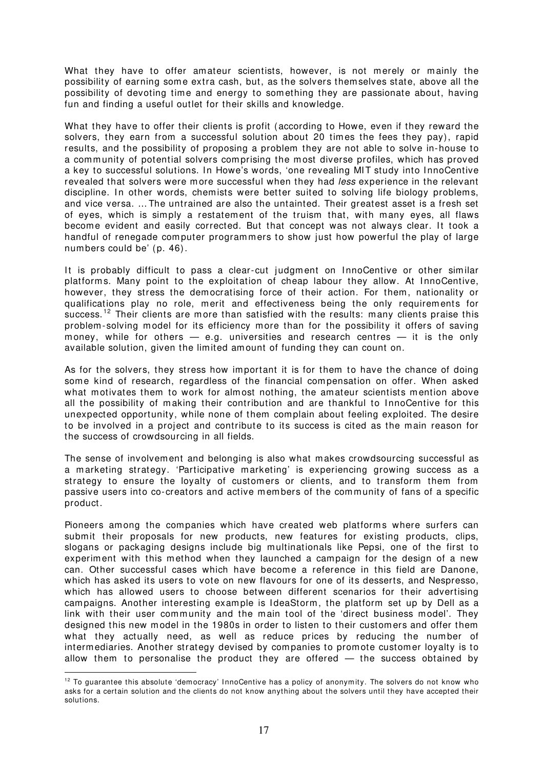What they have to offer amateur scientists, however, is not merely or mainly the possibility of earning some extra cash, but, as the solvers themselves state, above all the possibility of devoting time and energy to something they are passionate about, having fun and finding a useful outlet for their skills and knowledge.

What they have to offer their clients is profit (according to Howe, even if they reward the solvers, they earn from a successful solution about 20 times the fees they pay), rapid results, and the possibility of proposing a problem they are not able to solve in-house to a community of potential solvers comprising the most diverse profiles, which has proved a key to successful solutions. In Howe's words, 'one revealing MIT study into InnoCentive revealed that solvers were more successful when they had *less* experience in the relevant discipline. In other words, chemists were better suited to solving life biology problems, and vice versa. ... The untrained are also the untainted. Their greatest asset is a fresh set of eyes, which is simply a restatement of the truism that, with many eyes, all flaws become evident and easily corrected. But that concept was not always clear. It took a handful of renegade computer programmers to show just how powerful the play of large numbers could be' (p. 46).

It is probably difficult to pass a clear-cut judgment on InnoCentive or other similar platforms. Many point to the exploitation of cheap labour they allow. At InnoCentive, however, they stress the democratising force of their action. For them, nationality or qualifications play no role, merit and effectiveness being the only requirements for success.[12] Their clients are more than satisfied with the results: many clients praise this problem-solving model for its efficiency more than for the possibility it offers of saving money, while for others — e.g. universities and research centres — it is the only available solution, given the limited amount of funding they can count on.

As for the solvers, they stress how important it is for them to have the chance of doing some kind of research, regardless of the financial compensation on offer. When asked what motivates them to work for almost nothing, the amateur scientists mention above all the possibility of making their contribution and are thankful to InnoCentive for this unexpected opportunity, while none of them complain about feeling exploited. The desire to be involved in a project and contribute to its success is cited as the main reason for the success of crowdsourcing in all fields.

The sense of involvement and belonging is also what makes crowdsourcing successful as a marketing strategy. 'Participative marketing' is experiencing growing success as a strategy to ensure the loyalty of customers or clients, and to transform them from passive users into co-creators and active members of the community of fans of a specific product.

Pioneers among the companies which have created web platforms where surfers can submit their proposals for new products, new features for existing products, clips, slogans or packaging designs include big multinationals like Pepsi, one of the first to experiment with this method when they launched a campaign for the design of a new can. Other successful cases which have become a reference in this field are Danone, which has asked its users to vote on new flavours for one of its desserts, and Nespresso, which has allowed users to choose between different scenarios for their advertising campaigns. Another interesting example is IdeaStorm, the platform set up by Dell as a link with their user community and the main tool of the 'direct business model'. They designed this new model in the 1980s in order to listen to their customers and offer them what they actually need, as well as reduce prices by reducing the number of intermediaries. Another strategy devised by companies to promote customer loyalty is to allow them to personalise the product they are offered — the success obtained by

[12] To guarantee this absolute 'democracy' InnoCentive has a policy of anonymity. The solvers do not know who asks for a certain solution and the clients do not know anything about the solvers until they have accepted their solutions.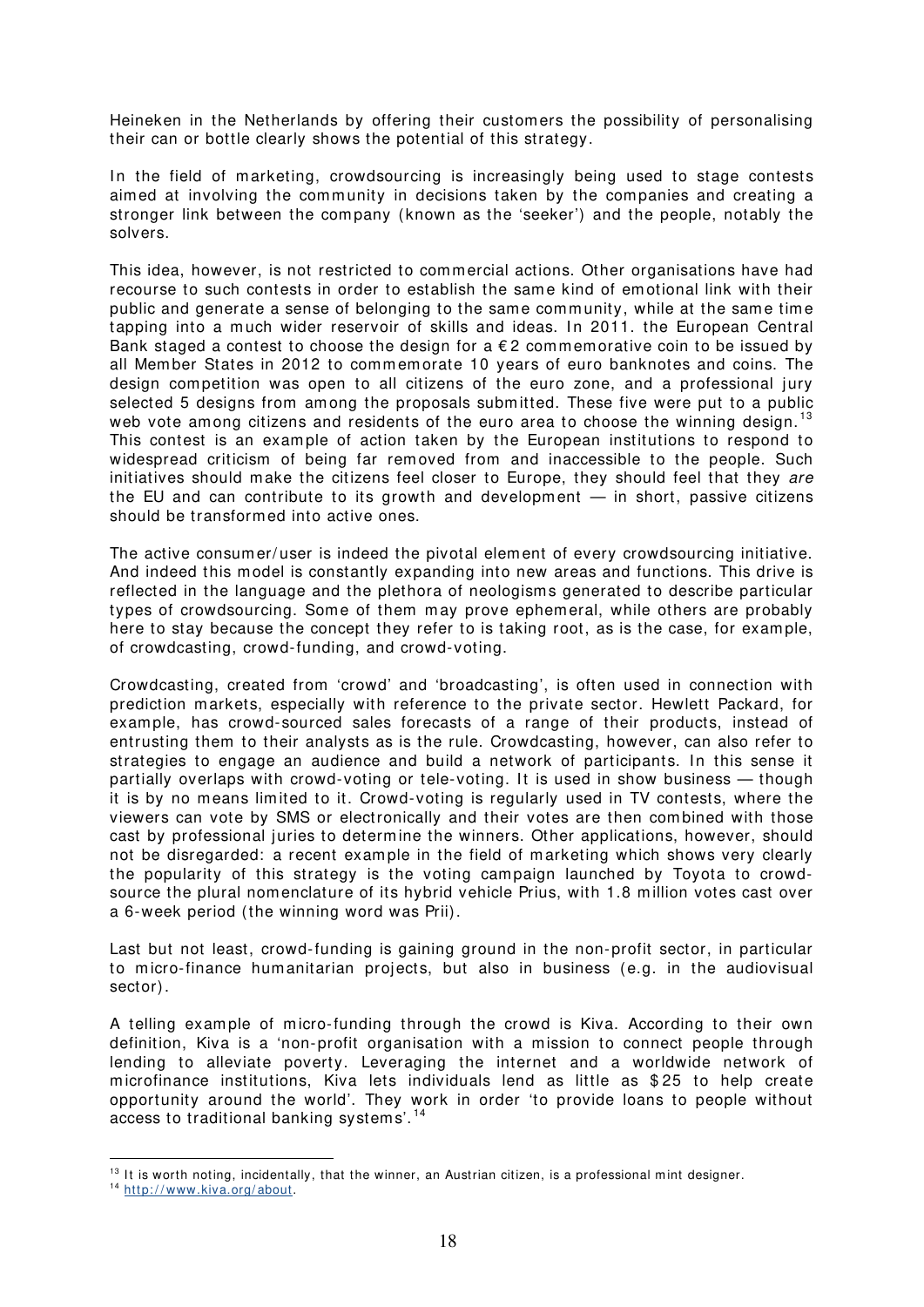Heineken in the Netherlands by offering their customers the possibility of personalising their can or bottle clearly shows the potential of this strategy.

In the field of marketing, crowdsourcing is increasingly being used to stage contests aimed at involving the community in decisions taken by the companies and creating a stronger link between the company (known as the 'seeker') and the people, notably the solvers.

This idea, however, is not restricted to commercial actions. Other organisations have had recourse to such contests in order to establish the same kind of emotional link with their public and generate a sense of belonging to the same community, while at the same time tapping into a much wider reservoir of skills and ideas. In 2011. the European Central Bank staged a contest to choose the design for a €2 commemorative coin to be issued by all Member States in 2012 to commemorate 10 years of euro banknotes and coins. The design competition was open to all citizens of the euro zone, and a professional jury selected 5 designs from among the proposals submitted. These five were put to a public web vote among citizens and residents of the euro area to choose the winning design.[13] This contest is an example of action taken by the European institutions to respond to widespread criticism of being far removed from and inaccessible to the people. Such initiatives should make the citizens feel closer to Europe, they should feel that they *are* the EU and can contribute to its growth and development — in short, passive citizens should be transformed into active ones.

The active consumer/user is indeed the pivotal element of every crowdsourcing initiative. And indeed this model is constantly expanding into new areas and functions. This drive is reflected in the language and the plethora of neologisms generated to describe particular types of crowdsourcing. Some of them may prove ephemeral, while others are probably here to stay because the concept they refer to is taking root, as is the case, for example, of crowdcasting, crowd-funding, and crowd-voting.

Crowdcasting, created from 'crowd' and 'broadcasting', is often used in connection with prediction markets, especially with reference to the private sector. Hewlett Packard, for example, has crowd-sourced sales forecasts of a range of their products, instead of entrusting them to their analysts as is the rule. Crowdcasting, however, can also refer to strategies to engage an audience and build a network of participants. In this sense it partially overlaps with crowd-voting or tele-voting. It is used in show business — though it is by no means limited to it. Crowd-voting is regularly used in TV contests, where the viewers can vote by SMS or electronically and their votes are then combined with those cast by professional juries to determine the winners. Other applications, however, should not be disregarded: a recent example in the field of marketing which shows very clearly the popularity of this strategy is the voting campaign launched by Toyota to crowd-source the plural nomenclature of its hybrid vehicle Prius, with 1.8 million votes cast over a 6-week period (the winning word was Prii).

Last but not least, crowd-funding is gaining ground in the non-profit sector, in particular to micro-finance humanitarian projects, but also in business (e.g. in the audiovisual sector).

A telling example of micro-funding through the crowd is Kiva. According to their own definition, Kiva is a 'non-profit organisation with a mission to connect people through lending to alleviate poverty. Leveraging the internet and a worldwide network of microfinance institutions, Kiva lets individuals lend as little as $25 to help create opportunity around the world'. They work in order 'to provide loans to people without access to traditional banking systems'.[14]

---

[13] It is worth noting, incidentally, that the winner, an Austrian citizen, is a professional mint designer.

[14] http://www.kiva.org/about.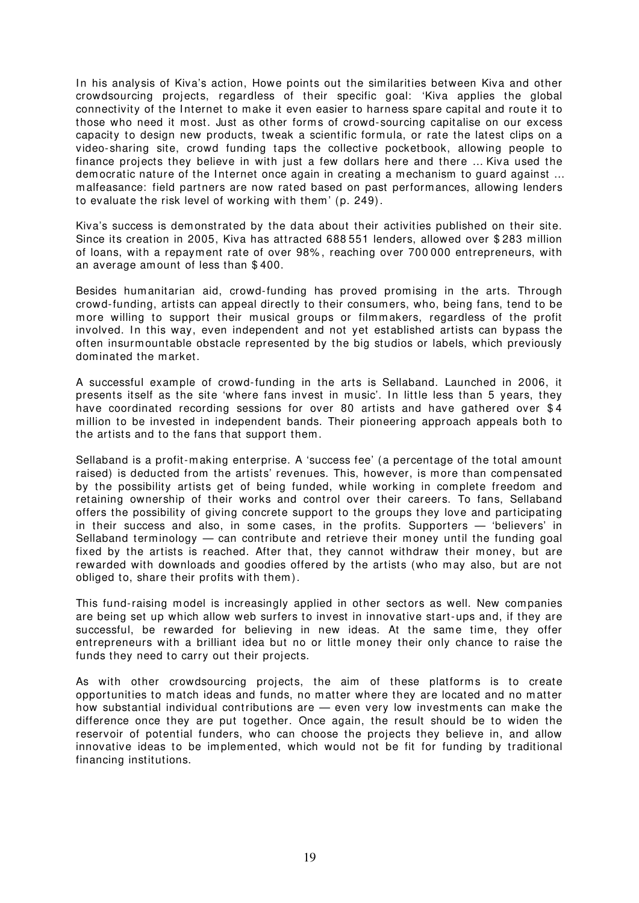In his analysis of Kiva's action, Howe points out the similarities between Kiva and other crowdsourcing projects, regardless of their specific goal: 'Kiva applies the global connectivity of the Internet to make it even easier to harness spare capital and route it to those who need it most. Just as other forms of crowd-sourcing capitalise on our excess capacity to design new products, tweak a scientific formula, or rate the latest clips on a video-sharing site, crowd funding taps the collective pocketbook, allowing people to finance projects they believe in with just a few dollars here and there ... Kiva used the democratic nature of the Internet once again in creating a mechanism to guard against ... malfeasance: field partners are now rated based on past performances, allowing lenders to evaluate the risk level of working with them' (p. 249).

Kiva's success is demonstrated by the data about their activities published on their site. Since its creation in 2005, Kiva has attracted 688 551 lenders, allowed over $ 283 million of loans, with a repayment rate of over 98%, reaching over 700 000 entrepreneurs, with an average amount of less than $ 400.

Besides humanitarian aid, crowd-funding has proved promising in the arts. Through crowd-funding, artists can appeal directly to their consumers, who, being fans, tend to be more willing to support their musical groups or filmmakers, regardless of the profit involved. In this way, even independent and not yet established artists can bypass the often insurmountable obstacle represented by the big studios or labels, which previously dominated the market.

A successful example of crowd-funding in the arts is Sellaband. Launched in 2006, it presents itself as the site 'where fans invest in music'. In little less than 5 years, they have coordinated recording sessions for over 80 artists and have gathered over $ 4 million to be invested in independent bands. Their pioneering approach appeals both to the artists and to the fans that support them.

Sellaband is a profit-making enterprise. A 'success fee' (a percentage of the total amount raised) is deducted from the artists' revenues. This, however, is more than compensated by the possibility artists get of being funded, while working in complete freedom and retaining ownership of their works and control over their careers. To fans, Sellaband offers the possibility of giving concrete support to the groups they love and participating in their success and also, in some cases, in the profits. Supporters — 'believers' in Sellaband terminology — can contribute and retrieve their money until the funding goal fixed by the artists is reached. After that, they cannot withdraw their money, but are rewarded with downloads and goodies offered by the artists (who may also, but are not obliged to, share their profits with them).

This fund-raising model is increasingly applied in other sectors as well. New companies are being set up which allow web surfers to invest in innovative start-ups and, if they are successful, be rewarded for believing in new ideas. At the same time, they offer entrepreneurs with a brilliant idea but no or little money their only chance to raise the funds they need to carry out their projects.

As with other crowdsourcing projects, the aim of these platforms is to create opportunities to match ideas and funds, no matter where they are located and no matter how substantial individual contributions are — even very low investments can make the difference once they are put together. Once again, the result should be to widen the reservoir of potential funders, who can choose the projects they believe in, and allow innovative ideas to be implemented, which would not be fit for funding by traditional financing institutions.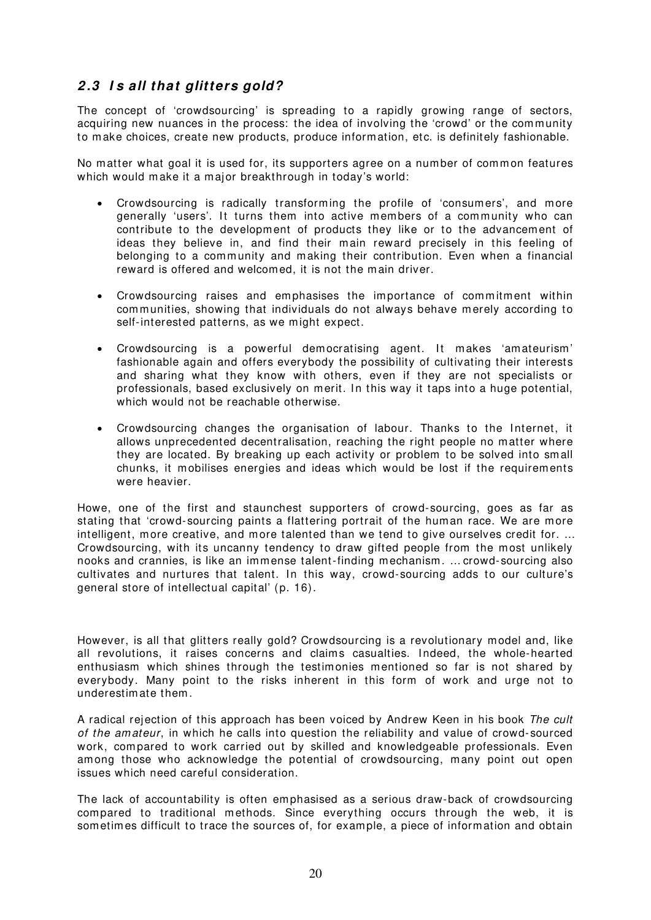### *2.3 Is all that glitters gold?*

The concept of 'crowdsourcing' is spreading to a rapidly growing range of sectors, acquiring new nuances in the process: the idea of involving the 'crowd' or the community to make choices, create new products, produce information, etc. is definitely fashionable.

No matter what goal it is used for, its supporters agree on a number of common features which would make it a major breakthrough in today's world:

- Crowdsourcing is radically transforming the profile of 'consumers', and more generally 'users'. It turns them into active members of a community who can contribute to the development of products they like or to the advancement of ideas they believe in, and find their main reward precisely in this feeling of belonging to a community and making their contribution. Even when a financial reward is offered and welcomed, it is not the main driver.
- Crowdsourcing raises and emphasises the importance of commitment within communities, showing that individuals do not always behave merely according to self-interested patterns, as we might expect.
- Crowdsourcing is a powerful democratising agent. It makes 'amateurism' fashionable again and offers everybody the possibility of cultivating their interests and sharing what they know with others, even if they are not specialists or professionals, based exclusively on merit. In this way it taps into a huge potential, which would not be reachable otherwise.
- Crowdsourcing changes the organisation of labour. Thanks to the Internet, it allows unprecedented decentralisation, reaching the right people no matter where they are located. By breaking up each activity or problem to be solved into small chunks, it mobilises energies and ideas which would be lost if the requirements were heavier.

Howe, one of the first and staunchest supporters of crowd-sourcing, goes as far as stating that 'crowd-sourcing paints a flattering portrait of the human race. We are more intelligent, more creative, and more talented than we tend to give ourselves credit for. … Crowdsourcing, with its uncanny tendency to draw gifted people from the most unlikely nooks and crannies, is like an immense talent-finding mechanism. … crowd-sourcing also cultivates and nurtures that talent. In this way, crowd-sourcing adds to our culture's general store of intellectual capital' (p. 16).

However, is all that glitters really gold? Crowdsourcing is a revolutionary model and, like all revolutions, it raises concerns and claims casualties. Indeed, the whole-hearted enthusiasm which shines through the testimonies mentioned so far is not shared by everybody. Many point to the risks inherent in this form of work and urge not to underestimate them.

A radical rejection of this approach has been voiced by Andrew Keen in his book *The cult of the amateur*, in which he calls into question the reliability and value of crowd-sourced work, compared to work carried out by skilled and knowledgeable professionals. Even among those who acknowledge the potential of crowdsourcing, many point out open issues which need careful consideration.

The lack of accountability is often emphasised as a serious draw-back of crowdsourcing compared to traditional methods. Since everything occurs through the web, it is sometimes difficult to trace the sources of, for example, a piece of information and obtain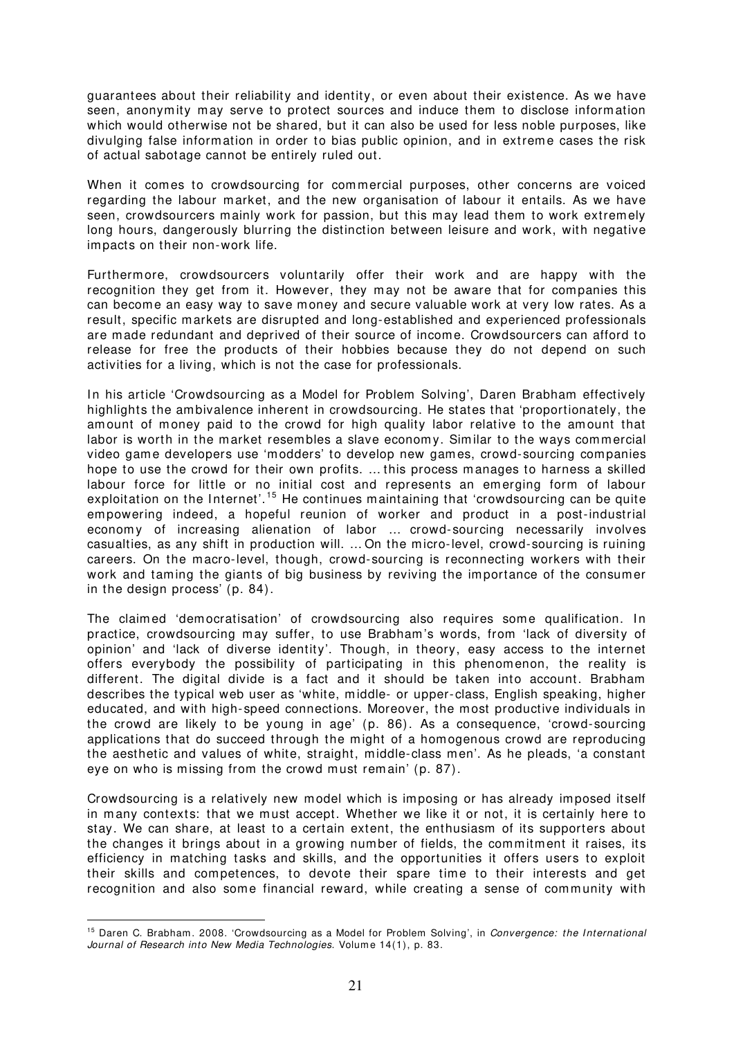guarantees about their reliability and identity, or even about their existence. As we have seen, anonymity may serve to protect sources and induce them to disclose information which would otherwise not be shared, but it can also be used for less noble purposes, like divulging false information in order to bias public opinion, and in extreme cases the risk of actual sabotage cannot be entirely ruled out.

When it comes to crowdsourcing for commercial purposes, other concerns are voiced regarding the labour market, and the new organisation of labour it entails. As we have seen, crowdsourcers mainly work for passion, but this may lead them to work extremely long hours, dangerously blurring the distinction between leisure and work, with negative impacts on their non-work life.

Furthermore, crowdsourcers voluntarily offer their work and are happy with the recognition they get from it. However, they may not be aware that for companies this can become an easy way to save money and secure valuable work at very low rates. As a result, specific markets are disrupted and long-established and experienced professionals are made redundant and deprived of their source of income. Crowdsourcers can afford to release for free the products of their hobbies because they do not depend on such activities for a living, which is not the case for professionals.

In his article 'Crowdsourcing as a Model for Problem Solving', Daren Brabham effectively highlights the ambivalence inherent in crowdsourcing. He states that 'proportionately, the amount of money paid to the crowd for high quality labor relative to the amount that labor is worth in the market resembles a slave economy. Similar to the ways commercial video game developers use 'modders' to develop new games, crowd-sourcing companies hope to use the crowd for their own profits. ... this process manages to harness a skilled labour force for little or no initial cost and represents an emerging form of labour exploitation on the Internet'.[15] He continues maintaining that 'crowdsourcing can be quite empowering indeed, a hopeful reunion of worker and product in a post-industrial economy of increasing alienation of labor ... crowd-sourcing necessarily involves casualties, as any shift in production will. ... On the micro-level, crowd-sourcing is ruining careers. On the macro-level, though, crowd-sourcing is reconnecting workers with their work and taming the giants of big business by reviving the importance of the consumer in the design process' (p. 84).

The claimed 'democratisation' of crowdsourcing also requires some qualification. In practice, crowdsourcing may suffer, to use Brabham's words, from 'lack of diversity of opinion' and 'lack of diverse identity'. Though, in theory, easy access to the internet offers everybody the possibility of participating in this phenomenon, the reality is different. The digital divide is a fact and it should be taken into account. Brabham describes the typical web user as 'white, middle- or upper-class, English speaking, higher educated, and with high-speed connections. Moreover, the most productive individuals in the crowd are likely to be young in age' (p. 86). As a consequence, 'crowd-sourcing applications that do succeed through the might of a homogenous crowd are reproducing the aesthetic and values of white, straight, middle-class men'. As he pleads, 'a constant eye on who is missing from the crowd must remain' (p. 87).

Crowdsourcing is a relatively new model which is imposing or has already imposed itself in many contexts: that we must accept. Whether we like it or not, it is certainly here to stay. We can share, at least to a certain extent, the enthusiasm of its supporters about the changes it brings about in a growing number of fields, the commitment it raises, its efficiency in matching tasks and skills, and the opportunities it offers users to exploit their skills and competences, to devote their spare time to their interests and get recognition and also some financial reward, while creating a sense of community with

---

[15] Daren C. Brabham. 2008. 'Crowdsourcing as a Model for Problem Solving', in *Convergence: the International Journal of Research into New Media Technologies*. Volume 14(1), p. 83.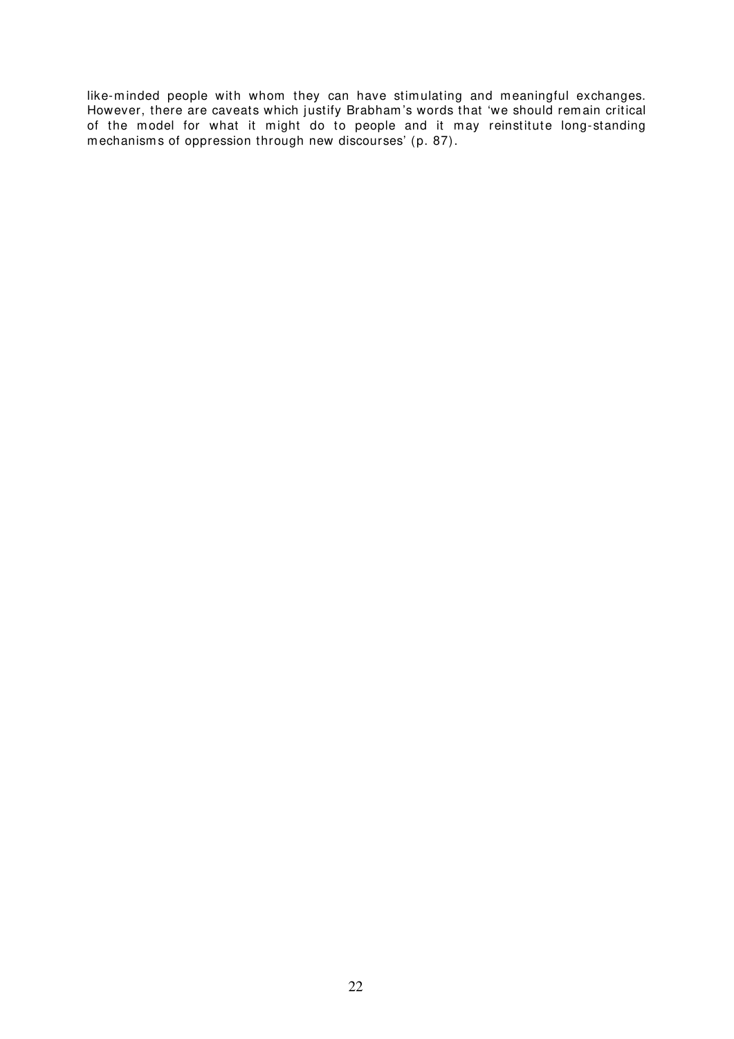like-minded people with whom they can have stimulating and meaningful exchanges. However, there are caveats which justify Brabham's words that 'we should remain critical of the model for what it might do to people and it may reinstitute long-standing mechanisms of oppression through new discourses' (p. 87).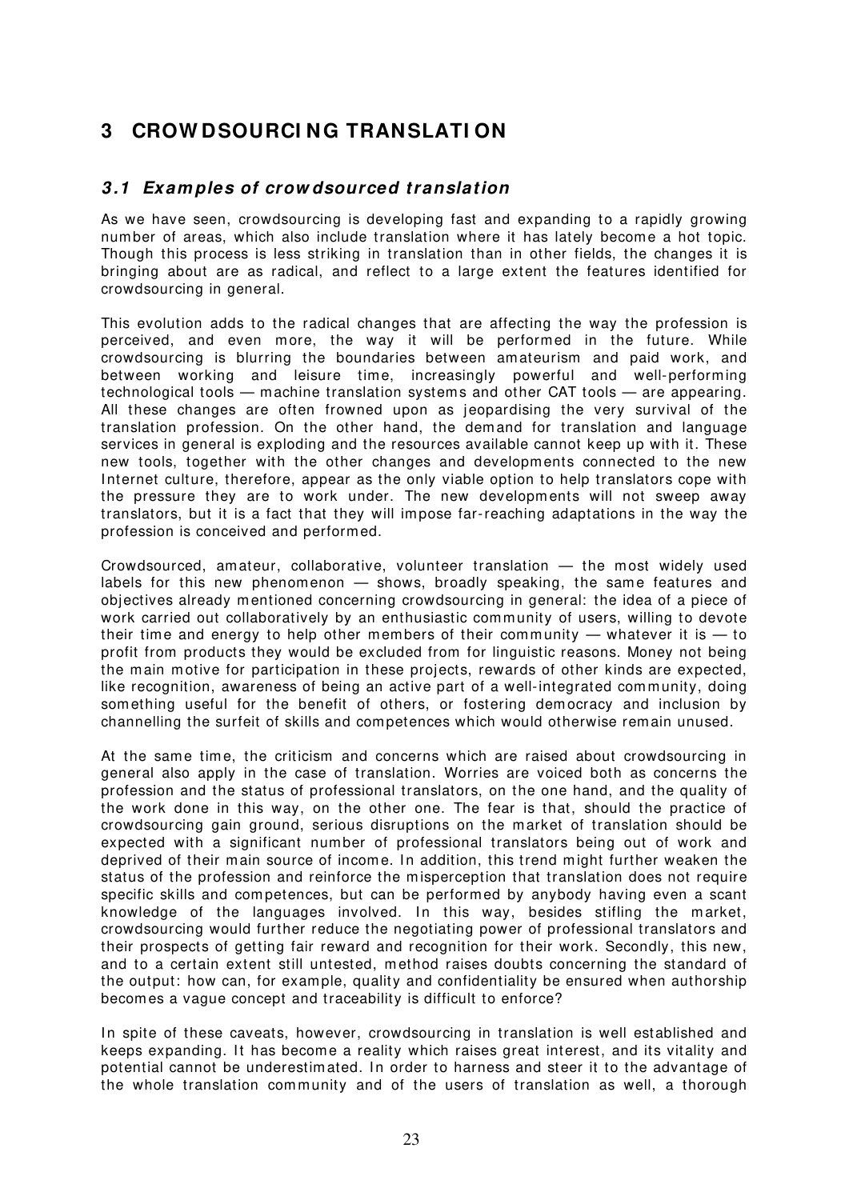# 3 CROWDSOURCING TRANSLATION

## 3.1 Examples of crowdsourced translation

As we have seen, crowdsourcing is developing fast and expanding to a rapidly growing number of areas, which also include translation where it has lately become a hot topic. Though this process is less striking in translation than in other fields, the changes it is bringing about are as radical, and reflect to a large extent the features identified for crowdsourcing in general.

This evolution adds to the radical changes that are affecting the way the profession is perceived, and even more, the way it will be performed in the future. While crowdsourcing is blurring the boundaries between amateurism and paid work, and between working and leisure time, increasingly powerful and well-performing technological tools — machine translation systems and other CAT tools — are appearing. All these changes are often frowned upon as jeopardising the very survival of the translation profession. On the other hand, the demand for translation and language services in general is exploding and the resources available cannot keep up with it. These new tools, together with the other changes and developments connected to the new Internet culture, therefore, appear as the only viable option to help translators cope with the pressure they are to work under. The new developments will not sweep away translators, but it is a fact that they will impose far-reaching adaptations in the way the profession is conceived and performed.

Crowdsourced, amateur, collaborative, volunteer translation — the most widely used labels for this new phenomenon — shows, broadly speaking, the same features and objectives already mentioned concerning crowdsourcing in general: the idea of a piece of work carried out collaboratively by an enthusiastic community of users, willing to devote their time and energy to help other members of their community — whatever it is — to profit from products they would be excluded from for linguistic reasons. Money not being the main motive for participation in these projects, rewards of other kinds are expected, like recognition, awareness of being an active part of a well-integrated community, doing something useful for the benefit of others, or fostering democracy and inclusion by channelling the surfeit of skills and competences which would otherwise remain unused.

At the same time, the criticism and concerns which are raised about crowdsourcing in general also apply in the case of translation. Worries are voiced both as concerns the profession and the status of professional translators, on the one hand, and the quality of the work done in this way, on the other one. The fear is that, should the practice of crowdsourcing gain ground, serious disruptions on the market of translation should be expected with a significant number of professional translators being out of work and deprived of their main source of income. In addition, this trend might further weaken the status of the profession and reinforce the misperception that translation does not require specific skills and competences, but can be performed by anybody having even a scant knowledge of the languages involved. In this way, besides stifling the market, crowdsourcing would further reduce the negotiating power of professional translators and their prospects of getting fair reward and recognition for their work. Secondly, this new, and to a certain extent still untested, method raises doubts concerning the standard of the output: how can, for example, quality and confidentiality be ensured when authorship becomes a vague concept and traceability is difficult to enforce?

In spite of these caveats, however, crowdsourcing in translation is well established and keeps expanding. It has become a reality which raises great interest, and its vitality and potential cannot be underestimated. In order to harness and steer it to the advantage of the whole translation community and of the users of translation as well, a thorough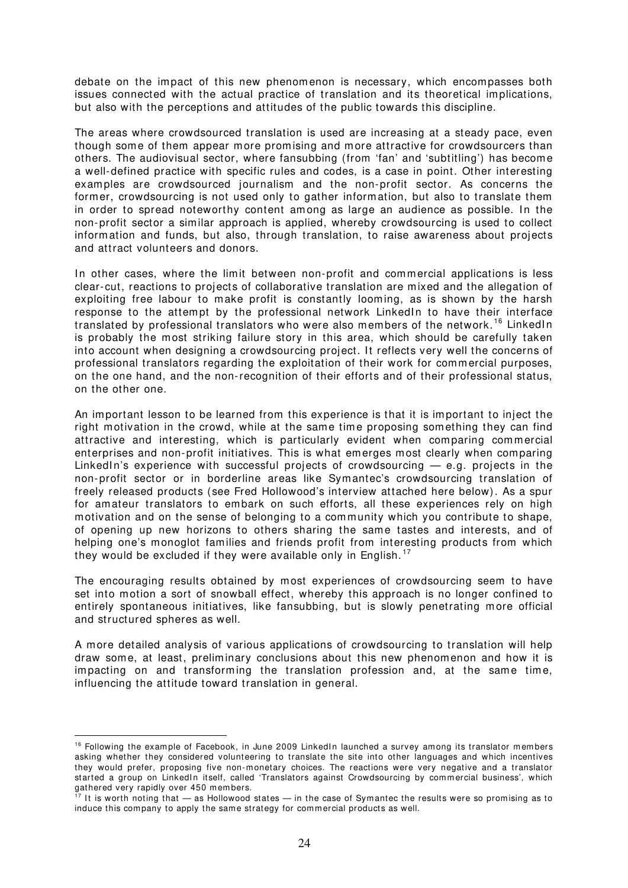debate on the impact of this new phenomenon is necessary, which encompasses both issues connected with the actual practice of translation and its theoretical implications, but also with the perceptions and attitudes of the public towards this discipline.

The areas where crowdsourced translation is used are increasing at a steady pace, even though some of them appear more promising and more attractive for crowdsourcers than others. The audiovisual sector, where fansubbing (from 'fan' and 'subtitling') has become a well-defined practice with specific rules and codes, is a case in point. Other interesting examples are crowdsourced journalism and the non-profit sector. As concerns the former, crowdsourcing is not used only to gather information, but also to translate them in order to spread noteworthy content among as large an audience as possible. In the non-profit sector a similar approach is applied, whereby crowdsourcing is used to collect information and funds, but also, through translation, to raise awareness about projects and attract volunteers and donors.

In other cases, where the limit between non-profit and commercial applications is less clear-cut, reactions to projects of collaborative translation are mixed and the allegation of exploiting free labour to make profit is constantly looming, as is shown by the harsh response to the attempt by the professional network LinkedIn to have their interface translated by professional translators who were also members of the network.[16] LinkedIn is probably the most striking failure story in this area, which should be carefully taken into account when designing a crowdsourcing project. It reflects very well the concerns of professional translators regarding the exploitation of their work for commercial purposes, on the one hand, and the non-recognition of their efforts and of their professional status, on the other one.

An important lesson to be learned from this experience is that it is important to inject the right motivation in the crowd, while at the same time proposing something they can find attractive and interesting, which is particularly evident when comparing commercial enterprises and non-profit initiatives. This is what emerges most clearly when comparing LinkedIn's experience with successful projects of crowdsourcing — e.g. projects in the non-profit sector or in borderline areas like Symantec's crowdsourcing translation of freely released products (see Fred Hollowood's interview attached here below). As a spur for amateur translators to embark on such efforts, all these experiences rely on high motivation and on the sense of belonging to a community which you contribute to shape, of opening up new horizons to others sharing the same tastes and interests, and of helping one's monoglot families and friends profit from interesting products from which they would be excluded if they were available only in English.[17]

The encouraging results obtained by most experiences of crowdsourcing seem to have set into motion a sort of snowball effect, whereby this approach is no longer confined to entirely spontaneous initiatives, like fansubbing, but is slowly penetrating more official and structured spheres as well.

A more detailed analysis of various applications of crowdsourcing to translation will help draw some, at least, preliminary conclusions about this new phenomenon and how it is impacting on and transforming the translation profession and, at the same time, influencing the attitude toward translation in general.

---

[16] Following the example of Facebook, in June 2009 LinkedIn launched a survey among its translator members asking whether they considered volunteering to translate the site into other languages and which incentives they would prefer, proposing five non-monetary choices. The reactions were very negative and a translator started a group on LinkedIn itself, called 'Translators against Crowdsourcing by commercial business', which gathered very rapidly over 450 members.

[17] It is worth noting that — as Hollowood states — in the case of Symantec the results were so promising as to induce this company to apply the same strategy for commercial products as well.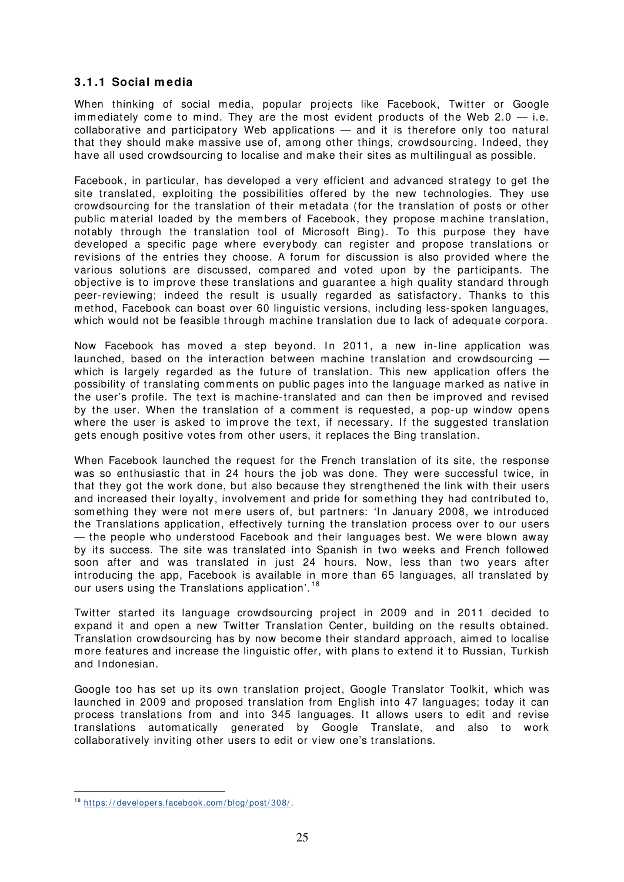### 3.1.1 Social media

When thinking of social media, popular projects like Facebook, Twitter or Google immediately come to mind. They are the most evident products of the Web 2.0 — i.e. collaborative and participatory Web applications — and it is therefore only too natural that they should make massive use of, among other things, crowdsourcing. Indeed, they have all used crowdsourcing to localise and make their sites as multilingual as possible.

Facebook, in particular, has developed a very efficient and advanced strategy to get the site translated, exploiting the possibilities offered by the new technologies. They use crowdsourcing for the translation of their metadata (for the translation of posts or other public material loaded by the members of Facebook, they propose machine translation, notably through the translation tool of Microsoft Bing). To this purpose they have developed a specific page where everybody can register and propose translations or revisions of the entries they choose. A forum for discussion is also provided where the various solutions are discussed, compared and voted upon by the participants. The objective is to improve these translations and guarantee a high quality standard through peer-reviewing; indeed the result is usually regarded as satisfactory. Thanks to this method, Facebook can boast over 60 linguistic versions, including less-spoken languages, which would not be feasible through machine translation due to lack of adequate corpora.

Now Facebook has moved a step beyond. In 2011, a new in-line application was launched, based on the interaction between machine translation and crowdsourcing — which is largely regarded as the future of translation. This new application offers the possibility of translating comments on public pages into the language marked as native in the user's profile. The text is machine-translated and can then be improved and revised by the user. When the translation of a comment is requested, a pop-up window opens where the user is asked to improve the text, if necessary. If the suggested translation gets enough positive votes from other users, it replaces the Bing translation.

When Facebook launched the request for the French translation of its site, the response was so enthusiastic that in 24 hours the job was done. They were successful twice, in that they got the work done, but also because they strengthened the link with their users and increased their loyalty, involvement and pride for something they had contributed to, something they were not mere users of, but partners: 'In January 2008, we introduced the Translations application, effectively turning the translation process over to our users — the people who understood Facebook and their languages best. We were blown away by its success. The site was translated into Spanish in two weeks and French followed soon after and was translated in just 24 hours. Now, less than two years after introducing the app, Facebook is available in more than 65 languages, all translated by our users using the Translations application'.[18]

Twitter started its language crowdsourcing project in 2009 and in 2011 decided to expand it and open a new Twitter Translation Center, building on the results obtained. Translation crowdsourcing has by now become their standard approach, aimed to localise more features and increase the linguistic offer, with plans to extend it to Russian, Turkish and Indonesian.

Google too has set up its own translation project, Google Translator Toolkit, which was launched in 2009 and proposed translation from English into 47 languages; today it can process translations from and into 345 languages. It allows users to edit and revise translations automatically generated by Google Translate, and also to work collaboratively inviting other users to edit or view one's translations.

---

[18] https://developers.facebook.com/blog/post/308/.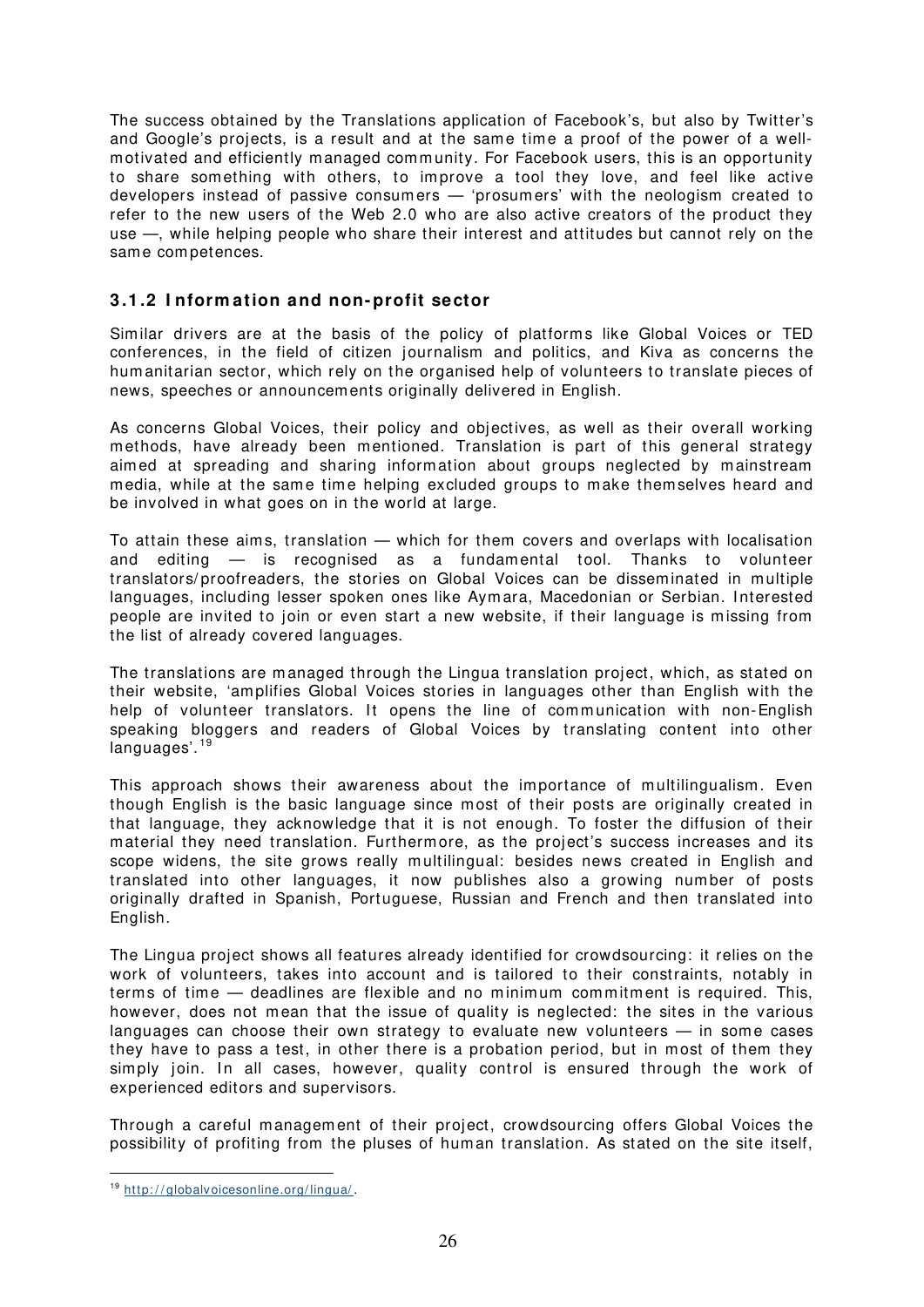The success obtained by the Translations application of Facebook's, but also by Twitter's and Google's projects, is a result and at the same time a proof of the power of a well-motivated and efficiently managed community. For Facebook users, this is an opportunity to share something with others, to improve a tool they love, and feel like active developers instead of passive consumers — 'prosumers' with the neologism created to refer to the new users of the Web 2.0 who are also active creators of the product they use —, while helping people who share their interest and attitudes but cannot rely on the same competences.

### 3.1.2 Information and non-profit sector

Similar drivers are at the basis of the policy of platforms like Global Voices or TED conferences, in the field of citizen journalism and politics, and Kiva as concerns the humanitarian sector, which rely on the organised help of volunteers to translate pieces of news, speeches or announcements originally delivered in English.

As concerns Global Voices, their policy and objectives, as well as their overall working methods, have already been mentioned. Translation is part of this general strategy aimed at spreading and sharing information about groups neglected by mainstream media, while at the same time helping excluded groups to make themselves heard and be involved in what goes on in the world at large.

To attain these aims, translation — which for them covers and overlaps with localisation and editing — is recognised as a fundamental tool. Thanks to volunteer translators/proofreaders, the stories on Global Voices can be disseminated in multiple languages, including lesser spoken ones like Aymara, Macedonian or Serbian. Interested people are invited to join or even start a new website, if their language is missing from the list of already covered languages.

The translations are managed through the Lingua translation project, which, as stated on their website, 'amplifies Global Voices stories in languages other than English with the help of volunteer translators. It opens the line of communication with non-English speaking bloggers and readers of Global Voices by translating content into other languages'.[19]

This approach shows their awareness about the importance of multilingualism. Even though English is the basic language since most of their posts are originally created in that language, they acknowledge that it is not enough. To foster the diffusion of their material they need translation. Furthermore, as the project's success increases and its scope widens, the site grows really multilingual: besides news created in English and translated into other languages, it now publishes also a growing number of posts originally drafted in Spanish, Portuguese, Russian and French and then translated into English.

The Lingua project shows all features already identified for crowdsourcing: it relies on the work of volunteers, takes into account and is tailored to their constraints, notably in terms of time — deadlines are flexible and no minimum commitment is required. This, however, does not mean that the issue of quality is neglected: the sites in the various languages can choose their own strategy to evaluate new volunteers — in some cases they have to pass a test, in other there is a probation period, but in most of them they simply join. In all cases, however, quality control is ensured through the work of experienced editors and supervisors.

Through a careful management of their project, crowdsourcing offers Global Voices the possibility of profiting from the pluses of human translation. As stated on the site itself,

[19] http://globalvoicesonline.org/lingua/.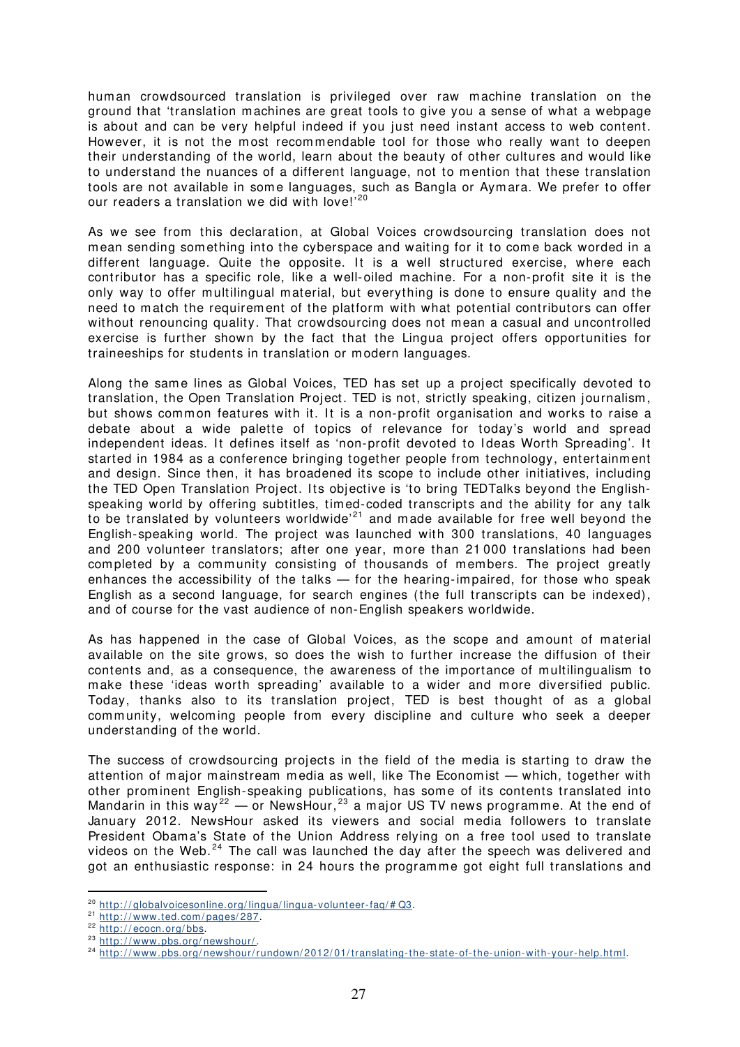human crowdsourced translation is privileged over raw machine translation on the ground that 'translation machines are great tools to give you a sense of what a webpage is about and can be very helpful indeed if you just need instant access to web content. However, it is not the most recommendable tool for those who really want to deepen their understanding of the world, learn about the beauty of other cultures and would like to understand the nuances of a different language, not to mention that these translation tools are not available in some languages, such as Bangla or Aymara. We prefer to offer our readers a translation we did with love!'[20]

As we see from this declaration, at Global Voices crowdsourcing translation does not mean sending something into the cyberspace and waiting for it to come back worded in a different language. Quite the opposite. It is a well structured exercise, where each contributor has a specific role, like a well-oiled machine. For a non-profit site it is the only way to offer multilingual material, but everything is done to ensure quality and the need to match the requirement of the platform with what potential contributors can offer without renouncing quality. That crowdsourcing does not mean a casual and uncontrolled exercise is further shown by the fact that the Lingua project offers opportunities for traineeships for students in translation or modern languages.

Along the same lines as Global Voices, TED has set up a project specifically devoted to translation, the Open Translation Project. TED is not, strictly speaking, citizen journalism, but shows common features with it. It is a non-profit organisation and works to raise a debate about a wide palette of topics of relevance for today's world and spread independent ideas. It defines itself as 'non-profit devoted to Ideas Worth Spreading'. It started in 1984 as a conference bringing together people from technology, entertainment and design. Since then, it has broadened its scope to include other initiatives, including the TED Open Translation Project. Its objective is 'to bring TEDTalks beyond the English-speaking world by offering subtitles, timed-coded transcripts and the ability for any talk to be translated by volunteers worldwide'[21] and made available for free well beyond the English-speaking world. The project was launched with 300 translations, 40 languages and 200 volunteer translators; after one year, more than 21 000 translations had been completed by a community consisting of thousands of members. The project greatly enhances the accessibility of the talks — for the hearing-impaired, for those who speak English as a second language, for search engines (the full transcripts can be indexed), and of course for the vast audience of non-English speakers worldwide.

As has happened in the case of Global Voices, as the scope and amount of material available on the site grows, so does the wish to further increase the diffusion of their contents and, as a consequence, the awareness of the importance of multilingualism to make these 'ideas worth spreading' available to a wider and more diversified public. Today, thanks also to its translation project, TED is best thought of as a global community, welcoming people from every discipline and culture who seek a deeper understanding of the world.

The success of crowdsourcing projects in the field of the media is starting to draw the attention of major mainstream media as well, like The Economist — which, together with other prominent English-speaking publications, has some of its contents translated into Mandarin in this way[22] — or NewsHour,[23] a major US TV news programme. At the end of January 2012. NewsHour asked its viewers and social media followers to translate President Obama's State of the Union Address relying on a free tool used to translate videos on the Web.[24] The call was launched the day after the speech was delivered and got an enthusiastic response: in 24 hours the programme got eight full translations and

---

[20] http://globalvoicesonline.org/lingua/lingua-volunteer-faq/#Q3.

[21] http://www.ted.com/pages/287.

[22] http://ecocn.org/bbs.

[23] http://www.pbs.org/newshour/.

[24] http://www.pbs.org/newshour/rundown/2012/01/translating-the-state-of-the-union-with-your-help.html.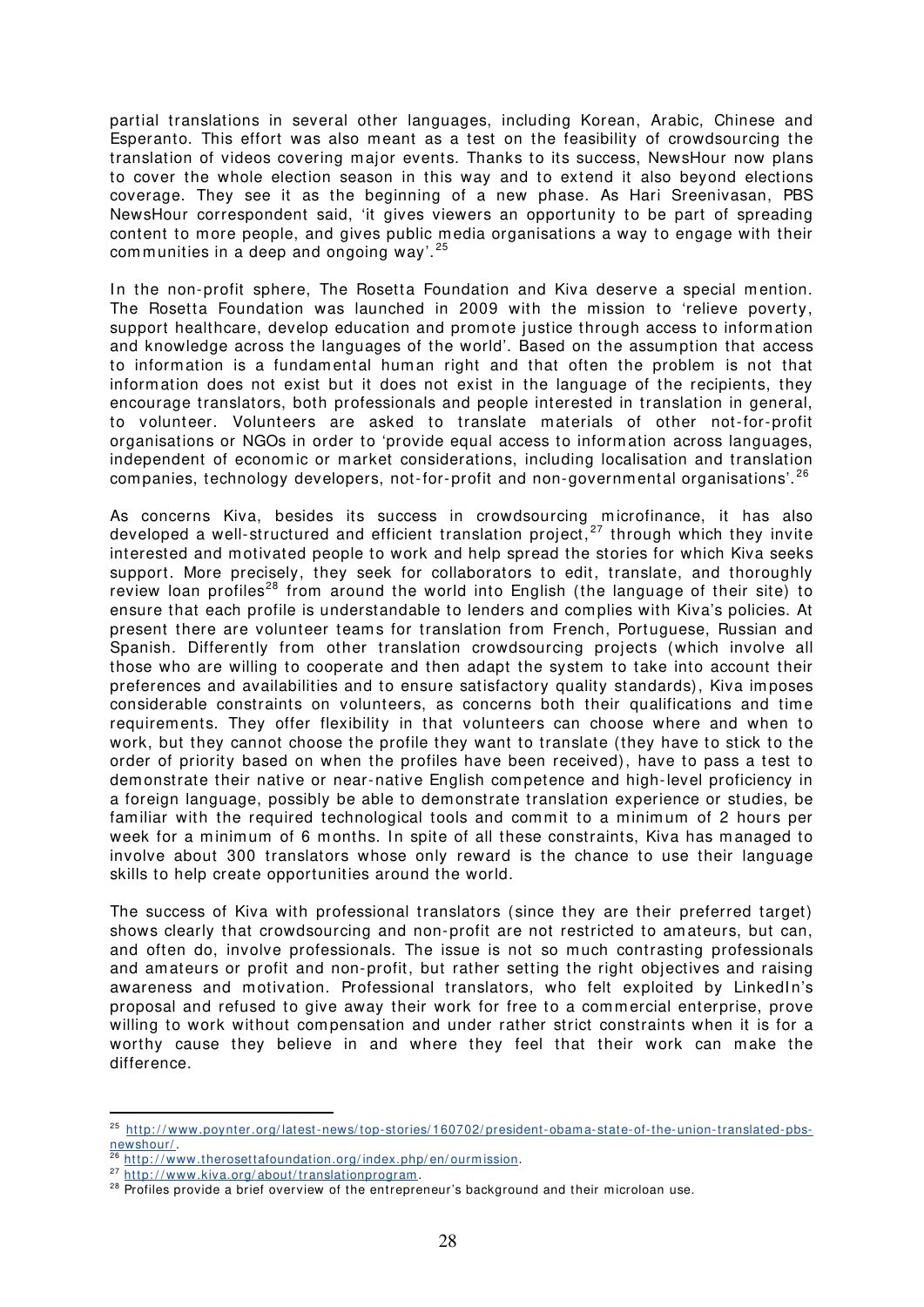partial translations in several other languages, including Korean, Arabic, Chinese and Esperanto. This effort was also meant as a test on the feasibility of crowdsourcing the translation of videos covering major events. Thanks to its success, NewsHour now plans to cover the whole election season in this way and to extend it also beyond elections coverage. They see it as the beginning of a new phase. As Hari Sreenivasan, PBS NewsHour correspondent said, 'it gives viewers an opportunity to be part of spreading content to more people, and gives public media organisations a way to engage with their communities in a deep and ongoing way'.[25]

In the non-profit sphere, The Rosetta Foundation and Kiva deserve a special mention. The Rosetta Foundation was launched in 2009 with the mission to 'relieve poverty, support healthcare, develop education and promote justice through access to information and knowledge across the languages of the world'. Based on the assumption that access to information is a fundamental human right and that often the problem is not that information does not exist but it does not exist in the language of the recipients, they encourage translators, both professionals and people interested in translation in general, to volunteer. Volunteers are asked to translate materials of other not-for-profit organisations or NGOs in order to 'provide equal access to information across languages, independent of economic or market considerations, including localisation and translation companies, technology developers, not-for-profit and non-governmental organisations'.[26]

As concerns Kiva, besides its success in crowdsourcing microfinance, it has also developed a well-structured and efficient translation project,[27] through which they invite interested and motivated people to work and help spread the stories for which Kiva seeks support. More precisely, they seek for collaborators to edit, translate, and thoroughly review loan profiles[28] from around the world into English (the language of their site) to ensure that each profile is understandable to lenders and complies with Kiva's policies. At present there are volunteer teams for translation from French, Portuguese, Russian and Spanish. Differently from other translation crowdsourcing projects (which involve all those who are willing to cooperate and then adapt the system to take into account their preferences and availabilities and to ensure satisfactory quality standards), Kiva imposes considerable constraints on volunteers, as concerns both their qualifications and time requirements. They offer flexibility in that volunteers can choose where and when to work, but they cannot choose the profile they want to translate (they have to stick to the order of priority based on when the profiles have been received), have to pass a test to demonstrate their native or near-native English competence and high-level proficiency in a foreign language, possibly be able to demonstrate translation experience or studies, be familiar with the required technological tools and commit to a minimum of 2 hours per week for a minimum of 6 months. In spite of all these constraints, Kiva has managed to involve about 300 translators whose only reward is the chance to use their language skills to help create opportunities around the world.

The success of Kiva with professional translators (since they are their preferred target) shows clearly that crowdsourcing and non-profit are not restricted to amateurs, but can, and often do, involve professionals. The issue is not so much contrasting professionals and amateurs or profit and non-profit, but rather setting the right objectives and raising awareness and motivation. Professional translators, who felt exploited by LinkedIn's proposal and refused to give away their work for free to a commercial enterprise, prove willing to work without compensation and under rather strict constraints when it is for a worthy cause they believe in and where they feel that their work can make the difference.

---

[25] http://www.poynter.org/latest-news/top-stories/160702/president-obama-state-of-the-union-translated-pbs-newshour/.

[26] http://www.therosettafoundation.org/index.php/en/ourmission.

[27] http://www.kiva.org/about/translationprogram.

[28] Profiles provide a brief overview of the entrepreneur's background and their microloan use.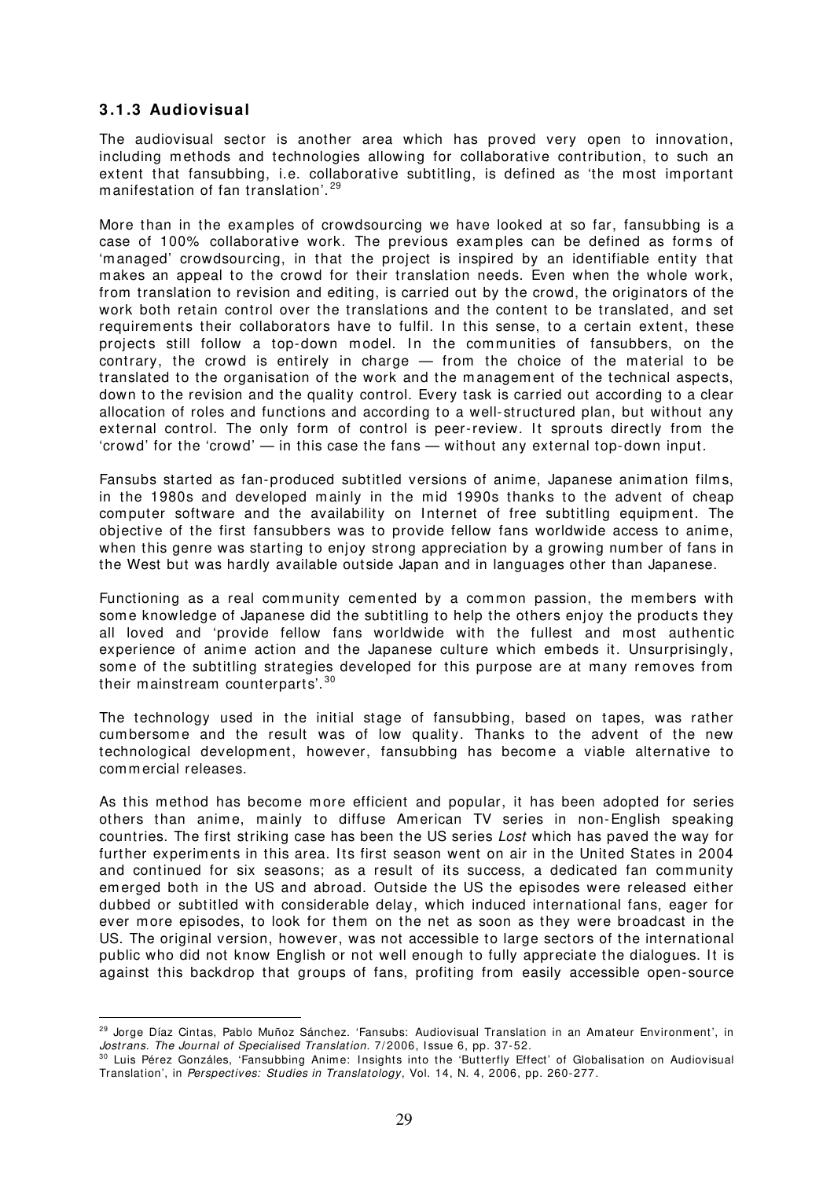### 3.1.3 Audiovisual

The audiovisual sector is another area which has proved very open to innovation, including methods and technologies allowing for collaborative contribution, to such an extent that fansubbing, i.e. collaborative subtitling, is defined as 'the most important manifestation of fan translation'.[29]

More than in the examples of crowdsourcing we have looked at so far, fansubbing is a case of 100% collaborative work. The previous examples can be defined as forms of 'managed' crowdsourcing, in that the project is inspired by an identifiable entity that makes an appeal to the crowd for their translation needs. Even when the whole work, from translation to revision and editing, is carried out by the crowd, the originators of the work both retain control over the translations and the content to be translated, and set requirements their collaborators have to fulfil. In this sense, to a certain extent, these projects still follow a top-down model. In the communities of fansubbers, on the contrary, the crowd is entirely in charge — from the choice of the material to be translated to the organisation of the work and the management of the technical aspects, down to the revision and the quality control. Every task is carried out according to a clear allocation of roles and functions and according to a well-structured plan, but without any external control. The only form of control is peer-review. It sprouts directly from the 'crowd' for the 'crowd' — in this case the fans — without any external top-down input.

Fansubs started as fan-produced subtitled versions of anime, Japanese animation films, in the 1980s and developed mainly in the mid 1990s thanks to the advent of cheap computer software and the availability on Internet of free subtitling equipment. The objective of the first fansubbers was to provide fellow fans worldwide access to anime, when this genre was starting to enjoy strong appreciation by a growing number of fans in the West but was hardly available outside Japan and in languages other than Japanese.

Functioning as a real community cemented by a common passion, the members with some knowledge of Japanese did the subtitling to help the others enjoy the products they all loved and 'provide fellow fans worldwide with the fullest and most authentic experience of anime action and the Japanese culture which embeds it. Unsurprisingly, some of the subtitling strategies developed for this purpose are at many removes from their mainstream counterparts'.[30]

The technology used in the initial stage of fansubbing, based on tapes, was rather cumbersome and the result was of low quality. Thanks to the advent of the new technological development, however, fansubbing has become a viable alternative to commercial releases.

As this method has become more efficient and popular, it has been adopted for series others than anime, mainly to diffuse American TV series in non-English speaking countries. The first striking case has been the US series *Lost* which has paved the way for further experiments in this area. Its first season went on air in the United States in 2004 and continued for six seasons; as a result of its success, a dedicated fan community emerged both in the US and abroad. Outside the US the episodes were released either dubbed or subtitled with considerable delay, which induced international fans, eager for ever more episodes, to look for them on the net as soon as they were broadcast in the US. The original version, however, was not accessible to large sectors of the international public who did not know English or not well enough to fully appreciate the dialogues. It is against this backdrop that groups of fans, profiting from easily accessible open-source

---

[29] Jorge Díaz Cintas, Pablo Muñoz Sánchez. 'Fansubs: Audiovisual Translation in an Amateur Environment', in *Jostrans. The Journal of Specialised Translation*. 7/2006, Issue 6, pp. 37-52.

[30] Luis Pérez Gonzáles, 'Fansubbing Anime: Insights into the 'Butterfly Effect' of Globalisation on Audiovisual Translation', in *Perspectives: Studies in Translatology*, Vol. 14, N. 4, 2006, pp. 260-277.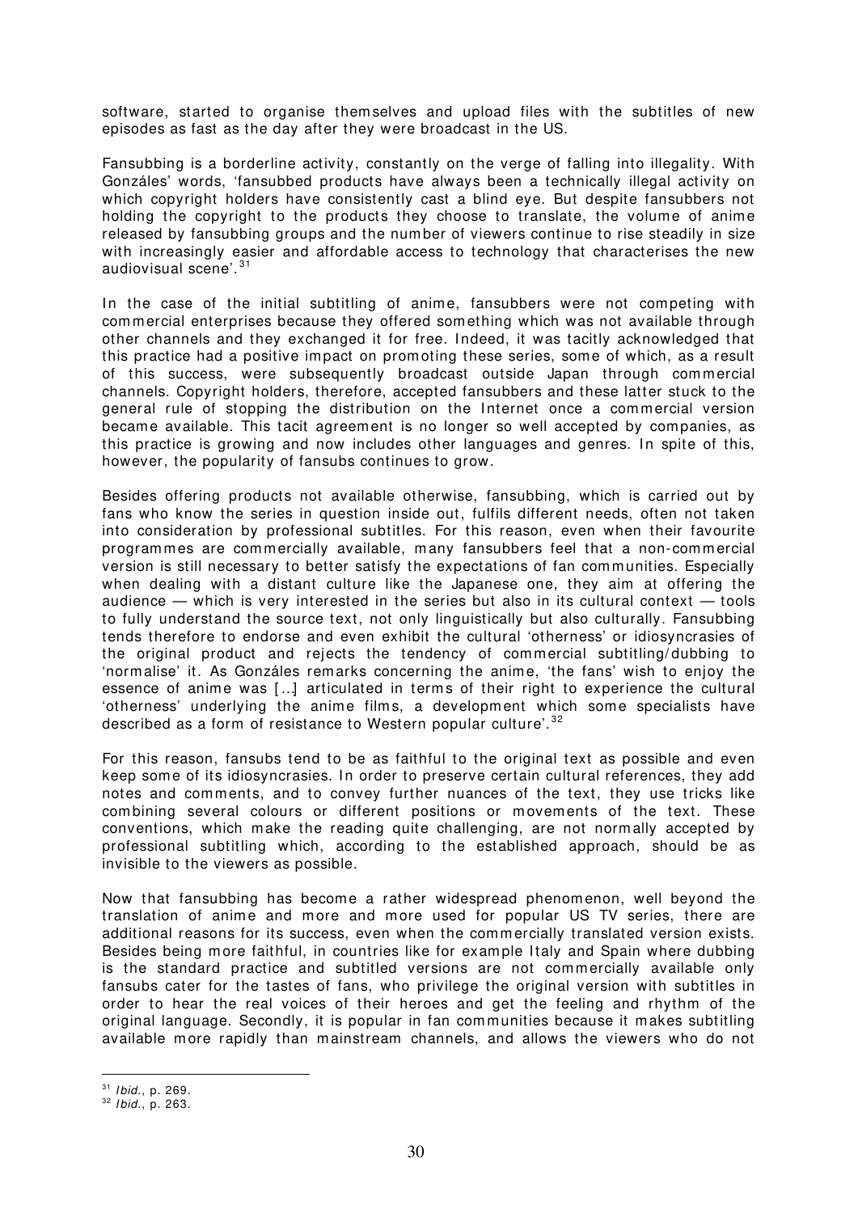software, started to organise themselves and upload files with the subtitles of new episodes as fast as the day after they were broadcast in the US.

Fansubbing is a borderline activity, constantly on the verge of falling into illegality. With Gonzáles' words, 'fansubbed products have always been a technically illegal activity on which copyright holders have consistently cast a blind eye. But despite fansubbers not holding the copyright to the products they choose to translate, the volume of anime released by fansubbing groups and the number of viewers continue to rise steadily in size with increasingly easier and affordable access to technology that characterises the new audiovisual scene'.[31]

In the case of the initial subtitling of anime, fansubbers were not competing with commercial enterprises because they offered something which was not available through other channels and they exchanged it for free. Indeed, it was tacitly acknowledged that this practice had a positive impact on promoting these series, some of which, as a result of this success, were subsequently broadcast outside Japan through commercial channels. Copyright holders, therefore, accepted fansubbers and these latter stuck to the general rule of stopping the distribution on the Internet once a commercial version became available. This tacit agreement is no longer so well accepted by companies, as this practice is growing and now includes other languages and genres. In spite of this, however, the popularity of fansubs continues to grow.

Besides offering products not available otherwise, fansubbing, which is carried out by fans who know the series in question inside out, fulfils different needs, often not taken into consideration by professional subtitles. For this reason, even when their favourite programmes are commercially available, many fansubbers feel that a non-commercial version is still necessary to better satisfy the expectations of fan communities. Especially when dealing with a distant culture like the Japanese one, they aim at offering the audience — which is very interested in the series but also in its cultural context — tools to fully understand the source text, not only linguistically but also culturally. Fansubbing tends therefore to endorse and even exhibit the cultural 'otherness' or idiosyncrasies of the original product and rejects the tendency of commercial subtitling/dubbing to 'normalise' it. As Gonzáles remarks concerning the anime, 'the fans' wish to enjoy the essence of anime was [...] articulated in terms of their right to experience the cultural 'otherness' underlying the anime films, a development which some specialists have described as a form of resistance to Western popular culture'.[32]

For this reason, fansubs tend to be as faithful to the original text as possible and even keep some of its idiosyncrasies. In order to preserve certain cultural references, they add notes and comments, and to convey further nuances of the text, they use tricks like combining several colours or different positions or movements of the text. These conventions, which make the reading quite challenging, are not normally accepted by professional subtitling which, according to the established approach, should be as invisible to the viewers as possible.

Now that fansubbing has become a rather widespread phenomenon, well beyond the translation of anime and more and more used for popular US TV series, there are additional reasons for its success, even when the commercially translated version exists. Besides being more faithful, in countries like for example Italy and Spain where dubbing is the standard practice and subtitled versions are not commercially available only fansubs cater for the tastes of fans, who privilege the original version with subtitles in order to hear the real voices of their heroes and get the feeling and rhythm of the original language. Secondly, it is popular in fan communities because it makes subtitling available more rapidly than mainstream channels, and allows the viewers who do not

[31] *Ibid.*, p. 269.

[32] *Ibid.*, p. 263.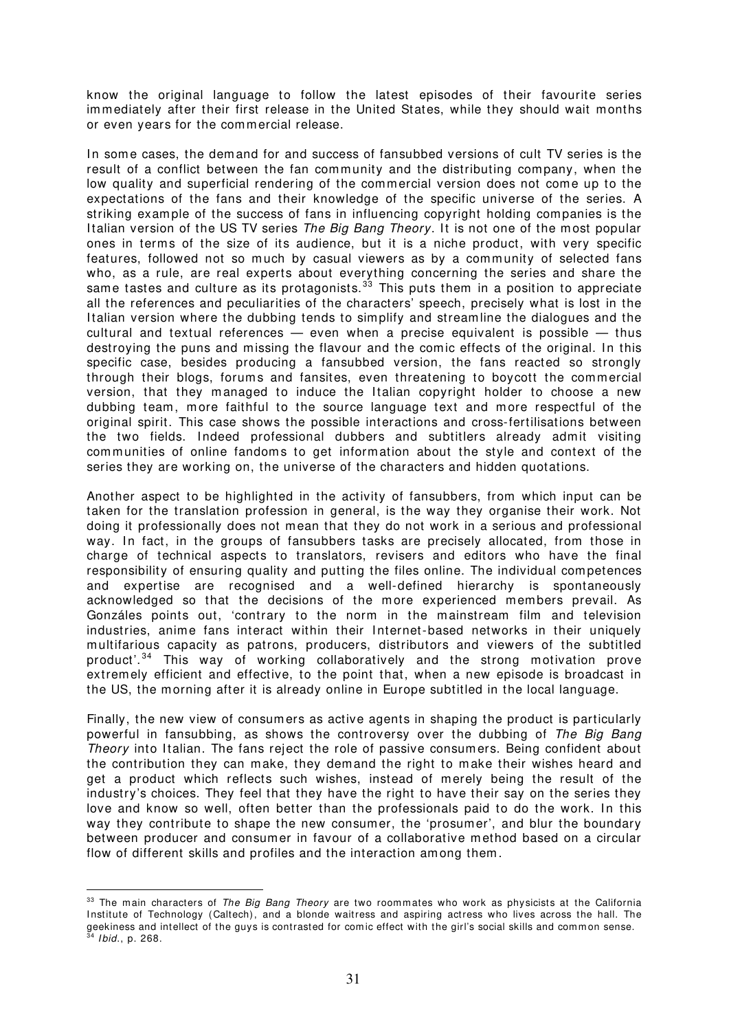know the original language to follow the latest episodes of their favourite series immediately after their first release in the United States, while they should wait months or even years for the commercial release.

In some cases, the demand for and success of fansubbed versions of cult TV series is the result of a conflict between the fan community and the distributing company, when the low quality and superficial rendering of the commercial version does not come up to the expectations of the fans and their knowledge of the specific universe of the series. A striking example of the success of fans in influencing copyright holding companies is the Italian version of the US TV series *The Big Bang Theory*. It is not one of the most popular ones in terms of the size of its audience, but it is a niche product, with very specific features, followed not so much by casual viewers as by a community of selected fans who, as a rule, are real experts about everything concerning the series and share the same tastes and culture as its protagonists.[33] This puts them in a position to appreciate all the references and peculiarities of the characters' speech, precisely what is lost in the Italian version where the dubbing tends to simplify and streamline the dialogues and the cultural and textual references — even when a precise equivalent is possible — thus destroying the puns and missing the flavour and the comic effects of the original. In this specific case, besides producing a fansubbed version, the fans reacted so strongly through their blogs, forums and fansites, even threatening to boycott the commercial version, that they managed to induce the Italian copyright holder to choose a new dubbing team, more faithful to the source language text and more respectful of the original spirit. This case shows the possible interactions and cross-fertilisations between the two fields. Indeed professional dubbers and subtitlers already admit visiting communities of online fandoms to get information about the style and context of the series they are working on, the universe of the characters and hidden quotations.

Another aspect to be highlighted in the activity of fansubbers, from which input can be taken for the translation profession in general, is the way they organise their work. Not doing it professionally does not mean that they do not work in a serious and professional way. In fact, in the groups of fansubbers tasks are precisely allocated, from those in charge of technical aspects to translators, revisers and editors who have the final responsibility of ensuring quality and putting the files online. The individual competences and expertise are recognised and a well-defined hierarchy is spontaneously acknowledged so that the decisions of the more experienced members prevail. As Gonzáles points out, 'contrary to the norm in the mainstream film and television industries, anime fans interact within their Internet-based networks in their uniquely multifarious capacity as patrons, producers, distributors and viewers of the subtitled product'.[34] This way of working collaboratively and the strong motivation prove extremely efficient and effective, to the point that, when a new episode is broadcast in the US, the morning after it is already online in Europe subtitled in the local language.

Finally, the new view of consumers as active agents in shaping the product is particularly powerful in fansubbing, as shows the controversy over the dubbing of *The Big Bang Theory* into Italian. The fans reject the role of passive consumers. Being confident about the contribution they can make, they demand the right to make their wishes heard and get a product which reflects such wishes, instead of merely being the result of the industry's choices. They feel that they have the right to have their say on the series they love and know so well, often better than the professionals paid to do the work. In this way they contribute to shape the new consumer, the 'prosumer', and blur the boundary between producer and consumer in favour of a collaborative method based on a circular flow of different skills and profiles and the interaction among them.

---

[33] The main characters of *The Big Bang Theory* are two roommates who work as physicists at the California Institute of Technology (Caltech), and a blonde waitress and aspiring actress who lives across the hall. The geekiness and intellect of the guys is contrasted for comic effect with the girl's social skills and common sense.

[34] *Ibid.*, p. 268.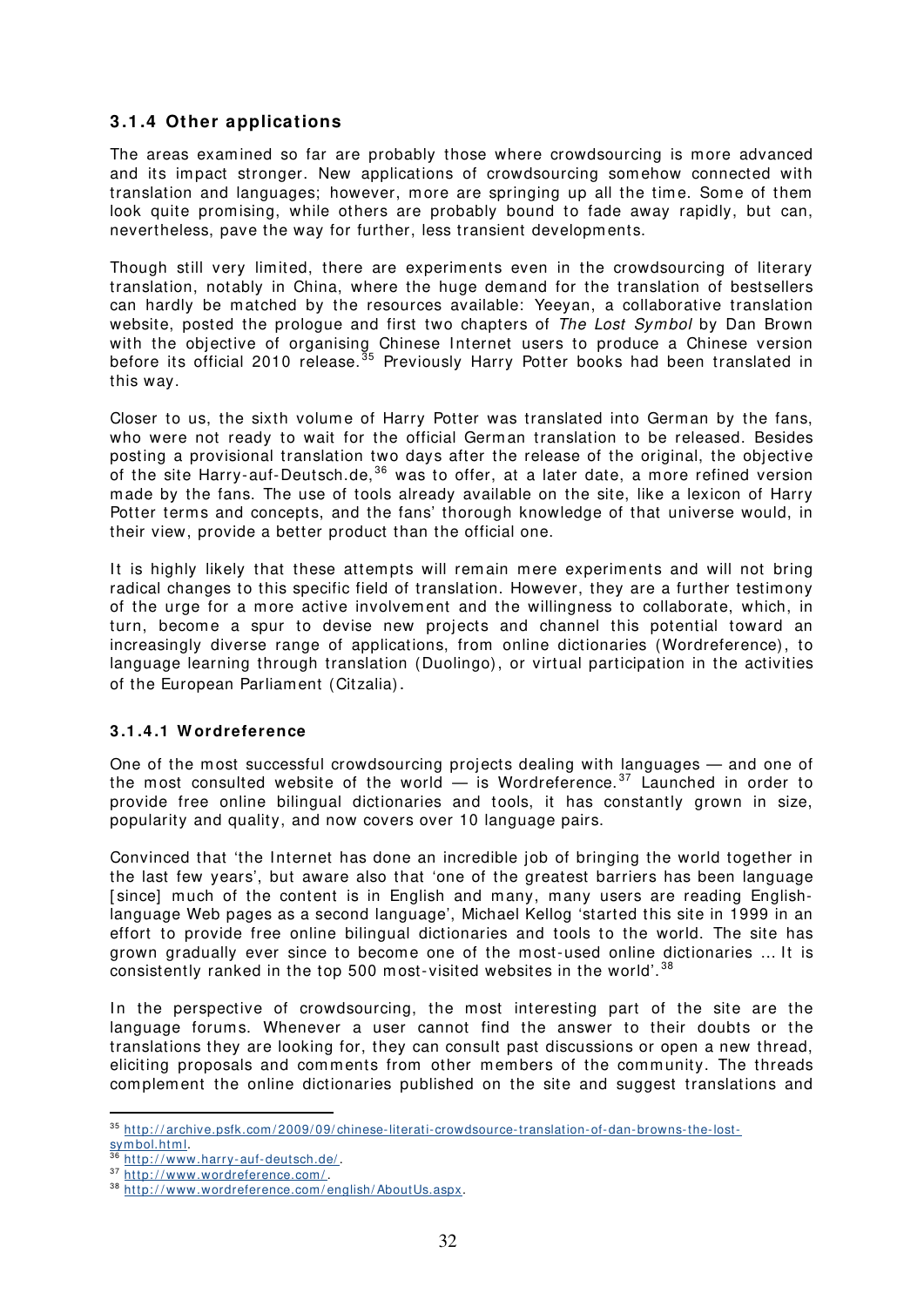### 3.1.4 Other applications

The areas examined so far are probably those where crowdsourcing is more advanced and its impact stronger. New applications of crowdsourcing somehow connected with translation and languages; however, more are springing up all the time. Some of them look quite promising, while others are probably bound to fade away rapidly, but can, nevertheless, pave the way for further, less transient developments.

Though still very limited, there are experiments even in the crowdsourcing of literary translation, notably in China, where the huge demand for the translation of bestsellers can hardly be matched by the resources available: Yeeyan, a collaborative translation website, posted the prologue and first two chapters of *The Lost Symbol* by Dan Brown with the objective of organising Chinese Internet users to produce a Chinese version before its official 2010 release.[35] Previously Harry Potter books had been translated in this way.

Closer to us, the sixth volume of Harry Potter was translated into German by the fans, who were not ready to wait for the official German translation to be released. Besides posting a provisional translation two days after the release of the original, the objective of the site Harry-auf-Deutsch.de,[36] was to offer, at a later date, a more refined version made by the fans. The use of tools already available on the site, like a lexicon of Harry Potter terms and concepts, and the fans' thorough knowledge of that universe would, in their view, provide a better product than the official one.

It is highly likely that these attempts will remain mere experiments and will not bring radical changes to this specific field of translation. However, they are a further testimony of the urge for a more active involvement and the willingness to collaborate, which, in turn, become a spur to devise new projects and channel this potential toward an increasingly diverse range of applications, from online dictionaries (Wordreference), to language learning through translation (Duolingo), or virtual participation in the activities of the European Parliament (Citzalia).

#### 3.1.4.1 Wordreference

One of the most successful crowdsourcing projects dealing with languages — and one of the most consulted website of the world — is Wordreference.[37] Launched in order to provide free online bilingual dictionaries and tools, it has constantly grown in size, popularity and quality, and now covers over 10 language pairs.

Convinced that 'the Internet has done an incredible job of bringing the world together in the last few years', but aware also that 'one of the greatest barriers has been language [since] much of the content is in English and many, many users are reading English-language Web pages as a second language', Michael Kellog 'started this site in 1999 in an effort to provide free online bilingual dictionaries and tools to the world. The site has grown gradually ever since to become one of the most-used online dictionaries ... It is consistently ranked in the top 500 most-visited websites in the world'.[38]

In the perspective of crowdsourcing, the most interesting part of the site are the language forums. Whenever a user cannot find the answer to their doubts or the translations they are looking for, they can consult past discussions or open a new thread, eliciting proposals and comments from other members of the community. The threads complement the online dictionaries published on the site and suggest translations and

---

[35] http://archive.psfk.com/2009/09/chinese-literati-crowdsource-translation-of-dan-browns-the-lost-symbol.html.

[36] http://www.harry-auf-deutsch.de/.

[37] http://www.wordreference.com/.

[38] http://www.wordreference.com/english/AboutUs.aspx.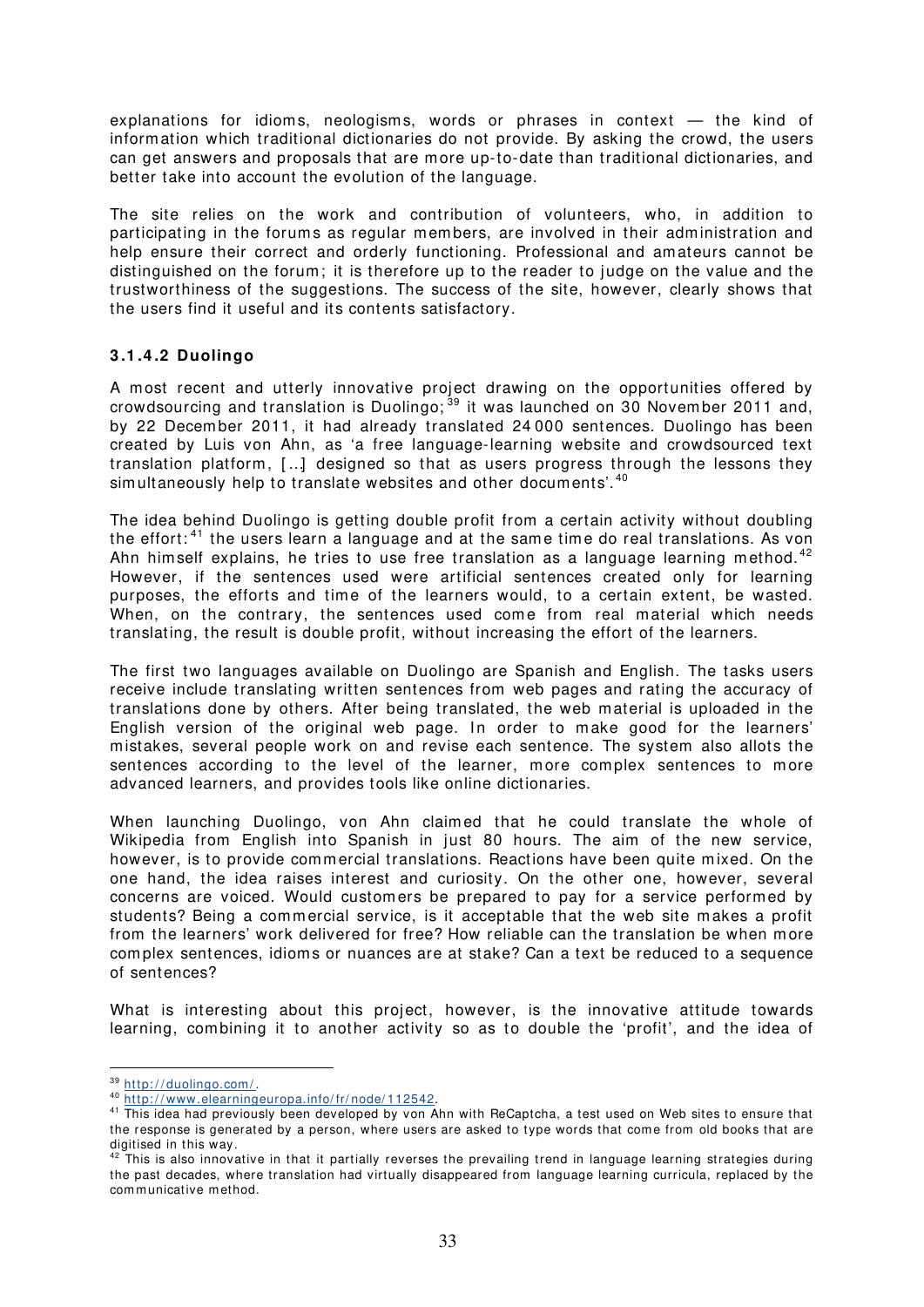explanations for idioms, neologisms, words or phrases in context — the kind of information which traditional dictionaries do not provide. By asking the crowd, the users can get answers and proposals that are more up-to-date than traditional dictionaries, and better take into account the evolution of the language.

The site relies on the work and contribution of volunteers, who, in addition to participating in the forums as regular members, are involved in their administration and help ensure their correct and orderly functioning. Professional and amateurs cannot be distinguished on the forum; it is therefore up to the reader to judge on the value and the trustworthiness of the suggestions. The success of the site, however, clearly shows that the users find it useful and its contents satisfactory.

#### 3.1.4.2 Duolingo

A most recent and utterly innovative project drawing on the opportunities offered by crowdsourcing and translation is Duolingo;[39] it was launched on 30 November 2011 and, by 22 December 2011, it had already translated 24 000 sentences. Duolingo has been created by Luis von Ahn, as 'a free language-learning website and crowdsourced text translation platform, [...] designed so that as users progress through the lessons they simultaneously help to translate websites and other documents'.[40]

The idea behind Duolingo is getting double profit from a certain activity without doubling the effort:[41] the users learn a language and at the same time do real translations. As von Ahn himself explains, he tries to use free translation as a language learning method.[42] However, if the sentences used were artificial sentences created only for learning purposes, the efforts and time of the learners would, to a certain extent, be wasted. When, on the contrary, the sentences used come from real material which needs translating, the result is double profit, without increasing the effort of the learners.

The first two languages available on Duolingo are Spanish and English. The tasks users receive include translating written sentences from web pages and rating the accuracy of translations done by others. After being translated, the web material is uploaded in the English version of the original web page. In order to make good for the learners' mistakes, several people work on and revise each sentence. The system also allots the sentences according to the level of the learner, more complex sentences to more advanced learners, and provides tools like online dictionaries.

When launching Duolingo, von Ahn claimed that he could translate the whole of Wikipedia from English into Spanish in just 80 hours. The aim of the new service, however, is to provide commercial translations. Reactions have been quite mixed. On the one hand, the idea raises interest and curiosity. On the other one, however, several concerns are voiced. Would customers be prepared to pay for a service performed by students? Being a commercial service, is it acceptable that the web site makes a profit from the learners' work delivered for free? How reliable can the translation be when more complex sentences, idioms or nuances are at stake? Can a text be reduced to a sequence of sentences?

What is interesting about this project, however, is the innovative attitude towards learning, combining it to another activity so as to double the 'profit', and the idea of

---

[39] http://duolingo.com/.

[40] http://www.elearningeuropa.info/fr/node/112542.

[41] This idea had previously been developed by von Ahn with ReCaptcha, a test used on Web sites to ensure that the response is generated by a person, where users are asked to type words that come from old books that are digitised in this way.

[42] This is also innovative in that it partially reverses the prevailing trend in language learning strategies during the past decades, where translation had virtually disappeared from language learning curricula, replaced by the communicative method.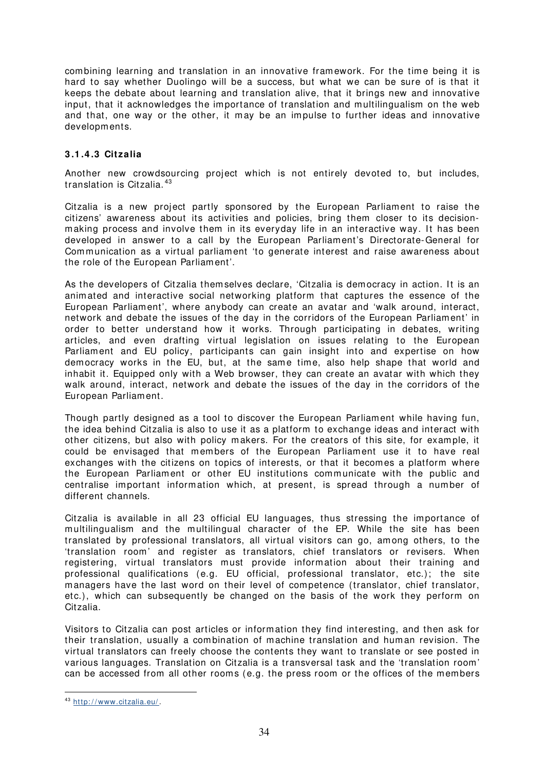combining learning and translation in an innovative framework. For the time being it is hard to say whether Duolingo will be a success, but what we can be sure of is that it keeps the debate about learning and translation alive, that it brings new and innovative input, that it acknowledges the importance of translation and multilingualism on the web and that, one way or the other, it may be an impulse to further ideas and innovative developments.

#### 3.1.4.3 Citzalia

Another new crowdsourcing project which is not entirely devoted to, but includes, translation is Citzalia.[43]

Citzalia is a new project partly sponsored by the European Parliament to raise the citizens' awareness about its activities and policies, bring them closer to its decision-making process and involve them in its everyday life in an interactive way. It has been developed in answer to a call by the European Parliament's Directorate-General for Communication as a virtual parliament 'to generate interest and raise awareness about the role of the European Parliament'.

As the developers of Citzalia themselves declare, 'Citzalia is democracy in action. It is an animated and interactive social networking platform that captures the essence of the European Parliament', where anybody can create an avatar and 'walk around, interact, network and debate the issues of the day in the corridors of the European Parliament' in order to better understand how it works. Through participating in debates, writing articles, and even drafting virtual legislation on issues relating to the European Parliament and EU policy, participants can gain insight into and expertise on how democracy works in the EU, but, at the same time, also help shape that world and inhabit it. Equipped only with a Web browser, they can create an avatar with which they walk around, interact, network and debate the issues of the day in the corridors of the European Parliament.

Though partly designed as a tool to discover the European Parliament while having fun, the idea behind Citzalia is also to use it as a platform to exchange ideas and interact with other citizens, but also with policy makers. For the creators of this site, for example, it could be envisaged that members of the European Parliament use it to have real exchanges with the citizens on topics of interests, or that it becomes a platform where the European Parliament or other EU institutions communicate with the public and centralise important information which, at present, is spread through a number of different channels.

Citzalia is available in all 23 official EU languages, thus stressing the importance of multilingualism and the multilingual character of the EP. While the site has been translated by professional translators, all virtual visitors can go, among others, to the 'translation room' and register as translators, chief translators or revisers. When registering, virtual translators must provide information about their training and professional qualifications (e.g. EU official, professional translator, etc.); the site managers have the last word on their level of competence (translator, chief translator, etc.), which can subsequently be changed on the basis of the work they perform on Citzalia.

Visitors to Citzalia can post articles or information they find interesting, and then ask for their translation, usually a combination of machine translation and human revision. The virtual translators can freely choose the contents they want to translate or see posted in various languages. Translation on Citzalia is a transversal task and the 'translation room' can be accessed from all other rooms (e.g. the press room or the offices of the members

---

[43] http://www.citzalia.eu/.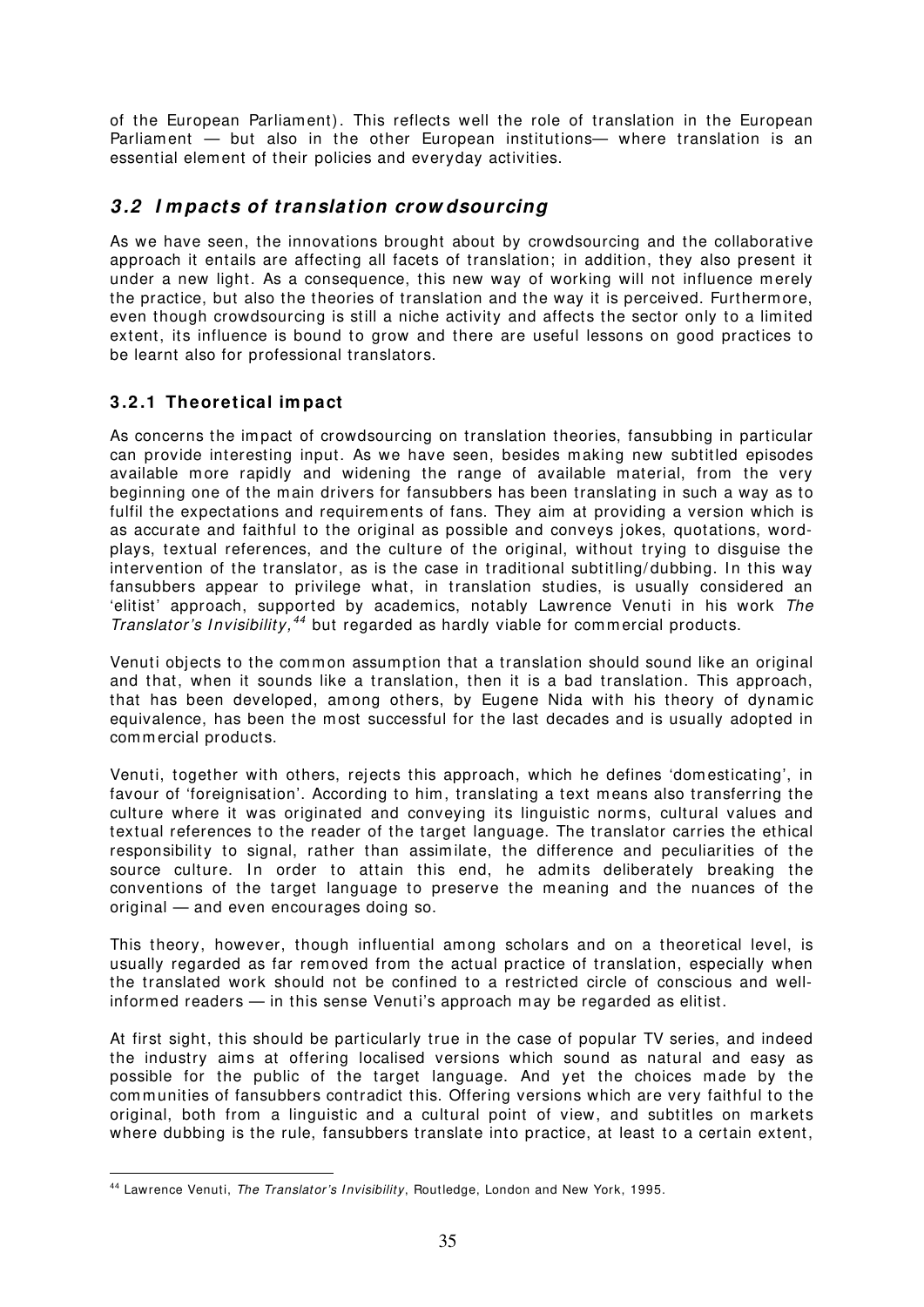of the European Parliament). This reflects well the role of translation in the European Parliament — but also in the other European institutions— where translation is an essential element of their policies and everyday activities.

## *3.2 Impacts of translation crowdsourcing*

As we have seen, the innovations brought about by crowdsourcing and the collaborative approach it entails are affecting all facets of translation; in addition, they also present it under a new light. As a consequence, this new way of working will not influence merely the practice, but also the theories of translation and the way it is perceived. Furthermore, even though crowdsourcing is still a niche activity and affects the sector only to a limited extent, its influence is bound to grow and there are useful lessons on good practices to be learnt also for professional translators.

### 3.2.1 Theoretical impact

As concerns the impact of crowdsourcing on translation theories, fansubbing in particular can provide interesting input. As we have seen, besides making new subtitled episodes available more rapidly and widening the range of available material, from the very beginning one of the main drivers for fansubbers has been translating in such a way as to fulfil the expectations and requirements of fans. They aim at providing a version which is as accurate and faithful to the original as possible and conveys jokes, quotations, word-plays, textual references, and the culture of the original, without trying to disguise the intervention of the translator, as is the case in traditional subtitling/dubbing. In this way fansubbers appear to privilege what, in translation studies, is usually considered an 'elitist' approach, supported by academics, notably Lawrence Venuti in his work *The Translator's Invisibility,*[44] but regarded as hardly viable for commercial products.

Venuti objects to the common assumption that a translation should sound like an original and that, when it sounds like a translation, then it is a bad translation. This approach, that has been developed, among others, by Eugene Nida with his theory of dynamic equivalence, has been the most successful for the last decades and is usually adopted in commercial products.

Venuti, together with others, rejects this approach, which he defines 'domesticating', in favour of 'foreignisation'. According to him, translating a text means also transferring the culture where it was originated and conveying its linguistic norms, cultural values and textual references to the reader of the target language. The translator carries the ethical responsibility to signal, rather than assimilate, the difference and peculiarities of the source culture. In order to attain this end, he admits deliberately breaking the conventions of the target language to preserve the meaning and the nuances of the original — and even encourages doing so.

This theory, however, though influential among scholars and on a theoretical level, is usually regarded as far removed from the actual practice of translation, especially when the translated work should not be confined to a restricted circle of conscious and well-informed readers — in this sense Venuti's approach may be regarded as elitist.

At first sight, this should be particularly true in the case of popular TV series, and indeed the industry aims at offering localised versions which sound as natural and easy as possible for the public of the target language. And yet the choices made by the communities of fansubbers contradict this. Offering versions which are very faithful to the original, both from a linguistic and a cultural point of view, and subtitles on markets where dubbing is the rule, fansubbers translate into practice, at least to a certain extent,

---

[44] Lawrence Venuti, *The Translator's Invisibility*, Routledge, London and New York, 1995.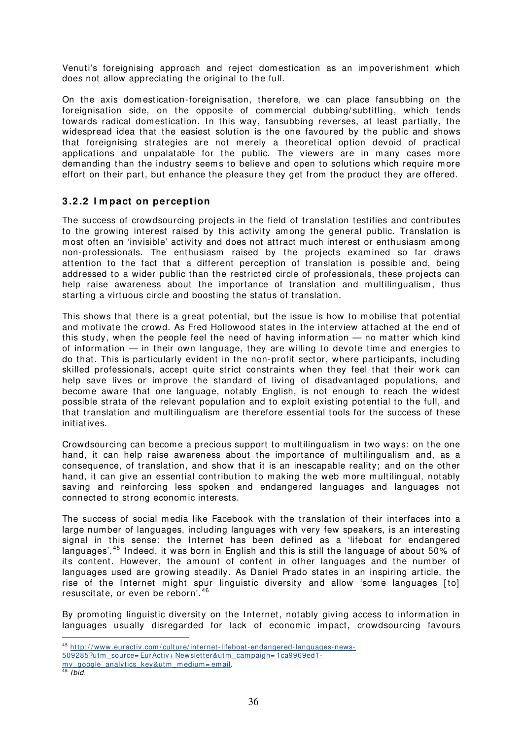Venuti's foreignising approach and reject domestication as an impoverishment which does not allow appreciating the original to the full.

On the axis domestication-foreignisation, therefore, we can place fansubbing on the foreignisation side, on the opposite of commercial dubbing/subtitling, which tends towards radical domestication. In this way, fansubbing reverses, at least partially, the widespread idea that the easiest solution is the one favoured by the public and shows that foreignising strategies are not merely a theoretical option devoid of practical applications and unpalatable for the public. The viewers are in many cases more demanding than the industry seems to believe and open to solutions which require more effort on their part, but enhance the pleasure they get from the product they are offered.

### 3.2.2 Impact on perception

The success of crowdsourcing projects in the field of translation testifies and contributes to the growing interest raised by this activity among the general public. Translation is most often an 'invisible' activity and does not attract much interest or enthusiasm among non-professionals. The enthusiasm raised by the projects examined so far draws attention to the fact that a different perception of translation is possible and, being addressed to a wider public than the restricted circle of professionals, these projects can help raise awareness about the importance of translation and multilingualism, thus starting a virtuous circle and boosting the status of translation.

This shows that there is a great potential, but the issue is how to mobilise that potential and motivate the crowd. As Fred Hollowood states in the interview attached at the end of this study, when the people feel the need of having information — no matter which kind of information — in their own language, they are willing to devote time and energies to do that. This is particularly evident in the non-profit sector, where participants, including skilled professionals, accept quite strict constraints when they feel that their work can help save lives or improve the standard of living of disadvantaged populations, and become aware that one language, notably English, is not enough to reach the widest possible strata of the relevant population and to exploit existing potential to the full, and that translation and multilingualism are therefore essential tools for the success of these initiatives.

Crowdsourcing can become a precious support to multilingualism in two ways: on the one hand, it can help raise awareness about the importance of multilingualism and, as a consequence, of translation, and show that it is an inescapable reality; and on the other hand, it can give an essential contribution to making the web more multilingual, notably saving and reinforcing less spoken and endangered languages and languages not connected to strong economic interests.

The success of social media like Facebook with the translation of their interfaces into a large number of languages, including languages with very few speakers, is an interesting signal in this sense: the Internet has been defined as a 'lifeboat for endangered languages'.[45] Indeed, it was born in English and this is still the language of about 50% of its content. However, the amount of content in other languages and the number of languages used are growing steadily. As Daniel Prado states in an inspiring article, the rise of the Internet might spur linguistic diversity and allow 'some languages [to] resuscitate, or even be reborn'.[46]

By promoting linguistic diversity on the Internet, notably giving access to information in languages usually disregarded for lack of economic impact, crowdsourcing favours

---

[45] http://www.euractiv.com/culture/internet-lifeboat-endangered-languages-news-509285?utm_source=EurActiv+Newsletter&utm_campaign=1ca9969ed1-my_google_analytics_key&utm_medium=email.

[46] *Ibid.*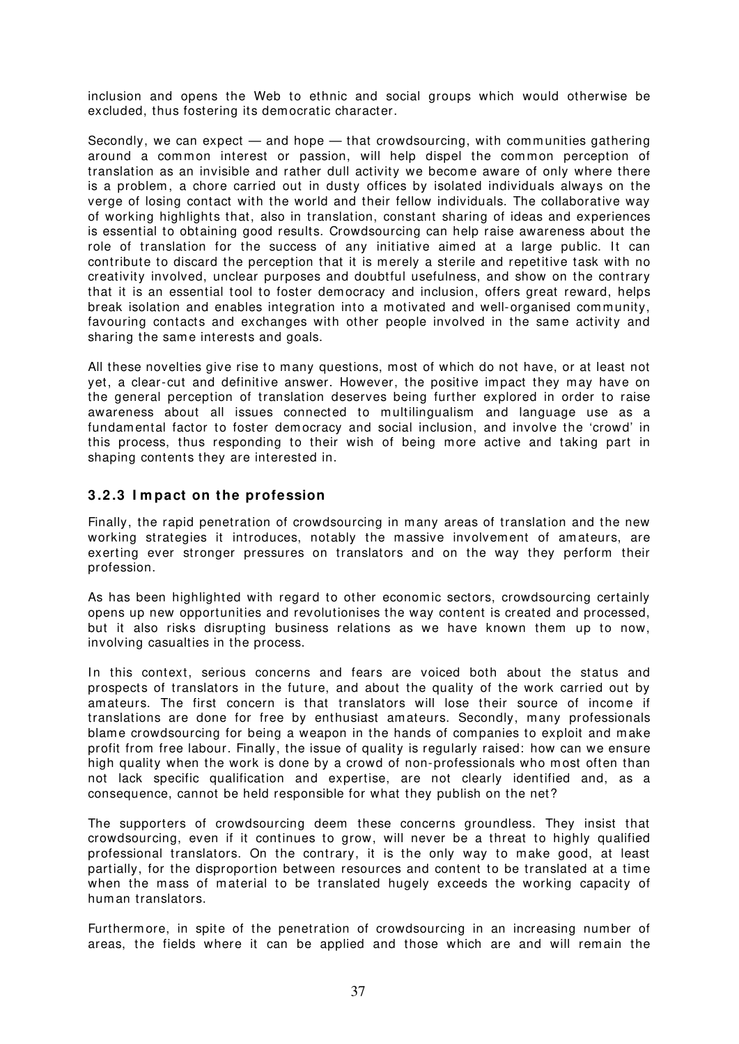inclusion and opens the Web to ethnic and social groups which would otherwise be excluded, thus fostering its democratic character.

Secondly, we can expect — and hope — that crowdsourcing, with communities gathering around a common interest or passion, will help dispel the common perception of translation as an invisible and rather dull activity we become aware of only where there is a problem, a chore carried out in dusty offices by isolated individuals always on the verge of losing contact with the world and their fellow individuals. The collaborative way of working highlights that, also in translation, constant sharing of ideas and experiences is essential to obtaining good results. Crowdsourcing can help raise awareness about the role of translation for the success of any initiative aimed at a large public. It can contribute to discard the perception that it is merely a sterile and repetitive task with no creativity involved, unclear purposes and doubtful usefulness, and show on the contrary that it is an essential tool to foster democracy and inclusion, offers great reward, helps break isolation and enables integration into a motivated and well-organised community, favouring contacts and exchanges with other people involved in the same activity and sharing the same interests and goals.

All these novelties give rise to many questions, most of which do not have, or at least not yet, a clear-cut and definitive answer. However, the positive impact they may have on the general perception of translation deserves being further explored in order to raise awareness about all issues connected to multilingualism and language use as a fundamental factor to foster democracy and social inclusion, and involve the 'crowd' in this process, thus responding to their wish of being more active and taking part in shaping contents they are interested in.

### 3.2.3 Impact on the profession

Finally, the rapid penetration of crowdsourcing in many areas of translation and the new working strategies it introduces, notably the massive involvement of amateurs, are exerting ever stronger pressures on translators and on the way they perform their profession.

As has been highlighted with regard to other economic sectors, crowdsourcing certainly opens up new opportunities and revolutionises the way content is created and processed, but it also risks disrupting business relations as we have known them up to now, involving casualties in the process.

In this context, serious concerns and fears are voiced both about the status and prospects of translators in the future, and about the quality of the work carried out by amateurs. The first concern is that translators will lose their source of income if translations are done for free by enthusiast amateurs. Secondly, many professionals blame crowdsourcing for being a weapon in the hands of companies to exploit and make profit from free labour. Finally, the issue of quality is regularly raised: how can we ensure high quality when the work is done by a crowd of non-professionals who most often than not lack specific qualification and expertise, are not clearly identified and, as a consequence, cannot be held responsible for what they publish on the net?

The supporters of crowdsourcing deem these concerns groundless. They insist that crowdsourcing, even if it continues to grow, will never be a threat to highly qualified professional translators. On the contrary, it is the only way to make good, at least partially, for the disproportion between resources and content to be translated at a time when the mass of material to be translated hugely exceeds the working capacity of human translators.

Furthermore, in spite of the penetration of crowdsourcing in an increasing number of areas, the fields where it can be applied and those which are and will remain the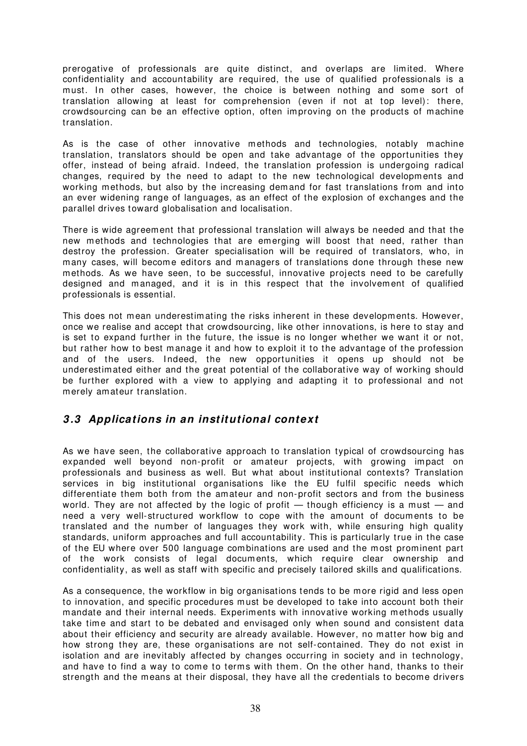prerogative of professionals are quite distinct, and overlaps are limited. Where confidentiality and accountability are required, the use of qualified professionals is a must. In other cases, however, the choice is between nothing and some sort of translation allowing at least for comprehension (even if not at top level): there, crowdsourcing can be an effective option, often improving on the products of machine translation.

As is the case of other innovative methods and technologies, notably machine translation, translators should be open and take advantage of the opportunities they offer, instead of being afraid. Indeed, the translation profession is undergoing radical changes, required by the need to adapt to the new technological developments and working methods, but also by the increasing demand for fast translations from and into an ever widening range of languages, as an effect of the explosion of exchanges and the parallel drives toward globalisation and localisation.

There is wide agreement that professional translation will always be needed and that the new methods and technologies that are emerging will boost that need, rather than destroy the profession. Greater specialisation will be required of translators, who, in many cases, will become editors and managers of translations done through these new methods. As we have seen, to be successful, innovative projects need to be carefully designed and managed, and it is in this respect that the involvement of qualified professionals is essential.

This does not mean underestimating the risks inherent in these developments. However, once we realise and accept that crowdsourcing, like other innovations, is here to stay and is set to expand further in the future, the issue is no longer whether we want it or not, but rather how to best manage it and how to exploit it to the advantage of the profession and of the users. Indeed, the new opportunities it opens up should not be underestimated either and the great potential of the collaborative way of working should be further explored with a view to applying and adapting it to professional and not merely amateur translation.

### *3.3 Applications in an institutional context*

As we have seen, the collaborative approach to translation typical of crowdsourcing has expanded well beyond non-profit or amateur projects, with growing impact on professionals and business as well. But what about institutional contexts? Translation services in big institutional organisations like the EU fulfil specific needs which differentiate them both from the amateur and non-profit sectors and from the business world. They are not affected by the logic of profit — though efficiency is a must — and need a very well-structured workflow to cope with the amount of documents to be translated and the number of languages they work with, while ensuring high quality standards, uniform approaches and full accountability. This is particularly true in the case of the EU where over 500 language combinations are used and the most prominent part of the work consists of legal documents, which require clear ownership and confidentiality, as well as staff with specific and precisely tailored skills and qualifications.

As a consequence, the workflow in big organisations tends to be more rigid and less open to innovation, and specific procedures must be developed to take into account both their mandate and their internal needs. Experiments with innovative working methods usually take time and start to be debated and envisaged only when sound and consistent data about their efficiency and security are already available. However, no matter how big and how strong they are, these organisations are not self-contained. They do not exist in isolation and are inevitably affected by changes occurring in society and in technology, and have to find a way to come to terms with them. On the other hand, thanks to their strength and the means at their disposal, they have all the credentials to become drivers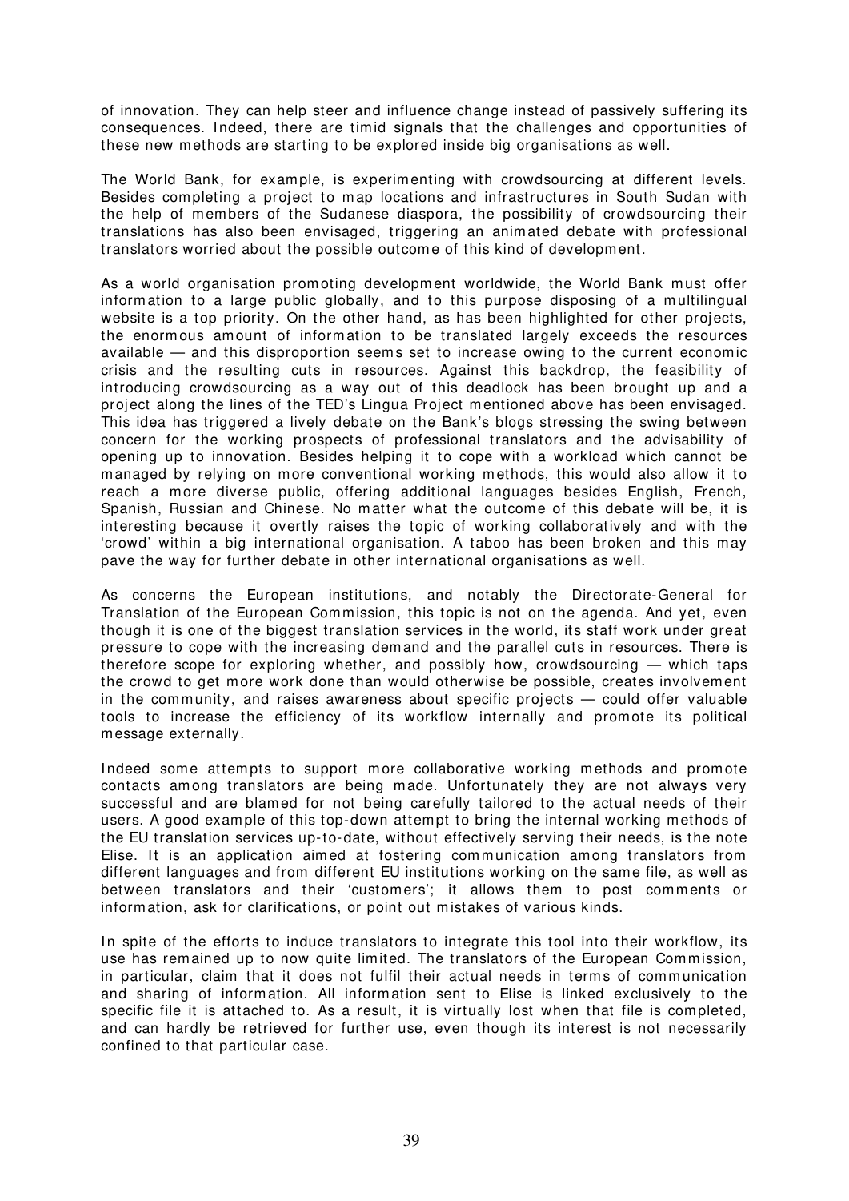of innovation. They can help steer and influence change instead of passively suffering its consequences. Indeed, there are timid signals that the challenges and opportunities of these new methods are starting to be explored inside big organisations as well.

The World Bank, for example, is experimenting with crowdsourcing at different levels. Besides completing a project to map locations and infrastructures in South Sudan with the help of members of the Sudanese diaspora, the possibility of crowdsourcing their translations has also been envisaged, triggering an animated debate with professional translators worried about the possible outcome of this kind of development.

As a world organisation promoting development worldwide, the World Bank must offer information to a large public globally, and to this purpose disposing of a multilingual website is a top priority. On the other hand, as has been highlighted for other projects, the enormous amount of information to be translated largely exceeds the resources available — and this disproportion seems set to increase owing to the current economic crisis and the resulting cuts in resources. Against this backdrop, the feasibility of introducing crowdsourcing as a way out of this deadlock has been brought up and a project along the lines of the TED's Lingua Project mentioned above has been envisaged. This idea has triggered a lively debate on the Bank's blogs stressing the swing between concern for the working prospects of professional translators and the advisability of opening up to innovation. Besides helping it to cope with a workload which cannot be managed by relying on more conventional working methods, this would also allow it to reach a more diverse public, offering additional languages besides English, French, Spanish, Russian and Chinese. No matter what the outcome of this debate will be, it is interesting because it overtly raises the topic of working collaboratively and with the 'crowd' within a big international organisation. A taboo has been broken and this may pave the way for further debate in other international organisations as well.

As concerns the European institutions, and notably the Directorate-General for Translation of the European Commission, this topic is not on the agenda. And yet, even though it is one of the biggest translation services in the world, its staff work under great pressure to cope with the increasing demand and the parallel cuts in resources. There is therefore scope for exploring whether, and possibly how, crowdsourcing — which taps the crowd to get more work done than would otherwise be possible, creates involvement in the community, and raises awareness about specific projects — could offer valuable tools to increase the efficiency of its workflow internally and promote its political message externally.

Indeed some attempts to support more collaborative working methods and promote contacts among translators are being made. Unfortunately they are not always very successful and are blamed for not being carefully tailored to the actual needs of their users. A good example of this top-down attempt to bring the internal working methods of the EU translation services up-to-date, without effectively serving their needs, is the note Elise. It is an application aimed at fostering communication among translators from different languages and from different EU institutions working on the same file, as well as between translators and their 'customers'; it allows them to post comments or information, ask for clarifications, or point out mistakes of various kinds.

In spite of the efforts to induce translators to integrate this tool into their workflow, its use has remained up to now quite limited. The translators of the European Commission, in particular, claim that it does not fulfil their actual needs in terms of communication and sharing of information. All information sent to Elise is linked exclusively to the specific file it is attached to. As a result, it is virtually lost when that file is completed, and can hardly be retrieved for further use, even though its interest is not necessarily confined to that particular case.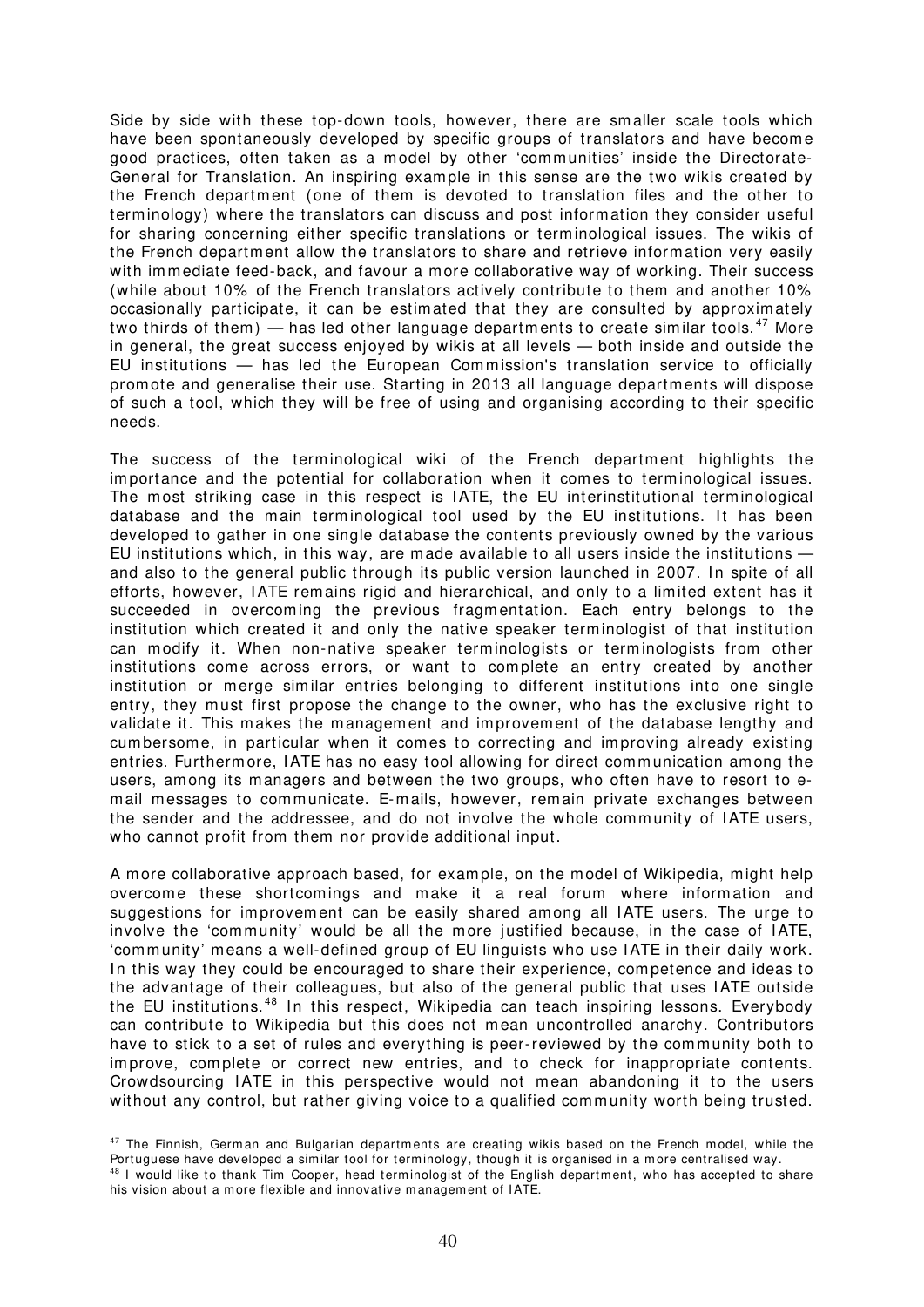Side by side with these top-down tools, however, there are smaller scale tools which have been spontaneously developed by specific groups of translators and have become good practices, often taken as a model by other 'communities' inside the Directorate-General for Translation. An inspiring example in this sense are the two wikis created by the French department (one of them is devoted to translation files and the other to terminology) where the translators can discuss and post information they consider useful for sharing concerning either specific translations or terminological issues. The wikis of the French department allow the translators to share and retrieve information very easily with immediate feed-back, and favour a more collaborative way of working. Their success (while about 10% of the French translators actively contribute to them and another 10% occasionally participate, it can be estimated that they are consulted by approximately two thirds of them) — has led other language departments to create similar tools.[47] More in general, the great success enjoyed by wikis at all levels — both inside and outside the EU institutions — has led the European Commission's translation service to officially promote and generalise their use. Starting in 2013 all language departments will dispose of such a tool, which they will be free of using and organising according to their specific needs.

The success of the terminological wiki of the French department highlights the importance and the potential for collaboration when it comes to terminological issues. The most striking case in this respect is IATE, the EU interinstitutional terminological database and the main terminological tool used by the EU institutions. It has been developed to gather in one single database the contents previously owned by the various EU institutions which, in this way, are made available to all users inside the institutions — and also to the general public through its public version launched in 2007. In spite of all efforts, however, IATE remains rigid and hierarchical, and only to a limited extent has it succeeded in overcoming the previous fragmentation. Each entry belongs to the institution which created it and only the native speaker terminologist of that institution can modify it. When non-native speaker terminologists or terminologists from other institutions come across errors, or want to complete an entry created by another institution or merge similar entries belonging to different institutions into one single entry, they must first propose the change to the owner, who has the exclusive right to validate it. This makes the management and improvement of the database lengthy and cumbersome, in particular when it comes to correcting and improving already existing entries. Furthermore, IATE has no easy tool allowing for direct communication among the users, among its managers and between the two groups, who often have to resort to e-mail messages to communicate. E-mails, however, remain private exchanges between the sender and the addressee, and do not involve the whole community of IATE users, who cannot profit from them nor provide additional input.

A more collaborative approach based, for example, on the model of Wikipedia, might help overcome these shortcomings and make it a real forum where information and suggestions for improvement can be easily shared among all IATE users. The urge to involve the 'community' would be all the more justified because, in the case of IATE, 'community' means a well-defined group of EU linguists who use IATE in their daily work. In this way they could be encouraged to share their experience, competence and ideas to the advantage of their colleagues, but also of the general public that uses IATE outside the EU institutions.[48] In this respect, Wikipedia can teach inspiring lessons. Everybody can contribute to Wikipedia but this does not mean uncontrolled anarchy. Contributors have to stick to a set of rules and everything is peer-reviewed by the community both to improve, complete or correct new entries, and to check for inappropriate contents. Crowdsourcing IATE in this perspective would not mean abandoning it to the users without any control, but rather giving voice to a qualified community worth being trusted.

---

[47] The Finnish, German and Bulgarian departments are creating wikis based on the French model, while the Portuguese have developed a similar tool for terminology, though it is organised in a more centralised way.

[48] I would like to thank Tim Cooper, head terminologist of the English department, who has accepted to share his vision about a more flexible and innovative management of IATE.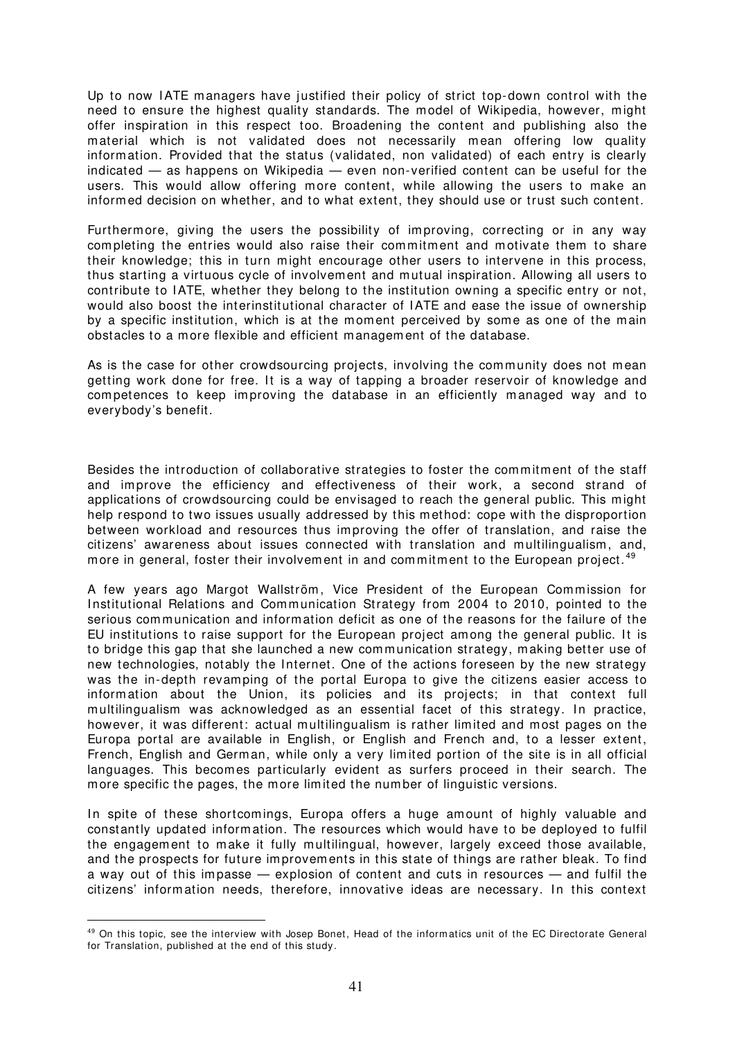Up to now IATE managers have justified their policy of strict top-down control with the need to ensure the highest quality standards. The model of Wikipedia, however, might offer inspiration in this respect too. Broadening the content and publishing also the material which is not validated does not necessarily mean offering low quality information. Provided that the status (validated, non validated) of each entry is clearly indicated — as happens on Wikipedia — even non-verified content can be useful for the users. This would allow offering more content, while allowing the users to make an informed decision on whether, and to what extent, they should use or trust such content.

Furthermore, giving the users the possibility of improving, correcting or in any way completing the entries would also raise their commitment and motivate them to share their knowledge; this in turn might encourage other users to intervene in this process, thus starting a virtuous cycle of involvement and mutual inspiration. Allowing all users to contribute to IATE, whether they belong to the institution owning a specific entry or not, would also boost the interinstitutional character of IATE and ease the issue of ownership by a specific institution, which is at the moment perceived by some as one of the main obstacles to a more flexible and efficient management of the database.

As is the case for other crowdsourcing projects, involving the community does not mean getting work done for free. It is a way of tapping a broader reservoir of knowledge and competences to keep improving the database in an efficiently managed way and to everybody's benefit.

Besides the introduction of collaborative strategies to foster the commitment of the staff and improve the efficiency and effectiveness of their work, a second strand of applications of crowdsourcing could be envisaged to reach the general public. This might help respond to two issues usually addressed by this method: cope with the disproportion between workload and resources thus improving the offer of translation, and raise the citizens' awareness about issues connected with translation and multilingualism, and, more in general, foster their involvement in and commitment to the European project.[49]

A few years ago Margot Wallström, Vice President of the European Commission for Institutional Relations and Communication Strategy from 2004 to 2010, pointed to the serious communication and information deficit as one of the reasons for the failure of the EU institutions to raise support for the European project among the general public. It is to bridge this gap that she launched a new communication strategy, making better use of new technologies, notably the Internet. One of the actions foreseen by the new strategy was the in-depth revamping of the portal Europa to give the citizens easier access to information about the Union, its policies and its projects; in that context full multilingualism was acknowledged as an essential facet of this strategy. In practice, however, it was different: actual multilingualism is rather limited and most pages on the Europa portal are available in English, or English and French and, to a lesser extent, French, English and German, while only a very limited portion of the site is in all official languages. This becomes particularly evident as surfers proceed in their search. The more specific the pages, the more limited the number of linguistic versions.

In spite of these shortcomings, Europa offers a huge amount of highly valuable and constantly updated information. The resources which would have to be deployed to fulfil the engagement to make it fully multilingual, however, largely exceed those available, and the prospects for future improvements in this state of things are rather bleak. To find a way out of this impasse — explosion of content and cuts in resources — and fulfil the citizens' information needs, therefore, innovative ideas are necessary. In this context

[49] On this topic, see the interview with Josep Bonet, Head of the informatics unit of the EC Directorate General for Translation, published at the end of this study.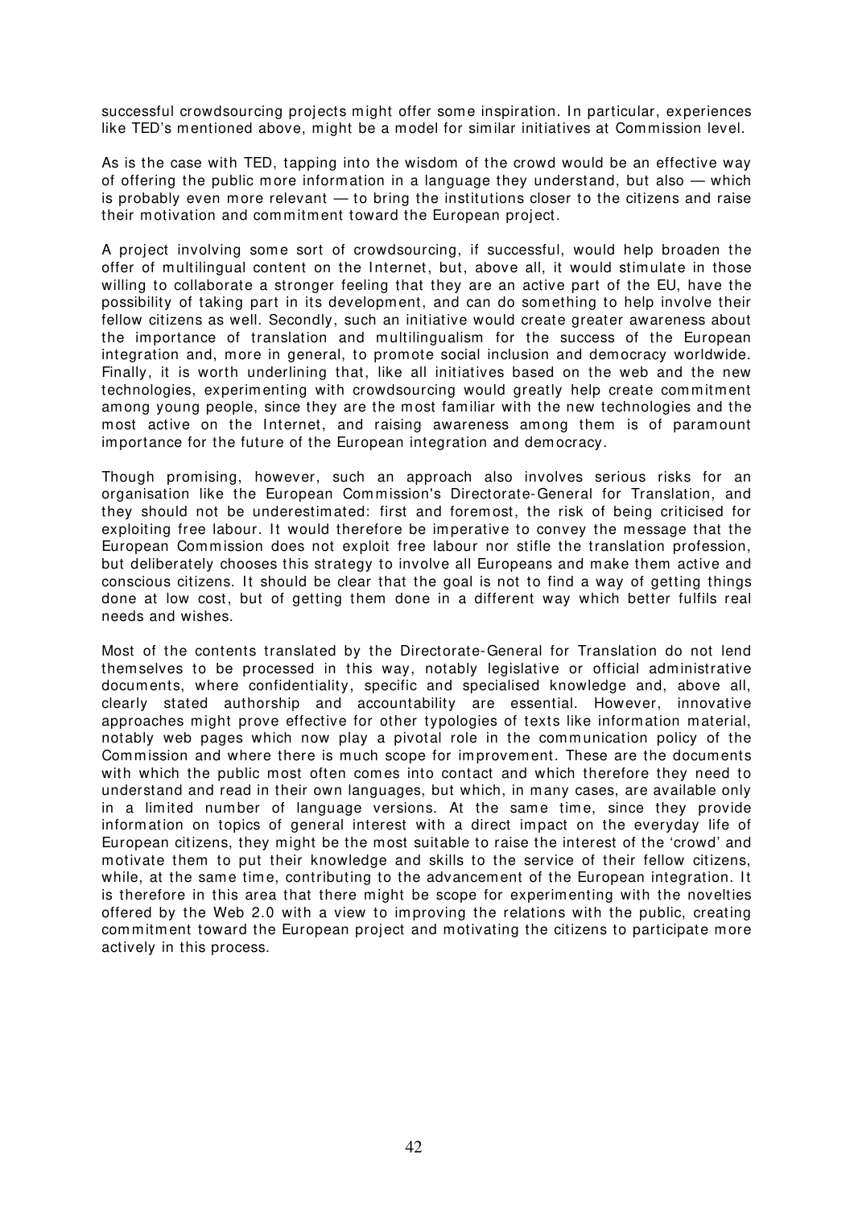successful crowdsourcing projects might offer some inspiration. In particular, experiences like TED's mentioned above, might be a model for similar initiatives at Commission level.

As is the case with TED, tapping into the wisdom of the crowd would be an effective way of offering the public more information in a language they understand, but also — which is probably even more relevant — to bring the institutions closer to the citizens and raise their motivation and commitment toward the European project.

A project involving some sort of crowdsourcing, if successful, would help broaden the offer of multilingual content on the Internet, but, above all, it would stimulate in those willing to collaborate a stronger feeling that they are an active part of the EU, have the possibility of taking part in its development, and can do something to help involve their fellow citizens as well. Secondly, such an initiative would create greater awareness about the importance of translation and multilingualism for the success of the European integration and, more in general, to promote social inclusion and democracy worldwide. Finally, it is worth underlining that, like all initiatives based on the web and the new technologies, experimenting with crowdsourcing would greatly help create commitment among young people, since they are the most familiar with the new technologies and the most active on the Internet, and raising awareness among them is of paramount importance for the future of the European integration and democracy.

Though promising, however, such an approach also involves serious risks for an organisation like the European Commission's Directorate-General for Translation, and they should not be underestimated: first and foremost, the risk of being criticised for exploiting free labour. It would therefore be imperative to convey the message that the European Commission does not exploit free labour nor stifle the translation profession, but deliberately chooses this strategy to involve all Europeans and make them active and conscious citizens. It should be clear that the goal is not to find a way of getting things done at low cost, but of getting them done in a different way which better fulfils real needs and wishes.

Most of the contents translated by the Directorate-General for Translation do not lend themselves to be processed in this way, notably legislative or official administrative documents, where confidentiality, specific and specialised knowledge and, above all, clearly stated authorship and accountability are essential. However, innovative approaches might prove effective for other typologies of texts like information material, notably web pages which now play a pivotal role in the communication policy of the Commission and where there is much scope for improvement. These are the documents with which the public most often comes into contact and which therefore they need to understand and read in their own languages, but which, in many cases, are available only in a limited number of language versions. At the same time, since they provide information on topics of general interest with a direct impact on the everyday life of European citizens, they might be the most suitable to raise the interest of the 'crowd' and motivate them to put their knowledge and skills to the service of their fellow citizens, while, at the same time, contributing to the advancement of the European integration. It is therefore in this area that there might be scope for experimenting with the novelties offered by the Web 2.0 with a view to improving the relations with the public, creating commitment toward the European project and motivating the citizens to participate more actively in this process.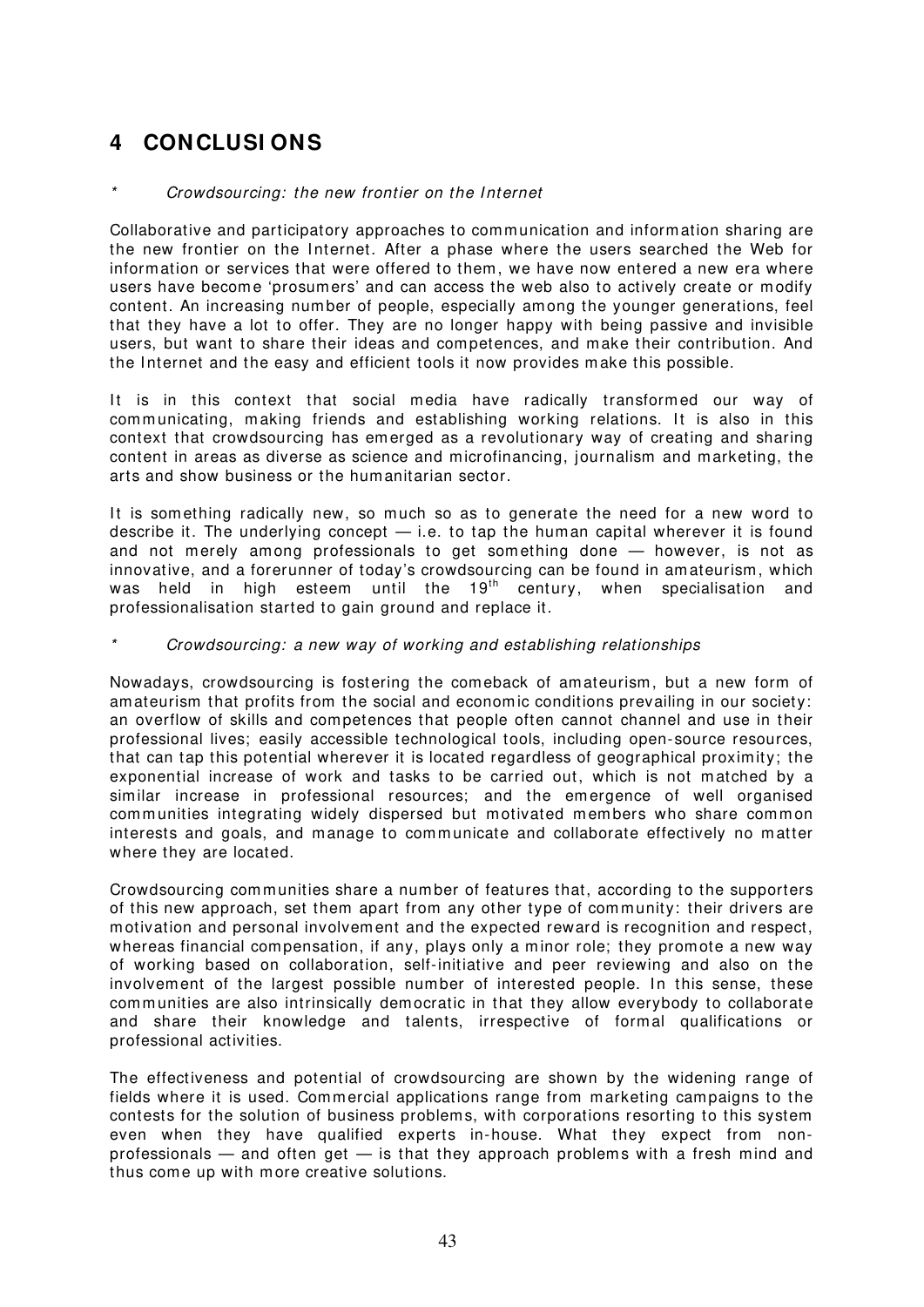# 4 CONCLUSIONS

\* *Crowdsourcing: the new frontier on the Internet*

Collaborative and participatory approaches to communication and information sharing are the new frontier on the Internet. After a phase where the users searched the Web for information or services that were offered to them, we have now entered a new era where users have become 'prosumers' and can access the web also to actively create or modify content. An increasing number of people, especially among the younger generations, feel that they have a lot to offer. They are no longer happy with being passive and invisible users, but want to share their ideas and competences, and make their contribution. And the Internet and the easy and efficient tools it now provides make this possible.

It is in this context that social media have radically transformed our way of communicating, making friends and establishing working relations. It is also in this context that crowdsourcing has emerged as a revolutionary way of creating and sharing content in areas as diverse as science and microfinancing, journalism and marketing, the arts and show business or the humanitarian sector.

It is something radically new, so much so as to generate the need for a new word to describe it. The underlying concept — i.e. to tap the human capital wherever it is found and not merely among professionals to get something done — however, is not as innovative, and a forerunner of today's crowdsourcing can be found in amateurism, which was held in high esteem until the 19th century, when specialisation and professionalisation started to gain ground and replace it.

\* *Crowdsourcing: a new way of working and establishing relationships*

Nowadays, crowdsourcing is fostering the comeback of amateurism, but a new form of amateurism that profits from the social and economic conditions prevailing in our society: an overflow of skills and competences that people often cannot channel and use in their professional lives; easily accessible technological tools, including open-source resources, that can tap this potential wherever it is located regardless of geographical proximity; the exponential increase of work and tasks to be carried out, which is not matched by a similar increase in professional resources; and the emergence of well organised communities integrating widely dispersed but motivated members who share common interests and goals, and manage to communicate and collaborate effectively no matter where they are located.

Crowdsourcing communities share a number of features that, according to the supporters of this new approach, set them apart from any other type of community: their drivers are motivation and personal involvement and the expected reward is recognition and respect, whereas financial compensation, if any, plays only a minor role; they promote a new way of working based on collaboration, self-initiative and peer reviewing and also on the involvement of the largest possible number of interested people. In this sense, these communities are also intrinsically democratic in that they allow everybody to collaborate and share their knowledge and talents, irrespective of formal qualifications or professional activities.

The effectiveness and potential of crowdsourcing are shown by the widening range of fields where it is used. Commercial applications range from marketing campaigns to the contests for the solution of business problems, with corporations resorting to this system even when they have qualified experts in-house. What they expect from non-professionals — and often get — is that they approach problems with a fresh mind and thus come up with more creative solutions.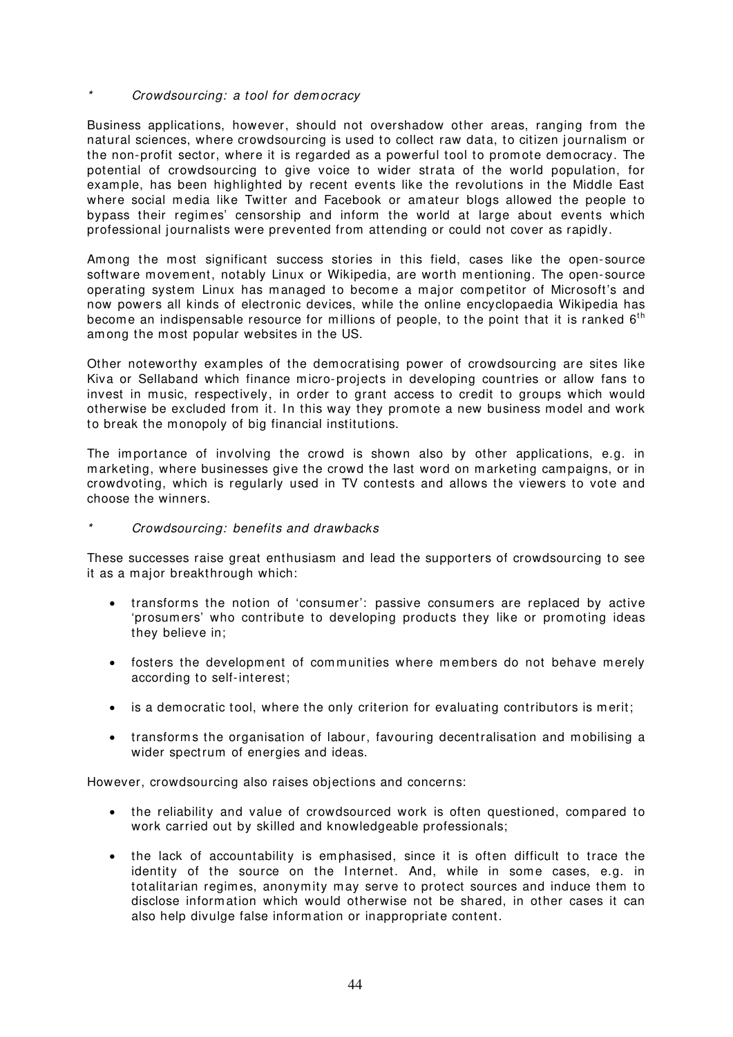\* *Crowdsourcing: a tool for democracy*

Business applications, however, should not overshadow other areas, ranging from the natural sciences, where crowdsourcing is used to collect raw data, to citizen journalism or the non-profit sector, where it is regarded as a powerful tool to promote democracy. The potential of crowdsourcing to give voice to wider strata of the world population, for example, has been highlighted by recent events like the revolutions in the Middle East where social media like Twitter and Facebook or amateur blogs allowed the people to bypass their regimes' censorship and inform the world at large about events which professional journalists were prevented from attending or could not cover as rapidly.

Among the most significant success stories in this field, cases like the open-source software movement, notably Linux or Wikipedia, are worth mentioning. The open-source operating system Linux has managed to become a major competitor of Microsoft's and now powers all kinds of electronic devices, while the online encyclopaedia Wikipedia has become an indispensable resource for millions of people, to the point that it is ranked 6th among the most popular websites in the US.

Other noteworthy examples of the democratising power of crowdsourcing are sites like Kiva or Sellaband which finance micro-projects in developing countries or allow fans to invest in music, respectively, in order to grant access to credit to groups which would otherwise be excluded from it. In this way they promote a new business model and work to break the monopoly of big financial institutions.

The importance of involving the crowd is shown also by other applications, e.g. in marketing, where businesses give the crowd the last word on marketing campaigns, or in crowdvoting, which is regularly used in TV contests and allows the viewers to vote and choose the winners.

\* *Crowdsourcing: benefits and drawbacks*

These successes raise great enthusiasm and lead the supporters of crowdsourcing to see it as a major breakthrough which:

- transforms the notion of 'consumer': passive consumers are replaced by active 'prosumers' who contribute to developing products they like or promoting ideas they believe in;
- fosters the development of communities where members do not behave merely according to self-interest;
- is a democratic tool, where the only criterion for evaluating contributors is merit;
- transforms the organisation of labour, favouring decentralisation and mobilising a wider spectrum of energies and ideas.

However, crowdsourcing also raises objections and concerns:

- the reliability and value of crowdsourced work is often questioned, compared to work carried out by skilled and knowledgeable professionals;
- the lack of accountability is emphasised, since it is often difficult to trace the identity of the source on the Internet. And, while in some cases, e.g. in totalitarian regimes, anonymity may serve to protect sources and induce them to disclose information which would otherwise not be shared, in other cases it can also help divulge false information or inappropriate content.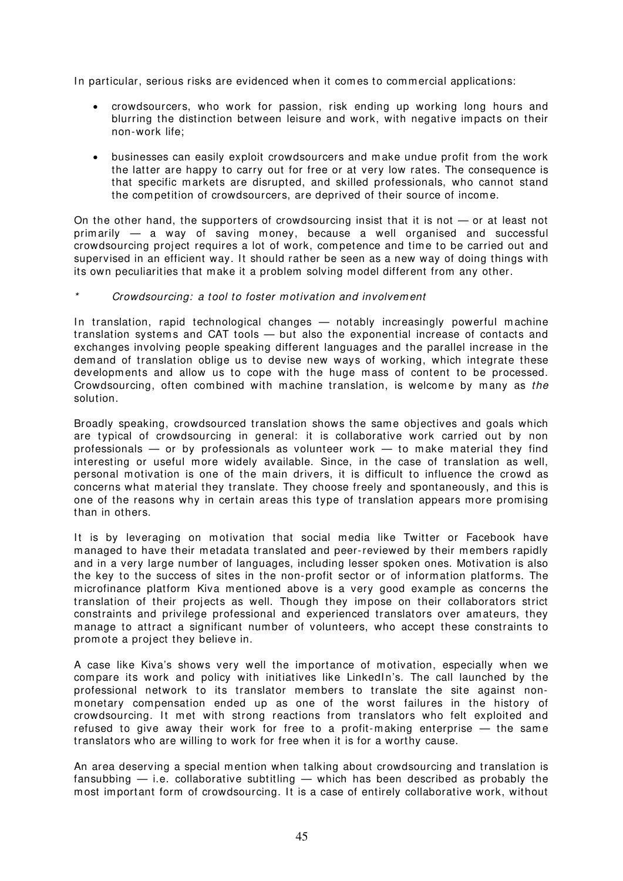In particular, serious risks are evidenced when it comes to commercial applications:

- crowdsourcers, who work for passion, risk ending up working long hours and blurring the distinction between leisure and work, with negative impacts on their non-work life;
- businesses can easily exploit crowdsourcers and make undue profit from the work the latter are happy to carry out for free or at very low rates. The consequence is that specific markets are disrupted, and skilled professionals, who cannot stand the competition of crowdsourcers, are deprived of their source of income.

On the other hand, the supporters of crowdsourcing insist that it is not — or at least not primarily — a way of saving money, because a well organised and successful crowdsourcing project requires a lot of work, competence and time to be carried out and supervised in an efficient way. It should rather be seen as a new way of doing things with its own peculiarities that make it a problem solving model different from any other.

\* *Crowdsourcing: a tool to foster motivation and involvement*

In translation, rapid technological changes — notably increasingly powerful machine translation systems and CAT tools — but also the exponential increase of contacts and exchanges involving people speaking different languages and the parallel increase in the demand of translation oblige us to devise new ways of working, which integrate these developments and allow us to cope with the huge mass of content to be processed. Crowdsourcing, often combined with machine translation, is welcome by many as *the* solution.

Broadly speaking, crowdsourced translation shows the same objectives and goals which are typical of crowdsourcing in general: it is collaborative work carried out by non professionals — or by professionals as volunteer work — to make material they find interesting or useful more widely available. Since, in the case of translation as well, personal motivation is one of the main drivers, it is difficult to influence the crowd as concerns what material they translate. They choose freely and spontaneously, and this is one of the reasons why in certain areas this type of translation appears more promising than in others.

It is by leveraging on motivation that social media like Twitter or Facebook have managed to have their metadata translated and peer-reviewed by their members rapidly and in a very large number of languages, including lesser spoken ones. Motivation is also the key to the success of sites in the non-profit sector or of information platforms. The microfinance platform Kiva mentioned above is a very good example as concerns the translation of their projects as well. Though they impose on their collaborators strict constraints and privilege professional and experienced translators over amateurs, they manage to attract a significant number of volunteers, who accept these constraints to promote a project they believe in.

A case like Kiva's shows very well the importance of motivation, especially when we compare its work and policy with initiatives like LinkedIn's. The call launched by the professional network to its translator members to translate the site against non-monetary compensation ended up as one of the worst failures in the history of crowdsourcing. It met with strong reactions from translators who felt exploited and refused to give away their work for free to a profit-making enterprise — the same translators who are willing to work for free when it is for a worthy cause.

An area deserving a special mention when talking about crowdsourcing and translation is fansubbing — i.e. collaborative subtitling — which has been described as probably the most important form of crowdsourcing. It is a case of entirely collaborative work, without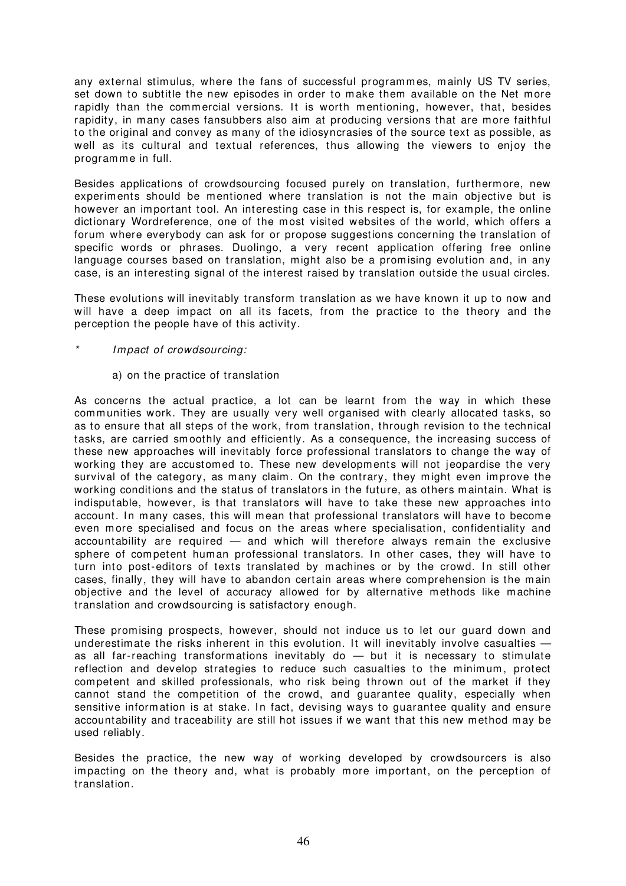any external stimulus, where the fans of successful programmes, mainly US TV series, set down to subtitle the new episodes in order to make them available on the Net more rapidly than the commercial versions. It is worth mentioning, however, that, besides rapidity, in many cases fansubbers also aim at producing versions that are more faithful to the original and convey as many of the idiosyncrasies of the source text as possible, as well as its cultural and textual references, thus allowing the viewers to enjoy the programme in full.

Besides applications of crowdsourcing focused purely on translation, furthermore, new experiments should be mentioned where translation is not the main objective but is however an important tool. An interesting case in this respect is, for example, the online dictionary Wordreference, one of the most visited websites of the world, which offers a forum where everybody can ask for or propose suggestions concerning the translation of specific words or phrases. Duolingo, a very recent application offering free online language courses based on translation, might also be a promising evolution and, in any case, is an interesting signal of the interest raised by translation outside the usual circles.

These evolutions will inevitably transform translation as we have known it up to now and will have a deep impact on all its facets, from the practice to the theory and the perception the people have of this activity.

\* *Impact of crowdsourcing:*

a) on the practice of translation

As concerns the actual practice, a lot can be learnt from the way in which these communities work. They are usually very well organised with clearly allocated tasks, so as to ensure that all steps of the work, from translation, through revision to the technical tasks, are carried smoothly and efficiently. As a consequence, the increasing success of these new approaches will inevitably force professional translators to change the way of working they are accustomed to. These new developments will not jeopardise the very survival of the category, as many claim. On the contrary, they might even improve the working conditions and the status of translators in the future, as others maintain. What is indisputable, however, is that translators will have to take these new approaches into account. In many cases, this will mean that professional translators will have to become even more specialised and focus on the areas where specialisation, confidentiality and accountability are required — and which will therefore always remain the exclusive sphere of competent human professional translators. In other cases, they will have to turn into post-editors of texts translated by machines or by the crowd. In still other cases, finally, they will have to abandon certain areas where comprehension is the main objective and the level of accuracy allowed for by alternative methods like machine translation and crowdsourcing is satisfactory enough.

These promising prospects, however, should not induce us to let our guard down and underestimate the risks inherent in this evolution. It will inevitably involve casualties — as all far-reaching transformations inevitably do — but it is necessary to stimulate reflection and develop strategies to reduce such casualties to the minimum, protect competent and skilled professionals, who risk being thrown out of the market if they cannot stand the competition of the crowd, and guarantee quality, especially when sensitive information is at stake. In fact, devising ways to guarantee quality and ensure accountability and traceability are still hot issues if we want that this new method may be used reliably.

Besides the practice, the new way of working developed by crowdsourcers is also impacting on the theory and, what is probably more important, on the perception of translation.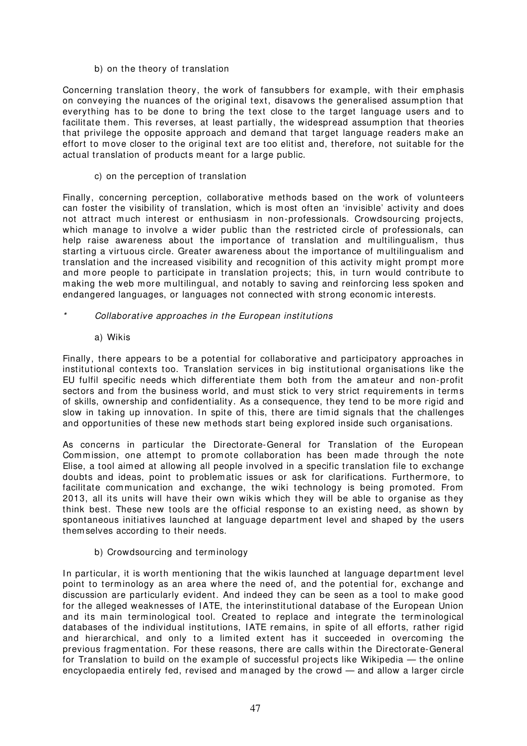b) on the theory of translation

Concerning translation theory, the work of fansubbers for example, with their emphasis on conveying the nuances of the original text, disavows the generalised assumption that everything has to be done to bring the text close to the target language users and to facilitate them. This reverses, at least partially, the widespread assumption that theories that privilege the opposite approach and demand that target language readers make an effort to move closer to the original text are too elitist and, therefore, not suitable for the actual translation of products meant for a large public.

c) on the perception of translation

Finally, concerning perception, collaborative methods based on the work of volunteers can foster the visibility of translation, which is most often an 'invisible' activity and does not attract much interest or enthusiasm in non-professionals. Crowdsourcing projects, which manage to involve a wider public than the restricted circle of professionals, can help raise awareness about the importance of translation and multilingualism, thus starting a virtuous circle. Greater awareness about the importance of multilingualism and translation and the increased visibility and recognition of this activity might prompt more and more people to participate in translation projects; this, in turn would contribute to making the web more multilingual, and notably to saving and reinforcing less spoken and endangered languages, or languages not connected with strong economic interests.

\* *Collaborative approaches in the European institutions*

a) Wikis

Finally, there appears to be a potential for collaborative and participatory approaches in institutional contexts too. Translation services in big institutional organisations like the EU fulfil specific needs which differentiate them both from the amateur and non-profit sectors and from the business world, and must stick to very strict requirements in terms of skills, ownership and confidentiality. As a consequence, they tend to be more rigid and slow in taking up innovation. In spite of this, there are timid signals that the challenges and opportunities of these new methods start being explored inside such organisations.

As concerns in particular the Directorate-General for Translation of the European Commission, one attempt to promote collaboration has been made through the note Elise, a tool aimed at allowing all people involved in a specific translation file to exchange doubts and ideas, point to problematic issues or ask for clarifications. Furthermore, to facilitate communication and exchange, the wiki technology is being promoted. From 2013, all its units will have their own wikis which they will be able to organise as they think best. These new tools are the official response to an existing need, as shown by spontaneous initiatives launched at language department level and shaped by the users themselves according to their needs.

b) Crowdsourcing and terminology

In particular, it is worth mentioning that the wikis launched at language department level point to terminology as an area where the need of, and the potential for, exchange and discussion are particularly evident. And indeed they can be seen as a tool to make good for the alleged weaknesses of IATE, the interinstitutional database of the European Union and its main terminological tool. Created to replace and integrate the terminological databases of the individual institutions, IATE remains, in spite of all efforts, rather rigid and hierarchical, and only to a limited extent has it succeeded in overcoming the previous fragmentation. For these reasons, there are calls within the Directorate-General for Translation to build on the example of successful projects like Wikipedia — the online encyclopaedia entirely fed, revised and managed by the crowd — and allow a larger circle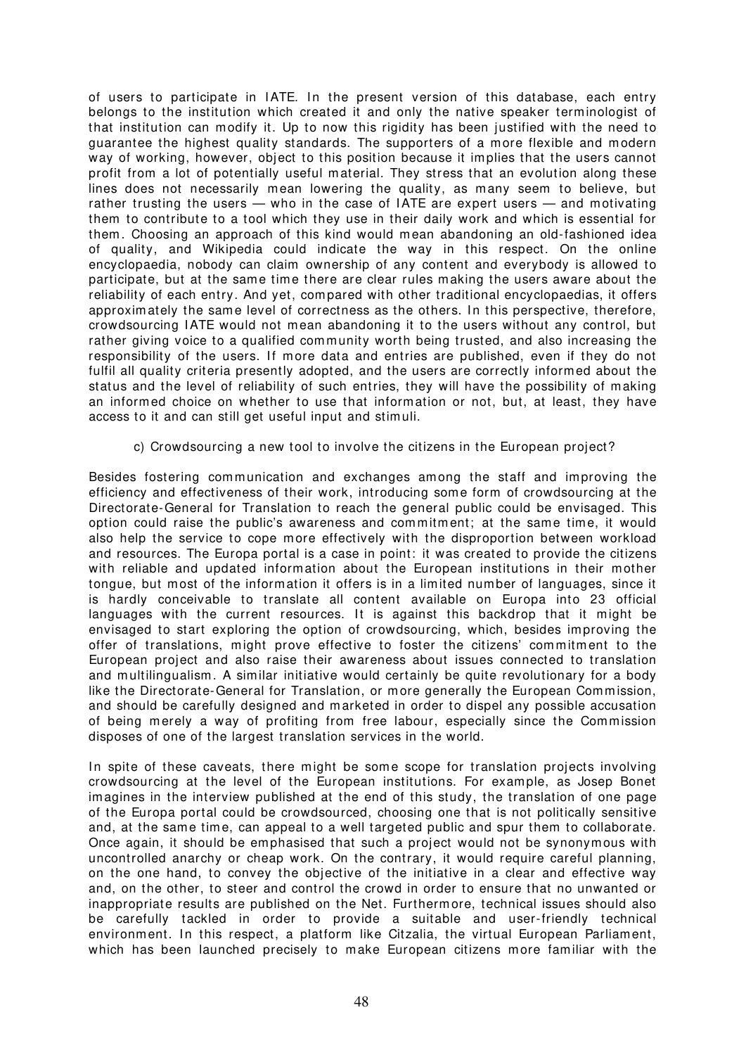of users to participate in IATE. In the present version of this database, each entry belongs to the institution which created it and only the native speaker terminologist of that institution can modify it. Up to now this rigidity has been justified with the need to guarantee the highest quality standards. The supporters of a more flexible and modern way of working, however, object to this position because it implies that the users cannot profit from a lot of potentially useful material. They stress that an evolution along these lines does not necessarily mean lowering the quality, as many seem to believe, but rather trusting the users — who in the case of IATE are expert users — and motivating them to contribute to a tool which they use in their daily work and which is essential for them. Choosing an approach of this kind would mean abandoning an old-fashioned idea of quality, and Wikipedia could indicate the way in this respect. On the online encyclopaedia, nobody can claim ownership of any content and everybody is allowed to participate, but at the same time there are clear rules making the users aware about the reliability of each entry. And yet, compared with other traditional encyclopaedias, it offers approximately the same level of correctness as the others. In this perspective, therefore, crowdsourcing IATE would not mean abandoning it to the users without any control, but rather giving voice to a qualified community worth being trusted, and also increasing the responsibility of the users. If more data and entries are published, even if they do not fulfil all quality criteria presently adopted, and the users are correctly informed about the status and the level of reliability of such entries, they will have the possibility of making an informed choice on whether to use that information or not, but, at least, they have access to it and can still get useful input and stimuli.

c) Crowdsourcing a new tool to involve the citizens in the European project?

Besides fostering communication and exchanges among the staff and improving the efficiency and effectiveness of their work, introducing some form of crowdsourcing at the Directorate-General for Translation to reach the general public could be envisaged. This option could raise the public's awareness and commitment; at the same time, it would also help the service to cope more effectively with the disproportion between workload and resources. The Europa portal is a case in point: it was created to provide the citizens with reliable and updated information about the European institutions in their mother tongue, but most of the information it offers is in a limited number of languages, since it is hardly conceivable to translate all content available on Europa into 23 official languages with the current resources. It is against this backdrop that it might be envisaged to start exploring the option of crowdsourcing, which, besides improving the offer of translations, might prove effective to foster the citizens' commitment to the European project and also raise their awareness about issues connected to translation and multilingualism. A similar initiative would certainly be quite revolutionary for a body like the Directorate-General for Translation, or more generally the European Commission, and should be carefully designed and marketed in order to dispel any possible accusation of being merely a way of profiting from free labour, especially since the Commission disposes of one of the largest translation services in the world.

In spite of these caveats, there might be some scope for translation projects involving crowdsourcing at the level of the European institutions. For example, as Josep Bonet imagines in the interview published at the end of this study, the translation of one page of the Europa portal could be crowdsourced, choosing one that is not politically sensitive and, at the same time, can appeal to a well targeted public and spur them to collaborate. Once again, it should be emphasised that such a project would not be synonymous with uncontrolled anarchy or cheap work. On the contrary, it would require careful planning, on the one hand, to convey the objective of the initiative in a clear and effective way and, on the other, to steer and control the crowd in order to ensure that no unwanted or inappropriate results are published on the Net. Furthermore, technical issues should also be carefully tackled in order to provide a suitable and user-friendly technical environment. In this respect, a platform like Citzalia, the virtual European Parliament, which has been launched precisely to make European citizens more familiar with the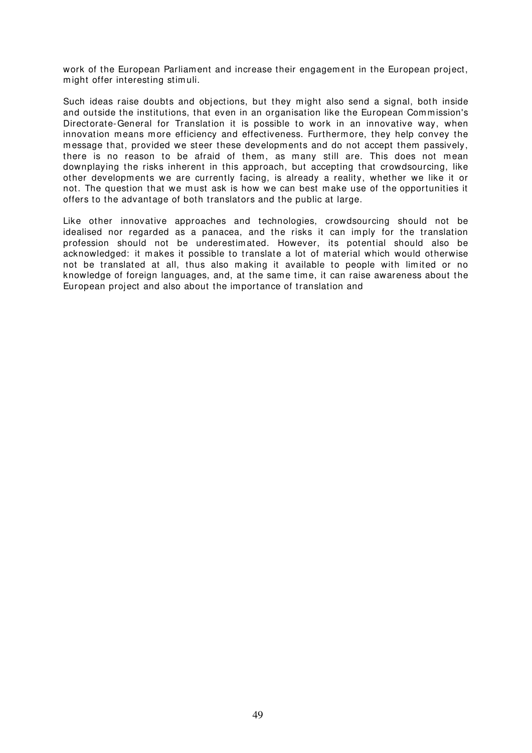work of the European Parliament and increase their engagement in the European project, might offer interesting stimuli.

Such ideas raise doubts and objections, but they might also send a signal, both inside and outside the institutions, that even in an organisation like the European Commission's Directorate-General for Translation it is possible to work in an innovative way, when innovation means more efficiency and effectiveness. Furthermore, they help convey the message that, provided we steer these developments and do not accept them passively, there is no reason to be afraid of them, as many still are. This does not mean downplaying the risks inherent in this approach, but accepting that crowdsourcing, like other developments we are currently facing, is already a reality, whether we like it or not. The question that we must ask is how we can best make use of the opportunities it offers to the advantage of both translators and the public at large.

Like other innovative approaches and technologies, crowdsourcing should not be idealised nor regarded as a panacea, and the risks it can imply for the translation profession should not be underestimated. However, its potential should also be acknowledged: it makes it possible to translate a lot of material which would otherwise not be translated at all, thus also making it available to people with limited or no knowledge of foreign languages, and, at the same time, it can raise awareness about the European project and also about the importance of translation and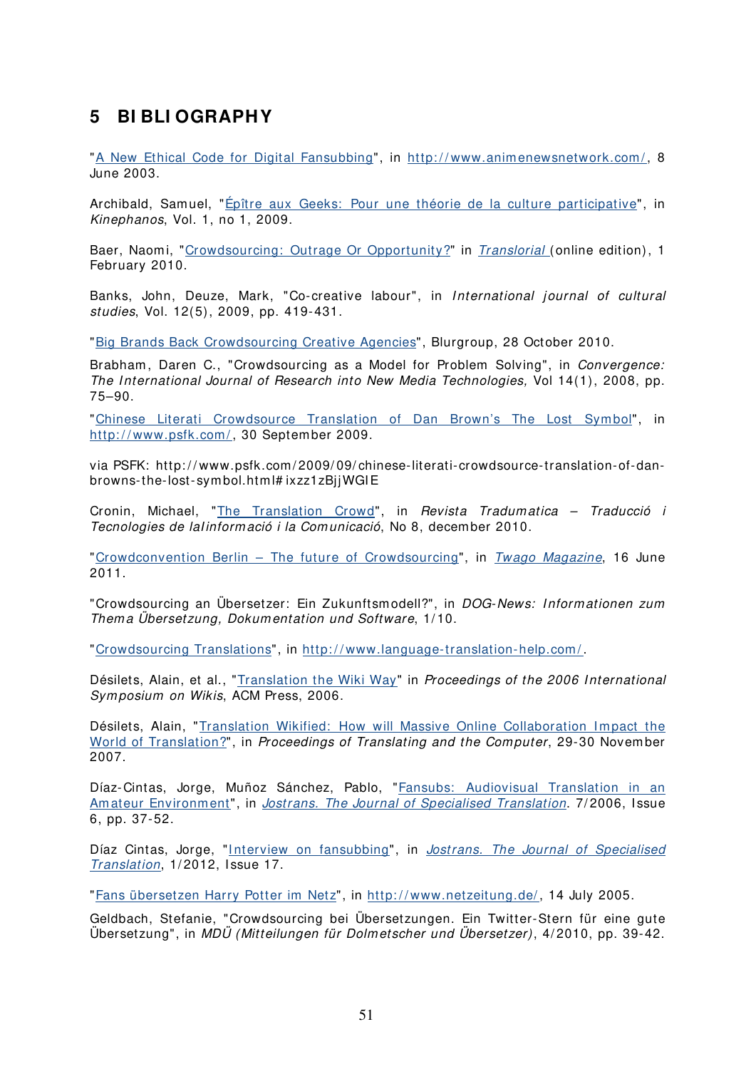# 5 BIBLIOGRAPHY

"A New Ethical Code for Digital Fansubbing", in http://www.animenewsnetwork.com/, 8 June 2003.

Archibald, Samuel, "Épître aux Geeks: Pour une théorie de la culture participative", in *Kinephanos*, Vol. 1, no 1, 2009.

Baer, Naomi, "Crowdsourcing: Outrage Or Opportunity?" in *Translorial* (online edition), 1 February 2010.

Banks, John, Deuze, Mark, "Co-creative labour", in *International journal of cultural studies*, Vol. 12(5), 2009, pp. 419-431.

"Big Brands Back Crowdsourcing Creative Agencies", Blurgroup, 28 October 2010.

Brabham, Daren C., "Crowdsourcing as a Model for Problem Solving", in *Convergence: The International Journal of Research into New Media Technologies,* Vol 14(1), 2008, pp. 75–90.

"Chinese Literati Crowdsource Translation of Dan Brown's The Lost Symbol", in http://www.psfk.com/, 30 September 2009.

via PSFK: http://www.psfk.com/2009/09/chinese-literati-crowdsource-translation-of-dan-browns-the-lost-symbol.html#ixzz1zBjjWGIE

Cronin, Michael, "The Translation Crowd", in *Revista Tradumatica – Traducció i Tecnologies de laIinformació i la Comunicació*, No 8, december 2010.

"Crowdconvention Berlin – The future of Crowdsourcing", in *Twago Magazine*, 16 June 2011.

"Crowdsourcing an Übersetzer: Ein Zukunftsmodell?", in *DOG-News: Informationen zum Thema Übersetzung, Dokumentation und Software*, 1/10.

"Crowdsourcing Translations", in http://www.language-translation-help.com/.

Désilets, Alain, et al., "Translation the Wiki Way" in *Proceedings of the 2006 International Symposium on Wikis*, ACM Press, 2006.

Désilets, Alain, "Translation Wikified: How will Massive Online Collaboration Impact the World of Translation?", in *Proceedings of Translating and the Computer*, 29-30 November 2007.

Díaz-Cintas, Jorge, Muñoz Sánchez, Pablo, "Fansubs: Audiovisual Translation in an Amateur Environment", in *Jostrans. The Journal of Specialised Translation*. 7/2006, Issue 6, pp. 37-52.

Díaz Cintas, Jorge, "Interview on fansubbing", in *Jostrans. The Journal of Specialised Translation*, 1/2012, Issue 17.

"Fans übersetzen Harry Potter im Netz", in http://www.netzeitung.de/, 14 July 2005.

Geldbach, Stefanie, "Crowdsourcing bei Übersetzungen. Ein Twitter-Stern für eine gute Übersetzung", in *MDÜ (Mitteilungen für Dolmetscher und Übersetzer)*, 4/2010, pp. 39-42.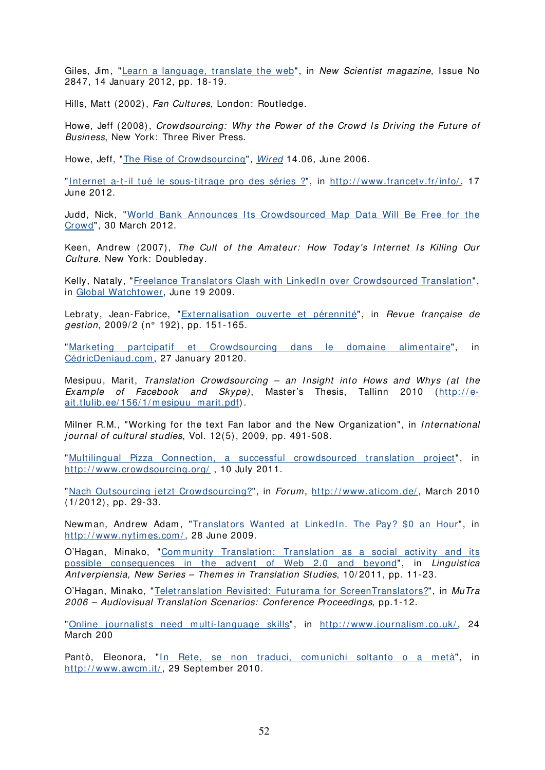Giles, Jim, "Learn a language, translate the web", in *New Scientist magazine*, Issue No 2847, 14 January 2012, pp. 18-19.

Hills, Matt (2002), *Fan Cultures*, London: Routledge.

Howe, Jeff (2008), *Crowdsourcing: Why the Power of the Crowd Is Driving the Future of Business*, New York: Three River Press.

Howe, Jeff, "The Rise of Crowdsourcing", *Wired* 14.06, June 2006.

"Internet a-t-il tué le sous-titrage pro des séries ?", in http://www.francetv.fr/info/, 17 June 2012.

Judd, Nick, "World Bank Announces Its Crowdsourced Map Data Will Be Free for the Crowd", 30 March 2012.

Keen, Andrew (2007), *The Cult of the Amateur: How Today's Internet Is Killing Our Culture*. New York: Doubleday.

Kelly, Nataly, "Freelance Translators Clash with LinkedIn over Crowdsourced Translation", in Global Watchtower, June 19 2009.

Lebraty, Jean-Fabrice, "Externalisation ouverte et pérennité", in *Revue française de gestion*, 2009/2 (n° 192), pp. 151-165.

"Marketing partcipatif et Crowdsourcing dans le domaine alimentaire", in CédricDeniaud.com, 27 January 20120.

Mesipuu, Marit, *Translation Crowdsourcing – an Insight into Hows and Whys (at the Example of Facebook and Skype)*, Master's Thesis, Tallinn 2010 (http://e-ait.tlulib.ee/156/1/mesipuu_marit.pdf).

Milner R.M., "Working for the text Fan labor and the New Organization", in *International journal of cultural studies*, Vol. 12(5), 2009, pp. 491-508.

"Multilingual Pizza Connection, a successful crowdsourced translation project", in http://www.crowdsourcing.org/ , 10 July 2011.

"Nach Outsourcing jetzt Crowdsourcing?", in *Forum*, http://www.aticom.de/, March 2010 (1/2012), pp. 29-33.

Newman, Andrew Adam, "Translators Wanted at LinkedIn. The Pay? $0 an Hour", in http://www.nytimes.com/, 28 June 2009.

O'Hagan, Minako, "Community Translation: Translation as a social activity and its possible consequences in the advent of Web 2.0 and beyond", in *Linguistica Antverpiensia, New Series – Themes in Translation Studies*, 10/2011, pp. 11-23.

O'Hagan, Minako, "Teletranslation Revisited: Futurama for ScreenTranslators?", in *MuTra 2006 – Audiovisual Translation Scenarios: Conference Proceedings*, pp.1-12.

"Online journalists need multi-language skills", in http://www.journalism.co.uk/, 24 March 200

Pantò, Eleonora, "In Rete, se non traduci, comunichi soltanto o a metà", in http://www.awcm.it/, 29 September 2010.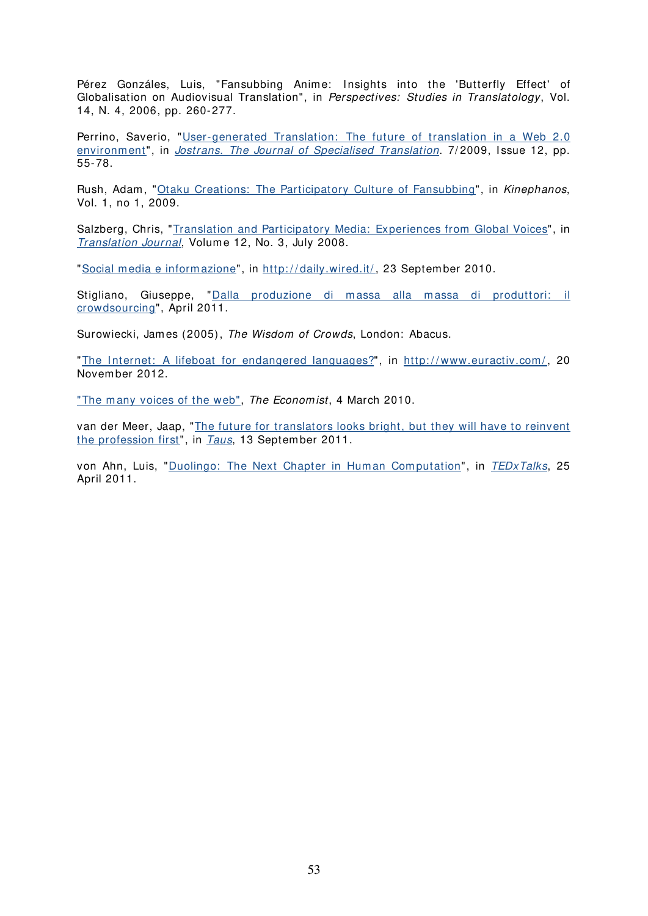Pérez Gonzáles, Luis, "Fansubbing Anime: Insights into the 'Butterfly Effect' of Globalisation on Audiovisual Translation", in *Perspectives: Studies in Translatology*, Vol. 14, N. 4, 2006, pp. 260-277.

Perrino, Saverio, "User-generated Translation: The future of translation in a Web 2.0 environment", in *Jostrans. The Journal of Specialised Translation*. 7/2009, Issue 12, pp. 55-78.

Rush, Adam, "Otaku Creations: The Participatory Culture of Fansubbing", in *Kinephanos*, Vol. 1, no 1, 2009.

Salzberg, Chris, "Translation and Participatory Media: Experiences from Global Voices", in *Translation Journal*, Volume 12, No. 3, July 2008.

"Social media e informazione", in http://daily.wired.it/, 23 September 2010.

Stigliano, Giuseppe, "Dalla produzione di massa alla massa di produttori: il crowdsourcing", April 2011.

Surowiecki, James (2005), *The Wisdom of Crowds*, London: Abacus.

"The Internet: A lifeboat for endangered languages?", in http://www.euractiv.com/, 20 November 2012.

"The many voices of the web", *The Economist*, 4 March 2010.

van der Meer, Jaap, "The future for translators looks bright, but they will have to reinvent the profession first", in *Taus*, 13 September 2011.

von Ahn, Luis, "Duolingo: The Next Chapter in Human Computation", in *TEDxTalks*, 25 April 2011.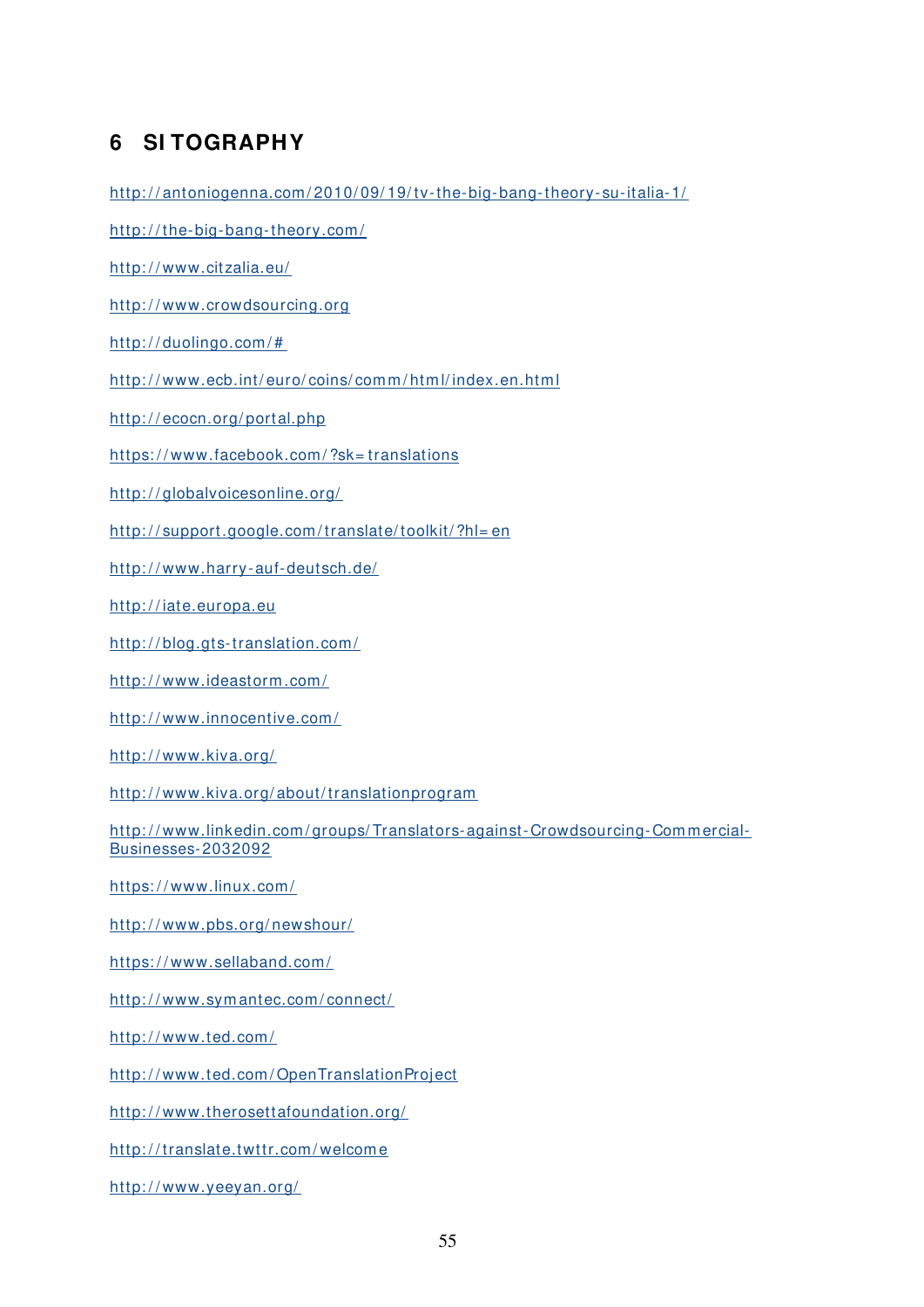# 6 SITOGRAPHY

http://antoniogenna.com/2010/09/19/tv-the-big-bang-theory-su-italia-1/

http://the-big-bang-theory.com/

http://www.citzalia.eu/

http://www.crowdsourcing.org

http://duolingo.com/#

http://www.ecb.int/euro/coins/comm/html/index.en.html

http://ecocn.org/portal.php

https://www.facebook.com/?sk=translations

http://globalvoicesonline.org/

http://support.google.com/translate/toolkit/?hl=en

http://www.harry-auf-deutsch.de/

http://iate.europa.eu

http://blog.gts-translation.com/

http://www.ideastorm.com/

http://www.innocentive.com/

http://www.kiva.org/

http://www.kiva.org/about/translationprogram

http://www.linkedin.com/groups/Translators-against-Crowdsourcing-Commercial-Businesses-2032092

https://www.linux.com/

http://www.pbs.org/newshour/

https://www.sellaband.com/

http://www.symantec.com/connect/

http://www.ted.com/

http://www.ted.com/OpenTranslationProject

http://www.therosettafoundation.org/

http://translate.twttr.com/welcome

http://www.yeeyan.org/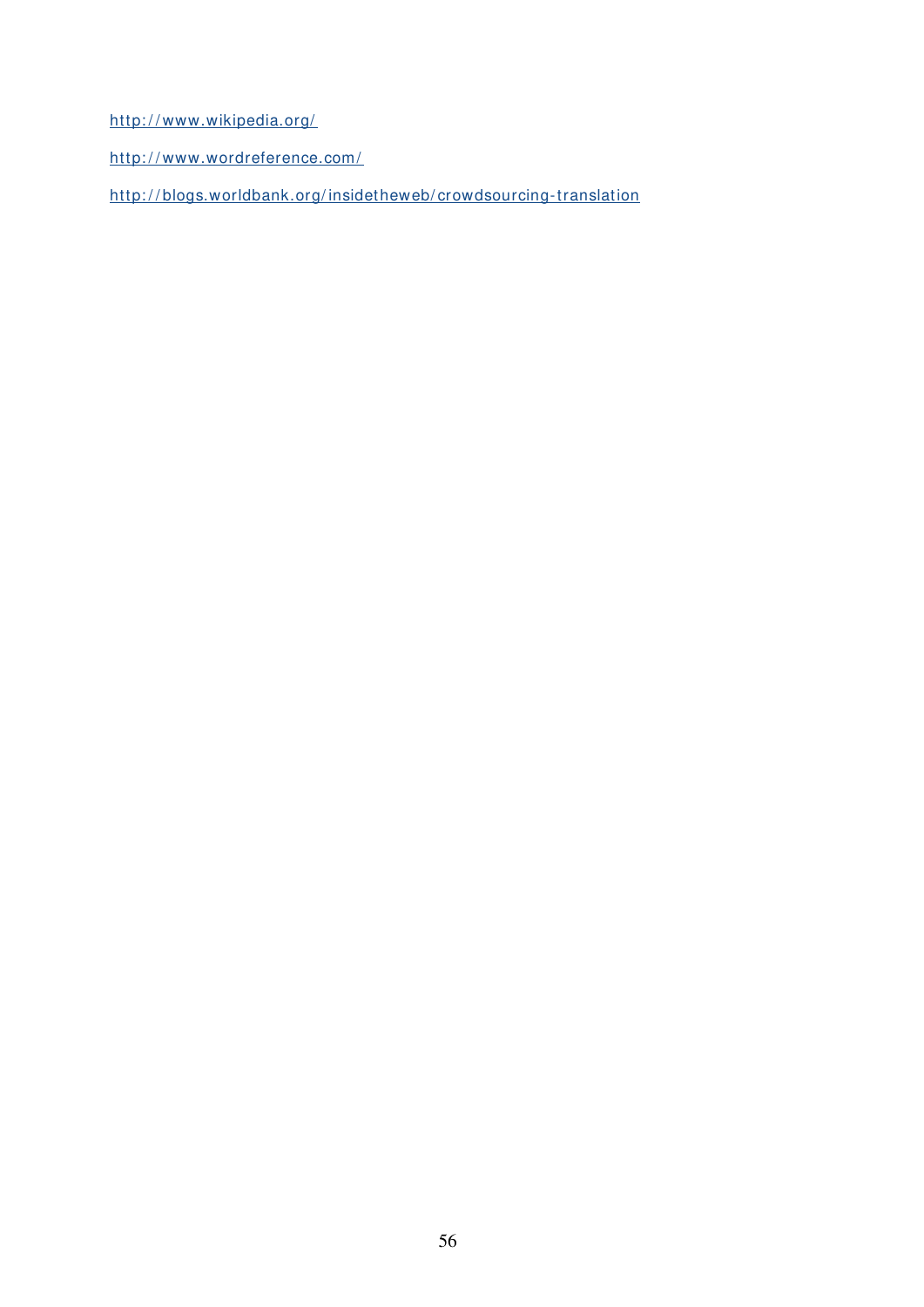http://www.wikipedia.org/

http://www.wordreference.com/

http://blogs.worldbank.org/insidetheweb/crowdsourcing-translation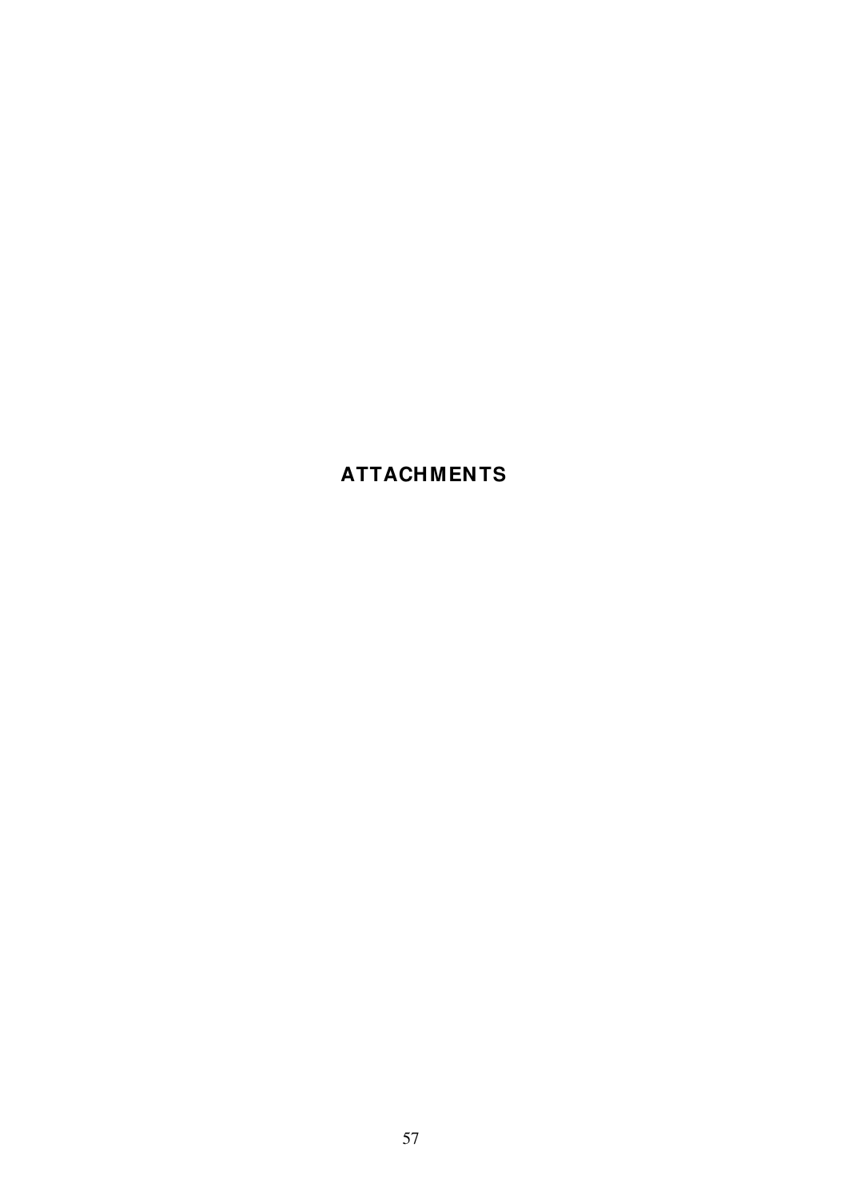# ATTACHMENTS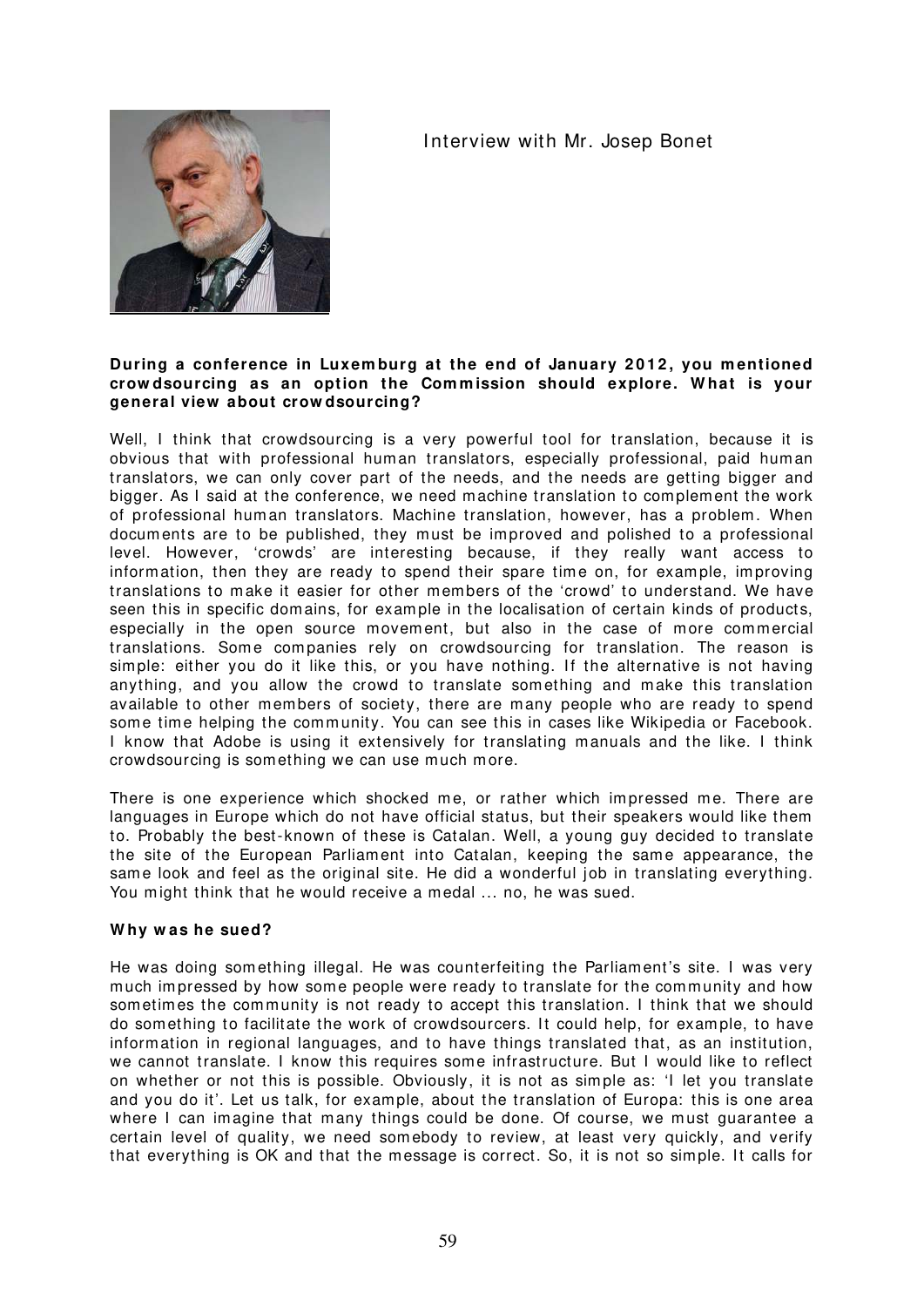## Interview with Mr. Josep Bonet

**During a conference in Luxemburg at the end of January 2012, you mentioned crowdsourcing as an option the Commission should explore. What is your general view about crowdsourcing?**

Well, I think that crowdsourcing is a very powerful tool for translation, because it is obvious that with professional human translators, especially professional, paid human translators, we can only cover part of the needs, and the needs are getting bigger and bigger. As I said at the conference, we need machine translation to complement the work of professional human translators. Machine translation, however, has a problem. When documents are to be published, they must be improved and polished to a professional level. However, 'crowds' are interesting because, if they really want access to information, then they are ready to spend their spare time on, for example, improving translations to make it easier for other members of the 'crowd' to understand. We have seen this in specific domains, for example in the localisation of certain kinds of products, especially in the open source movement, but also in the case of more commercial translations. Some companies rely on crowdsourcing for translation. The reason is simple: either you do it like this, or you have nothing. If the alternative is not having anything, and you allow the crowd to translate something and make this translation available to other members of society, there are many people who are ready to spend some time helping the community. You can see this in cases like Wikipedia or Facebook. I know that Adobe is using it extensively for translating manuals and the like. I think crowdsourcing is something we can use much more.

There is one experience which shocked me, or rather which impressed me. There are languages in Europe which do not have official status, but their speakers would like them to. Probably the best-known of these is Catalan. Well, a young guy decided to translate the site of the European Parliament into Catalan, keeping the same appearance, the same look and feel as the original site. He did a wonderful job in translating everything. You might think that he would receive a medal ... no, he was sued.

**Why was he sued?**

He was doing something illegal. He was counterfeiting the Parliament's site. I was very much impressed by how some people were ready to translate for the community and how sometimes the community is not ready to accept this translation. I think that we should do something to facilitate the work of crowdsourcers. It could help, for example, to have information in regional languages, and to have things translated that, as an institution, we cannot translate. I know this requires some infrastructure. But I would like to reflect on whether or not this is possible. Obviously, it is not as simple as: 'I let you translate and you do it'. Let us talk, for example, about the translation of Europa: this is one area where I can imagine that many things could be done. Of course, we must guarantee a certain level of quality, we need somebody to review, at least very quickly, and verify that everything is OK and that the message is correct. So, it is not so simple. It calls for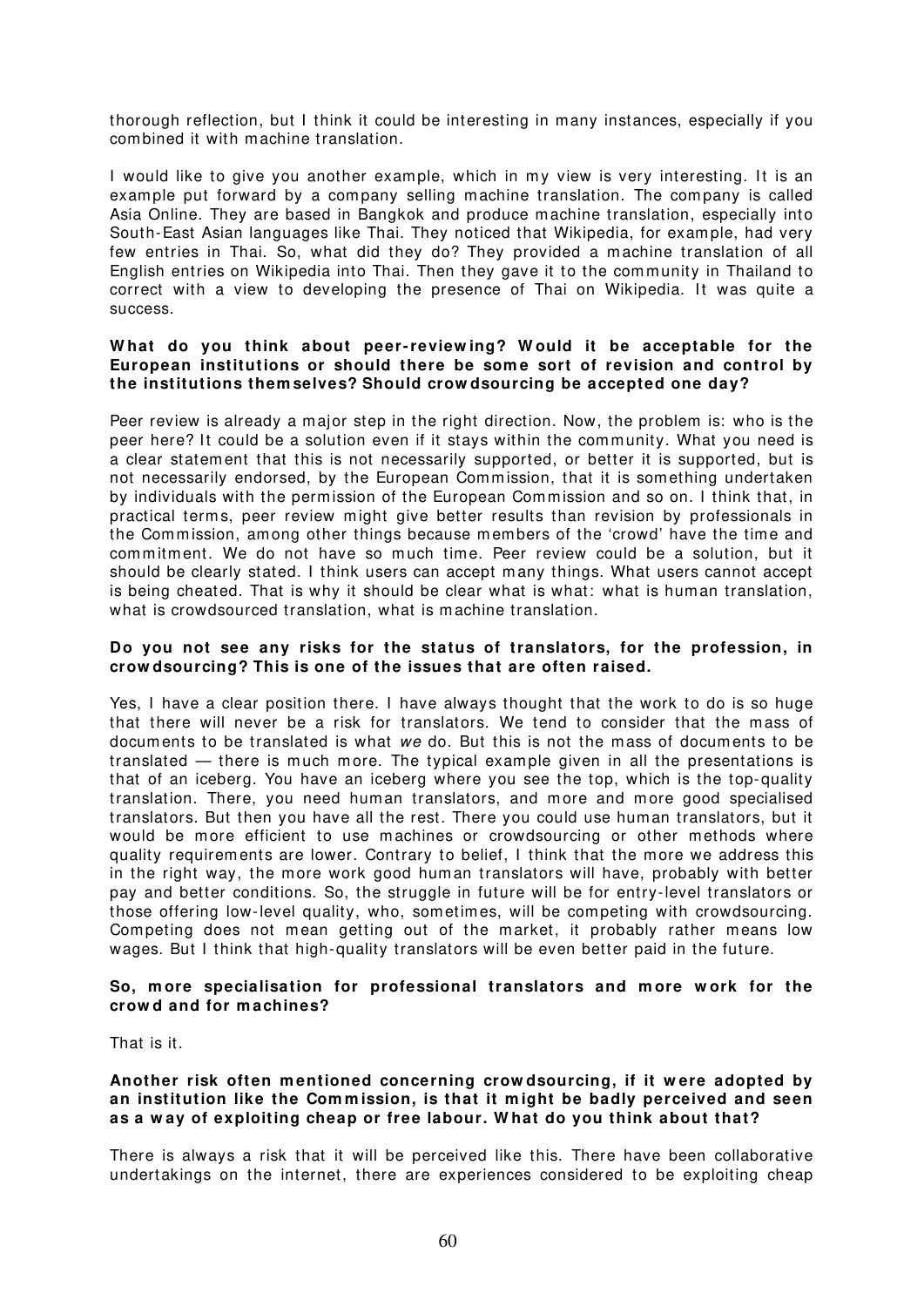thorough reflection, but I think it could be interesting in many instances, especially if you combined it with machine translation.

I would like to give you another example, which in my view is very interesting. It is an example put forward by a company selling machine translation. The company is called Asia Online. They are based in Bangkok and produce machine translation, especially into South-East Asian languages like Thai. They noticed that Wikipedia, for example, had very few entries in Thai. So, what did they do? They provided a machine translation of all English entries on Wikipedia into Thai. Then they gave it to the community in Thailand to correct with a view to developing the presence of Thai on Wikipedia. It was quite a success.

**What do you think about peer-reviewing? Would it be acceptable for the European institutions or should there be some sort of revision and control by the institutions themselves? Should crowdsourcing be accepted one day?**

Peer review is already a major step in the right direction. Now, the problem is: who is the peer here? It could be a solution even if it stays within the community. What you need is a clear statement that this is not necessarily supported, or better it is supported, but is not necessarily endorsed, by the European Commission, that it is something undertaken by individuals with the permission of the European Commission and so on. I think that, in practical terms, peer review might give better results than revision by professionals in the Commission, among other things because members of the 'crowd' have the time and commitment. We do not have so much time. Peer review could be a solution, but it should be clearly stated. I think users can accept many things. What users cannot accept is being cheated. That is why it should be clear what is what: what is human translation, what is crowdsourced translation, what is machine translation.

**Do you not see any risks for the status of translators, for the profession, in crowdsourcing? This is one of the issues that are often raised.**

Yes, I have a clear position there. I have always thought that the work to do is so huge that there will never be a risk for translators. We tend to consider that the mass of documents to be translated is what *we* do. But this is not the mass of documents to be translated — there is much more. The typical example given in all the presentations is that of an iceberg. You have an iceberg where you see the top, which is the top-quality translation. There, you need human translators, and more and more good specialised translators. But then you have all the rest. There you could use human translators, but it would be more efficient to use machines or crowdsourcing or other methods where quality requirements are lower. Contrary to belief, I think that the more we address this in the right way, the more work good human translators will have, probably with better pay and better conditions. So, the struggle in future will be for entry-level translators or those offering low-level quality, who, sometimes, will be competing with crowdsourcing. Competing does not mean getting out of the market, it probably rather means low wages. But I think that high-quality translators will be even better paid in the future.

**So, more specialisation for professional translators and more work for the crowd and for machines?**

That is it.

**Another risk often mentioned concerning crowdsourcing, if it were adopted by an institution like the Commission, is that it might be badly perceived and seen as a way of exploiting cheap or free labour. What do you think about that?**

There is always a risk that it will be perceived like this. There have been collaborative undertakings on the internet, there are experiences considered to be exploiting cheap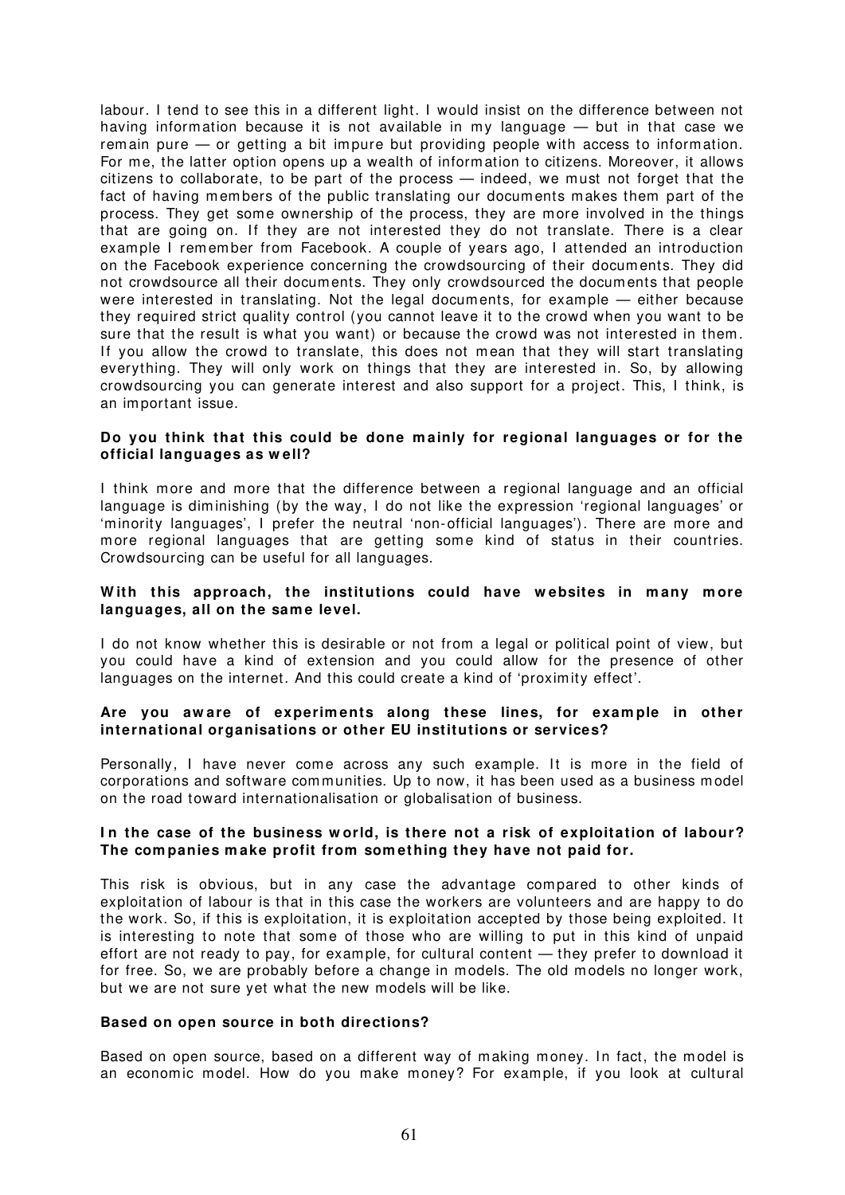labour. I tend to see this in a different light. I would insist on the difference between not having information because it is not available in my language — but in that case we remain pure — or getting a bit impure but providing people with access to information. For me, the latter option opens up a wealth of information to citizens. Moreover, it allows citizens to collaborate, to be part of the process — indeed, we must not forget that the fact of having members of the public translating our documents makes them part of the process. They get some ownership of the process, they are more involved in the things that are going on. If they are not interested they do not translate. There is a clear example I remember from Facebook. A couple of years ago, I attended an introduction on the Facebook experience concerning the crowdsourcing of their documents. They did not crowdsource all their documents. They only crowdsourced the documents that people were interested in translating. Not the legal documents, for example — either because they required strict quality control (you cannot leave it to the crowd when you want to be sure that the result is what you want) or because the crowd was not interested in them. If you allow the crowd to translate, this does not mean that they will start translating everything. They will only work on things that they are interested in. So, by allowing crowdsourcing you can generate interest and also support for a project. This, I think, is an important issue.

**Do you think that this could be done mainly for regional languages or for the official languages as well?**

I think more and more that the difference between a regional language and an official language is diminishing (by the way, I do not like the expression 'regional languages' or 'minority languages', I prefer the neutral 'non-official languages'). There are more and more regional languages that are getting some kind of status in their countries. Crowdsourcing can be useful for all languages.

**With this approach, the institutions could have websites in many more languages, all on the same level.**

I do not know whether this is desirable or not from a legal or political point of view, but you could have a kind of extension and you could allow for the presence of other languages on the internet. And this could create a kind of 'proximity effect'.

**Are you aware of experiments along these lines, for example in other international organisations or other EU institutions or services?**

Personally, I have never come across any such example. It is more in the field of corporations and software communities. Up to now, it has been used as a business model on the road toward internationalisation or globalisation of business.

**In the case of the business world, is there not a risk of exploitation of labour? The companies make profit from something they have not paid for.**

This risk is obvious, but in any case the advantage compared to other kinds of exploitation of labour is that in this case the workers are volunteers and are happy to do the work. So, if this is exploitation, it is exploitation accepted by those being exploited. It is interesting to note that some of those who are willing to put in this kind of unpaid effort are not ready to pay, for example, for cultural content — they prefer to download it for free. So, we are probably before a change in models. The old models no longer work, but we are not sure yet what the new models will be like.

**Based on open source in both directions?**

Based on open source, based on a different way of making money. In fact, the model is an economic model. How do you make money? For example, if you look at cultural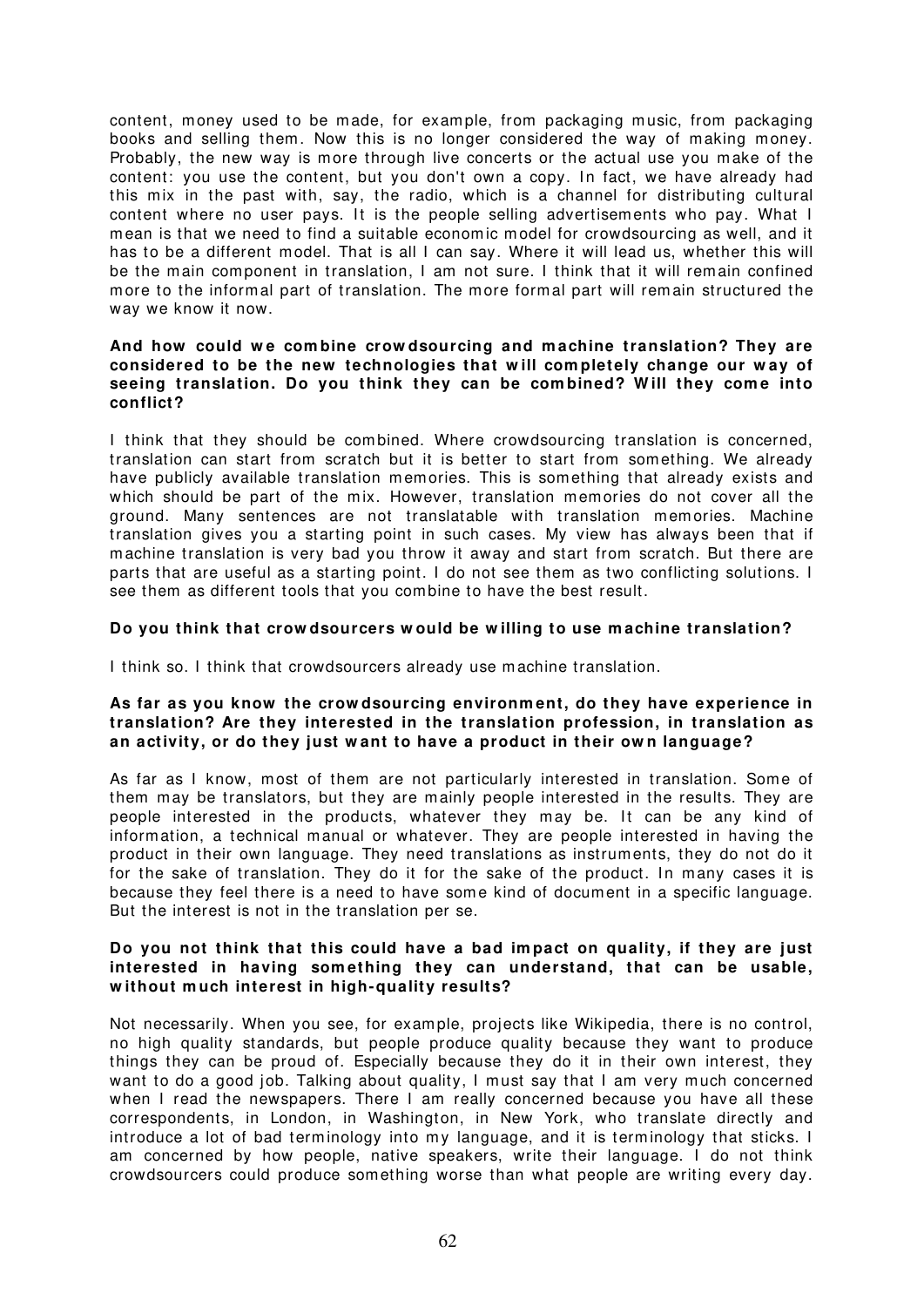content, money used to be made, for example, from packaging music, from packaging books and selling them. Now this is no longer considered the way of making money. Probably, the new way is more through live concerts or the actual use you make of the content: you use the content, but you don't own a copy. In fact, we have already had this mix in the past with, say, the radio, which is a channel for distributing cultural content where no user pays. It is the people selling advertisements who pay. What I mean is that we need to find a suitable economic model for crowdsourcing as well, and it has to be a different model. That is all I can say. Where it will lead us, whether this will be the main component in translation, I am not sure. I think that it will remain confined more to the informal part of translation. The more formal part will remain structured the way we know it now.

**And how could we combine crowdsourcing and machine translation? They are considered to be the new technologies that will completely change our way of seeing translation. Do you think they can be combined? Will they come into conflict?**

I think that they should be combined. Where crowdsourcing translation is concerned, translation can start from scratch but it is better to start from something. We already have publicly available translation memories. This is something that already exists and which should be part of the mix. However, translation memories do not cover all the ground. Many sentences are not translatable with translation memories. Machine translation gives you a starting point in such cases. My view has always been that if machine translation is very bad you throw it away and start from scratch. But there are parts that are useful as a starting point. I do not see them as two conflicting solutions. I see them as different tools that you combine to have the best result.

**Do you think that crowdsourcers would be willing to use machine translation?**

I think so. I think that crowdsourcers already use machine translation.

**As far as you know the crowdsourcing environment, do they have experience in translation? Are they interested in the translation profession, in translation as an activity, or do they just want to have a product in their own language?**

As far as I know, most of them are not particularly interested in translation. Some of them may be translators, but they are mainly people interested in the results. They are people interested in the products, whatever they may be. It can be any kind of information, a technical manual or whatever. They are people interested in having the product in their own language. They need translations as instruments, they do not do it for the sake of translation. They do it for the sake of the product. In many cases it is because they feel there is a need to have some kind of document in a specific language. But the interest is not in the translation per se.

**Do you not think that this could have a bad impact on quality, if they are just interested in having something they can understand, that can be usable, without much interest in high-quality results?**

Not necessarily. When you see, for example, projects like Wikipedia, there is no control, no high quality standards, but people produce quality because they want to produce things they can be proud of. Especially because they do it in their own interest, they want to do a good job. Talking about quality, I must say that I am very much concerned when I read the newspapers. There I am really concerned because you have all these correspondents, in London, in Washington, in New York, who translate directly and introduce a lot of bad terminology into my language, and it is terminology that sticks. I am concerned by how people, native speakers, write their language. I do not think crowdsourcers could produce something worse than what people are writing every day.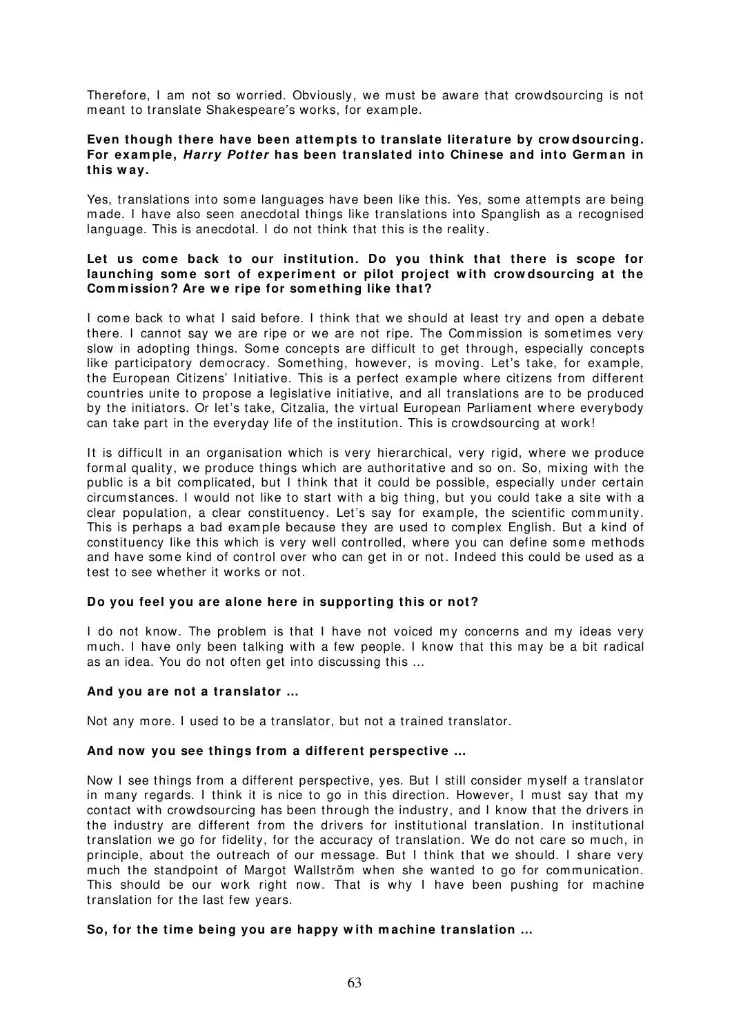Therefore, I am not so worried. Obviously, we must be aware that crowdsourcing is not meant to translate Shakespeare's works, for example.

**Even though there have been attempts to translate literature by crowdsourcing. For example, *Harry Potter* has been translated into Chinese and into German in this way.**

Yes, translations into some languages have been like this. Yes, some attempts are being made. I have also seen anecdotal things like translations into Spanglish as a recognised language. This is anecdotal. I do not think that this is the reality.

**Let us come back to our institution. Do you think that there is scope for launching some sort of experiment or pilot project with crowdsourcing at the Commission? Are we ripe for something like that?**

I come back to what I said before. I think that we should at least try and open a debate there. I cannot say we are ripe or we are not ripe. The Commission is sometimes very slow in adopting things. Some concepts are difficult to get through, especially concepts like participatory democracy. Something, however, is moving. Let's take, for example, the European Citizens' Initiative. This is a perfect example where citizens from different countries unite to propose a legislative initiative, and all translations are to be produced by the initiators. Or let's take, Citzalia, the virtual European Parliament where everybody can take part in the everyday life of the institution. This is crowdsourcing at work!

It is difficult in an organisation which is very hierarchical, very rigid, where we produce formal quality, we produce things which are authoritative and so on. So, mixing with the public is a bit complicated, but I think that it could be possible, especially under certain circumstances. I would not like to start with a big thing, but you could take a site with a clear population, a clear constituency. Let's say for example, the scientific community. This is perhaps a bad example because they are used to complex English. But a kind of constituency like this which is very well controlled, where you can define some methods and have some kind of control over who can get in or not. Indeed this could be used as a test to see whether it works or not.

**Do you feel you are alone here in supporting this or not?**

I do not know. The problem is that I have not voiced my concerns and my ideas very much. I have only been talking with a few people. I know that this may be a bit radical as an idea. You do not often get into discussing this ...

**And you are not a translator ...**

Not any more. I used to be a translator, but not a trained translator.

**And now you see things from a different perspective ...**

Now I see things from a different perspective, yes. But I still consider myself a translator in many regards. I think it is nice to go in this direction. However, I must say that my contact with crowdsourcing has been through the industry, and I know that the drivers in the industry are different from the drivers for institutional translation. In institutional translation we go for fidelity, for the accuracy of translation. We do not care so much, in principle, about the outreach of our message. But I think that we should. I share very much the standpoint of Margot Wallström when she wanted to go for communication. This should be our work right now. That is why I have been pushing for machine translation for the last few years.

**So, for the time being you are happy with machine translation ...**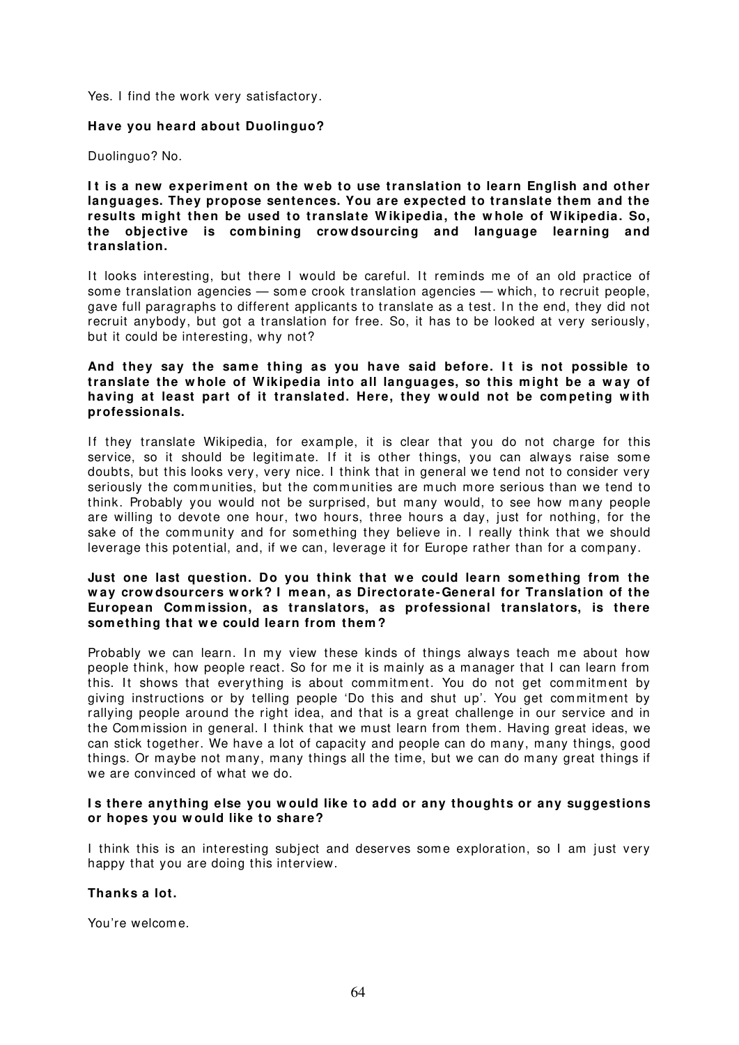Yes. I find the work very satisfactory.

**Have you heard about Duolinguo?**

Duolinguo? No.

**It is a new experiment on the web to use translation to learn English and other languages. They propose sentences. You are expected to translate them and the results might then be used to translate Wikipedia, the whole of Wikipedia. So, the objective is combining crowdsourcing and language learning and translation.**

It looks interesting, but there I would be careful. It reminds me of an old practice of some translation agencies — some crook translation agencies — which, to recruit people, gave full paragraphs to different applicants to translate as a test. In the end, they did not recruit anybody, but got a translation for free. So, it has to be looked at very seriously, but it could be interesting, why not?

**And they say the same thing as you have said before. It is not possible to translate the whole of Wikipedia into all languages, so this might be a way of having at least part of it translated. Here, they would not be competing with professionals.**

If they translate Wikipedia, for example, it is clear that you do not charge for this service, so it should be legitimate. If it is other things, you can always raise some doubts, but this looks very, very nice. I think that in general we tend not to consider very seriously the communities, but the communities are much more serious than we tend to think. Probably you would not be surprised, but many would, to see how many people are willing to devote one hour, two hours, three hours a day, just for nothing, for the sake of the community and for something they believe in. I really think that we should leverage this potential, and, if we can, leverage it for Europe rather than for a company.

**Just one last question. Do you think that we could learn something from the way crowdsourcers work? I mean, as Directorate-General for Translation of the European Commission, as translators, as professional translators, is there something that we could learn from them?**

Probably we can learn. In my view these kinds of things always teach me about how people think, how people react. So for me it is mainly as a manager that I can learn from this. It shows that everything is about commitment. You do not get commitment by giving instructions or by telling people 'Do this and shut up'. You get commitment by rallying people around the right idea, and that is a great challenge in our service and in the Commission in general. I think that we must learn from them. Having great ideas, we can stick together. We have a lot of capacity and people can do many, many things, good things. Or maybe not many, many things all the time, but we can do many great things if we are convinced of what we do.

**Is there anything else you would like to add or any thoughts or any suggestions or hopes you would like to share?**

I think this is an interesting subject and deserves some exploration, so I am just very happy that you are doing this interview.

**Thanks a lot.**

You're welcome.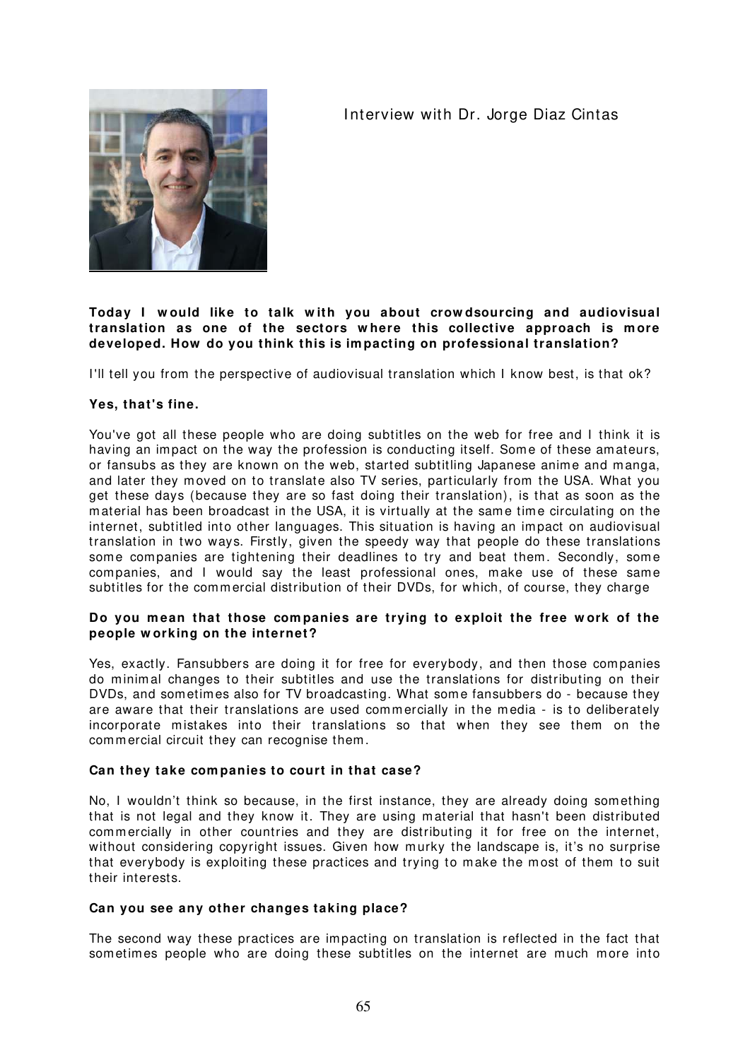## Interview with Dr. Jorge Diaz Cintas

**Today I would like to talk with you about crowdsourcing and audiovisual translation as one of the sectors where this collective approach is more developed. How do you think this is impacting on professional translation?**

I'll tell you from the perspective of audiovisual translation which I know best, is that ok?

**Yes, that's fine.**

You've got all these people who are doing subtitles on the web for free and I think it is having an impact on the way the profession is conducting itself. Some of these amateurs, or fansubs as they are known on the web, started subtitling Japanese anime and manga, and later they moved on to translate also TV series, particularly from the USA. What you get these days (because they are so fast doing their translation), is that as soon as the material has been broadcast in the USA, it is virtually at the same time circulating on the internet, subtitled into other languages. This situation is having an impact on audiovisual translation in two ways. Firstly, given the speedy way that people do these translations some companies are tightening their deadlines to try and beat them. Secondly, some companies, and I would say the least professional ones, make use of these same subtitles for the commercial distribution of their DVDs, for which, of course, they charge

**Do you mean that those companies are trying to exploit the free work of the people working on the internet?**

Yes, exactly. Fansubbers are doing it for free for everybody, and then those companies do minimal changes to their subtitles and use the translations for distributing on their DVDs, and sometimes also for TV broadcasting. What some fansubbers do - because they are aware that their translations are used commercially in the media - is to deliberately incorporate mistakes into their translations so that when they see them on the commercial circuit they can recognise them.

**Can they take companies to court in that case?**

No, I wouldn't think so because, in the first instance, they are already doing something that is not legal and they know it. They are using material that hasn't been distributed commercially in other countries and they are distributing it for free on the internet, without considering copyright issues. Given how murky the landscape is, it's no surprise that everybody is exploiting these practices and trying to make the most of them to suit their interests.

**Can you see any other changes taking place?**

The second way these practices are impacting on translation is reflected in the fact that sometimes people who are doing these subtitles on the internet are much more into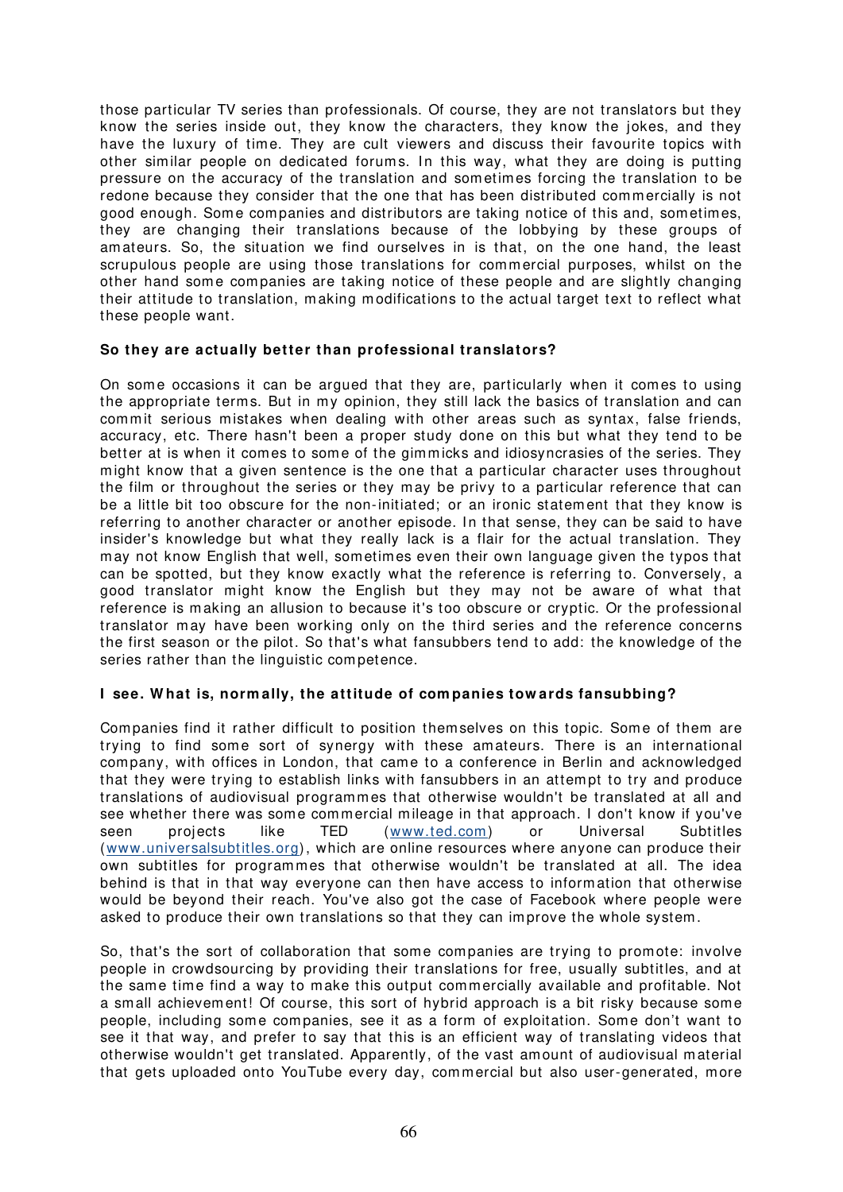those particular TV series than professionals. Of course, they are not translators but they know the series inside out, they know the characters, they know the jokes, and they have the luxury of time. They are cult viewers and discuss their favourite topics with other similar people on dedicated forums. In this way, what they are doing is putting pressure on the accuracy of the translation and sometimes forcing the translation to be redone because they consider that the one that has been distributed commercially is not good enough. Some companies and distributors are taking notice of this and, sometimes, they are changing their translations because of the lobbying by these groups of amateurs. So, the situation we find ourselves in is that, on the one hand, the least scrupulous people are using those translations for commercial purposes, whilst on the other hand some companies are taking notice of these people and are slightly changing their attitude to translation, making modifications to the actual target text to reflect what these people want.

**So they are actually better than professional translators?**

On some occasions it can be argued that they are, particularly when it comes to using the appropriate terms. But in my opinion, they still lack the basics of translation and can commit serious mistakes when dealing with other areas such as syntax, false friends, accuracy, etc. There hasn't been a proper study done on this but what they tend to be better at is when it comes to some of the gimmicks and idiosyncrasies of the series. They might know that a given sentence is the one that a particular character uses throughout the film or throughout the series or they may be privy to a particular reference that can be a little bit too obscure for the non-initiated; or an ironic statement that they know is referring to another character or another episode. In that sense, they can be said to have insider's knowledge but what they really lack is a flair for the actual translation. They may not know English that well, sometimes even their own language given the typos that can be spotted, but they know exactly what the reference is referring to. Conversely, a good translator might know the English but they may not be aware of what that reference is making an allusion to because it's too obscure or cryptic. Or the professional translator may have been working only on the third series and the reference concerns the first season or the pilot. So that's what fansubbers tend to add: the knowledge of the series rather than the linguistic competence.

**I see. What is, normally, the attitude of companies towards fansubbing?**

Companies find it rather difficult to position themselves on this topic. Some of them are trying to find some sort of synergy with these amateurs. There is an international company, with offices in London, that came to a conference in Berlin and acknowledged that they were trying to establish links with fansubbers in an attempt to try and produce translations of audiovisual programmes that otherwise wouldn't be translated at all and see whether there was some commercial mileage in that approach. I don't know if you've seen projects like TED (www.ted.com) or Universal Subtitles (www.universalsubtitles.org), which are online resources where anyone can produce their own subtitles for programmes that otherwise wouldn't be translated at all. The idea behind is that in that way everyone can then have access to information that otherwise would be beyond their reach. You've also got the case of Facebook where people were asked to produce their own translations so that they can improve the whole system.

So, that's the sort of collaboration that some companies are trying to promote: involve people in crowdsourcing by providing their translations for free, usually subtitles, and at the same time find a way to make this output commercially available and profitable. Not a small achievement! Of course, this sort of hybrid approach is a bit risky because some people, including some companies, see it as a form of exploitation. Some don't want to see it that way, and prefer to say that this is an efficient way of translating videos that otherwise wouldn't get translated. Apparently, of the vast amount of audiovisual material that gets uploaded onto YouTube every day, commercial but also user-generated, more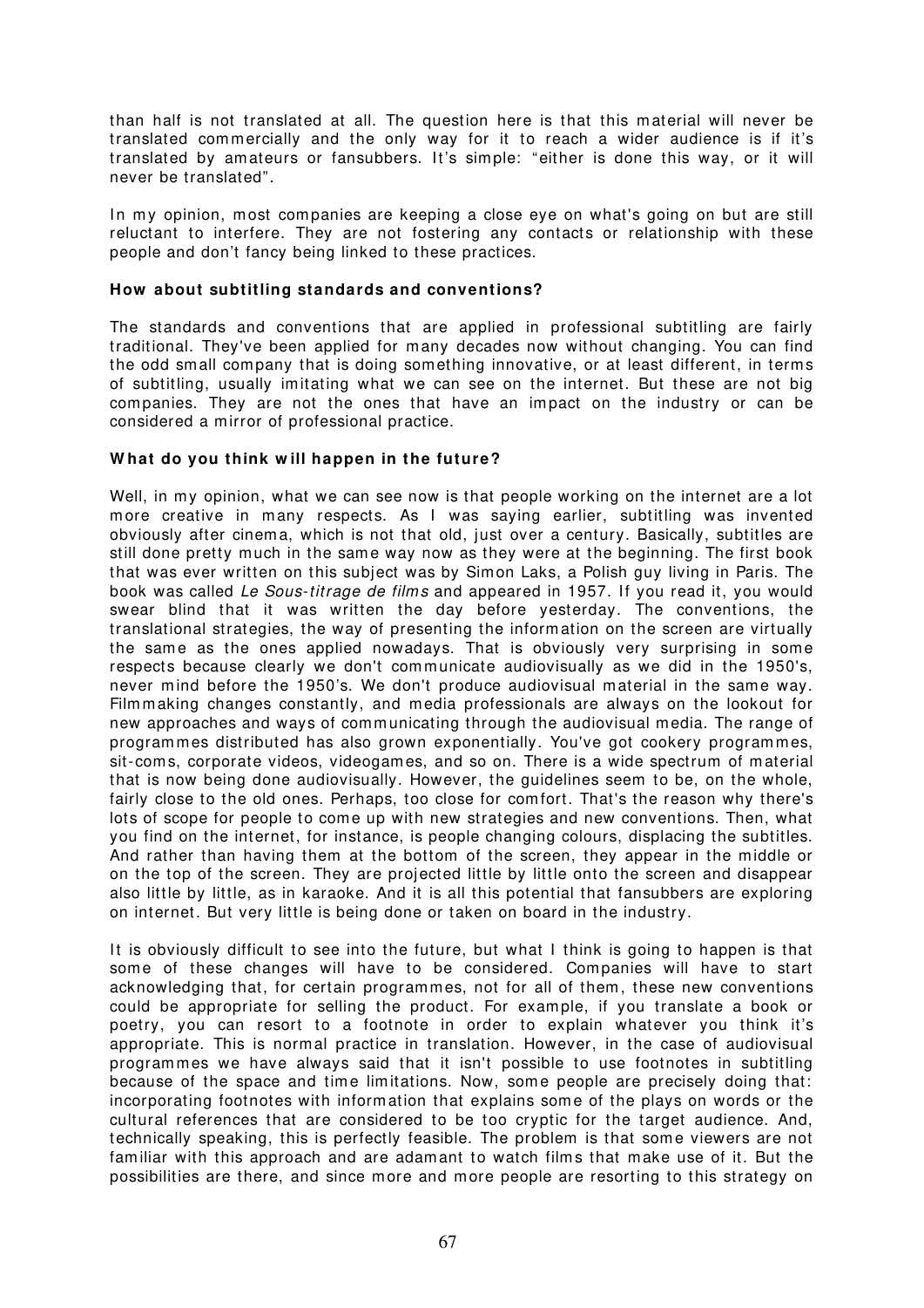than half is not translated at all. The question here is that this material will never be translated commercially and the only way for it to reach a wider audience is if it's translated by amateurs or fansubbers. It's simple: "either is done this way, or it will never be translated".

In my opinion, most companies are keeping a close eye on what's going on but are still reluctant to interfere. They are not fostering any contacts or relationship with these people and don't fancy being linked to these practices.

**How about subtitling standards and conventions?**

The standards and conventions that are applied in professional subtitling are fairly traditional. They've been applied for many decades now without changing. You can find the odd small company that is doing something innovative, or at least different, in terms of subtitling, usually imitating what we can see on the internet. But these are not big companies. They are not the ones that have an impact on the industry or can be considered a mirror of professional practice.

**What do you think will happen in the future?**

Well, in my opinion, what we can see now is that people working on the internet are a lot more creative in many respects. As I was saying earlier, subtitling was invented obviously after cinema, which is not that old, just over a century. Basically, subtitles are still done pretty much in the same way now as they were at the beginning. The first book that was ever written on this subject was by Simon Laks, a Polish guy living in Paris. The book was called *Le Sous-titrage de films* and appeared in 1957. If you read it, you would swear blind that it was written the day before yesterday. The conventions, the translational strategies, the way of presenting the information on the screen are virtually the same as the ones applied nowadays. That is obviously very surprising in some respects because clearly we don't communicate audiovisually as we did in the 1950's, never mind before the 1950's. We don't produce audiovisual material in the same way. Filmmaking changes constantly, and media professionals are always on the lookout for new approaches and ways of communicating through the audiovisual media. The range of programmes distributed has also grown exponentially. You've got cookery programmes, sit-coms, corporate videos, videogames, and so on. There is a wide spectrum of material that is now being done audiovisually. However, the guidelines seem to be, on the whole, fairly close to the old ones. Perhaps, too close for comfort. That's the reason why there's lots of scope for people to come up with new strategies and new conventions. Then, what you find on the internet, for instance, is people changing colours, displacing the subtitles. And rather than having them at the bottom of the screen, they appear in the middle or on the top of the screen. They are projected little by little onto the screen and disappear also little by little, as in karaoke. And it is all this potential that fansubbers are exploring on internet. But very little is being done or taken on board in the industry.

It is obviously difficult to see into the future, but what I think is going to happen is that some of these changes will have to be considered. Companies will have to start acknowledging that, for certain programmes, not for all of them, these new conventions could be appropriate for selling the product. For example, if you translate a book or poetry, you can resort to a footnote in order to explain whatever you think it's appropriate. This is normal practice in translation. However, in the case of audiovisual programmes we have always said that it isn't possible to use footnotes in subtitling because of the space and time limitations. Now, some people are precisely doing that: incorporating footnotes with information that explains some of the plays on words or the cultural references that are considered to be too cryptic for the target audience. And, technically speaking, this is perfectly feasible. The problem is that some viewers are not familiar with this approach and are adamant to watch films that make use of it. But the possibilities are there, and since more and more people are resorting to this strategy on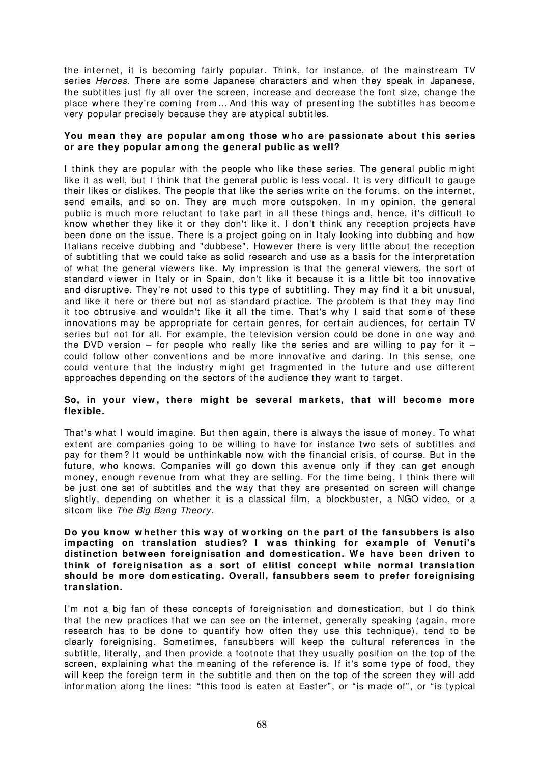the internet, it is becoming fairly popular. Think, for instance, of the mainstream TV series *Heroes*. There are some Japanese characters and when they speak in Japanese, the subtitles just fly all over the screen, increase and decrease the font size, change the place where they're coming from… And this way of presenting the subtitles has become very popular precisely because they are atypical subtitles.

**You mean they are popular among those who are passionate about this series or are they popular among the general public as well?**

I think they are popular with the people who like these series. The general public might like it as well, but I think that the general public is less vocal. It is very difficult to gauge their likes or dislikes. The people that like the series write on the forums, on the internet, send emails, and so on. They are much more outspoken. In my opinion, the general public is much more reluctant to take part in all these things and, hence, it's difficult to know whether they like it or they don't like it. I don't think any reception projects have been done on the issue. There is a project going on in Italy looking into dubbing and how Italians receive dubbing and "dubbese". However there is very little about the reception of subtitling that we could take as solid research and use as a basis for the interpretation of what the general viewers like. My impression is that the general viewers, the sort of standard viewer in Italy or in Spain, don't like it because it is a little bit too innovative and disruptive. They're not used to this type of subtitling. They may find it a bit unusual, and like it here or there but not as standard practice. The problem is that they may find it too obtrusive and wouldn't like it all the time. That's why I said that some of these innovations may be appropriate for certain genres, for certain audiences, for certain TV series but not for all. For example, the television version could be done in one way and the DVD version – for people who really like the series and are willing to pay for it – could follow other conventions and be more innovative and daring. In this sense, one could venture that the industry might get fragmented in the future and use different approaches depending on the sectors of the audience they want to target.

**So, in your view, there might be several markets, that will become more flexible.**

That's what I would imagine. But then again, there is always the issue of money. To what extent are companies going to be willing to have for instance two sets of subtitles and pay for them? It would be unthinkable now with the financial crisis, of course. But in the future, who knows. Companies will go down this avenue only if they can get enough money, enough revenue from what they are selling. For the time being, I think there will be just one set of subtitles and the way that they are presented on screen will change slightly, depending on whether it is a classical film, a blockbuster, a NGO video, or a sitcom like *The Big Bang Theory*.

**Do you know whether this way of working on the part of the fansubbers is also impacting on translation studies? I was thinking for example of Venuti's distinction between foreignisation and domestication. We have been driven to think of foreignisation as a sort of elitist concept while normal translation should be more domesticating. Overall, fansubbers seem to prefer foreignising translation.**

I'm not a big fan of these concepts of foreignisation and domestication, but I do think that the new practices that we can see on the internet, generally speaking (again, more research has to be done to quantify how often they use this technique), tend to be clearly foreignising. Sometimes, fansubbers will keep the cultural references in the subtitle, literally, and then provide a footnote that they usually position on the top of the screen, explaining what the meaning of the reference is. If it's some type of food, they will keep the foreign term in the subtitle and then on the top of the screen they will add information along the lines: "this food is eaten at Easter", or "is made of", or "is typical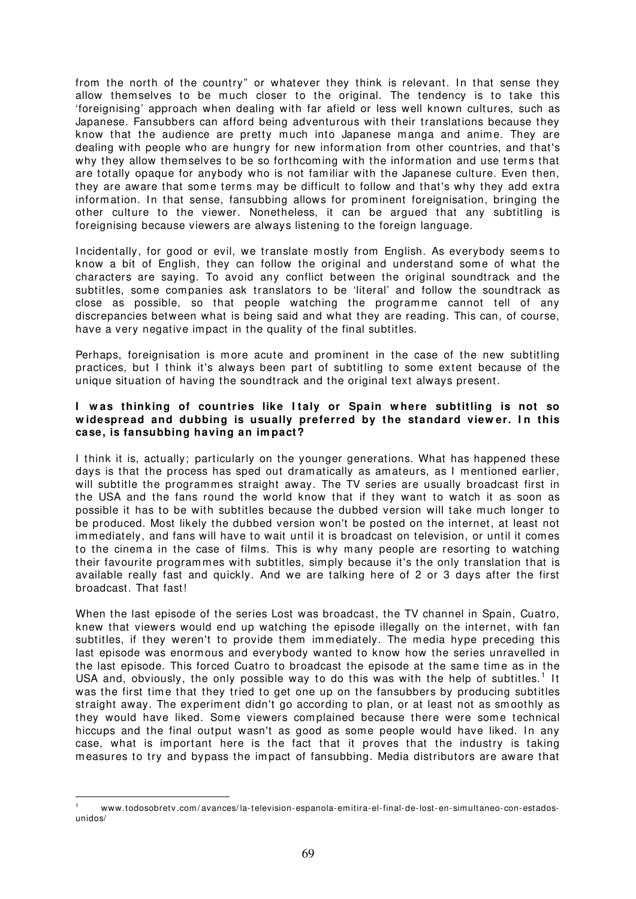from the north of the country" or whatever they think is relevant. In that sense they allow themselves to be much closer to the original. The tendency is to take this 'foreignising' approach when dealing with far afield or less well known cultures, such as Japanese. Fansubbers can afford being adventurous with their translations because they know that the audience are pretty much into Japanese manga and anime. They are dealing with people who are hungry for new information from other countries, and that's why they allow themselves to be so forthcoming with the information and use terms that are totally opaque for anybody who is not familiar with the Japanese culture. Even then, they are aware that some terms may be difficult to follow and that's why they add extra information. In that sense, fansubbing allows for prominent foreignisation, bringing the other culture to the viewer. Nonetheless, it can be argued that any subtitling is foreignising because viewers are always listening to the foreign language.

Incidentally, for good or evil, we translate mostly from English. As everybody seems to know a bit of English, they can follow the original and understand some of what the characters are saying. To avoid any conflict between the original soundtrack and the subtitles, some companies ask translators to be 'literal' and follow the soundtrack as close as possible, so that people watching the programme cannot tell of any discrepancies between what is being said and what they are reading. This can, of course, have a very negative impact in the quality of the final subtitles.

Perhaps, foreignisation is more acute and prominent in the case of the new subtitling practices, but I think it's always been part of subtitling to some extent because of the unique situation of having the soundtrack and the original text always present.

**I was thinking of countries like Italy or Spain where subtitling is not so widespread and dubbing is usually preferred by the standard viewer. In this case, is fansubbing having an impact?**

I think it is, actually; particularly on the younger generations. What has happened these days is that the process has sped out dramatically as amateurs, as I mentioned earlier, will subtitle the programmes straight away. The TV series are usually broadcast first in the USA and the fans round the world know that if they want to watch it as soon as possible it has to be with subtitles because the dubbed version will take much longer to be produced. Most likely the dubbed version won't be posted on the internet, at least not immediately, and fans will have to wait until it is broadcast on television, or until it comes to the cinema in the case of films. This is why many people are resorting to watching their favourite programmes with subtitles, simply because it's the only translation that is available really fast and quickly. And we are talking here of 2 or 3 days after the first broadcast. That fast!

When the last episode of the series Lost was broadcast, the TV channel in Spain, Cuatro, knew that viewers would end up watching the episode illegally on the internet, with fan subtitles, if they weren't to provide them immediately. The media hype preceding this last episode was enormous and everybody wanted to know how the series unravelled in the last episode. This forced Cuatro to broadcast the episode at the same time as in the USA and, obviously, the only possible way to do this was with the help of subtitles.[1] It was the first time that they tried to get one up on the fansubbers by producing subtitles straight away. The experiment didn't go according to plan, or at least not as smoothly as they would have liked. Some viewers complained because there were some technical hiccups and the final output wasn't as good as some people would have liked. In any case, what is important here is the fact that it proves that the industry is taking measures to try and bypass the impact of fansubbing. Media distributors are aware that

[1] www.todosobretv.com/avances/la-television-espanola-emitira-el-final-de-lost-en-simultaneo-con-estados-unidos/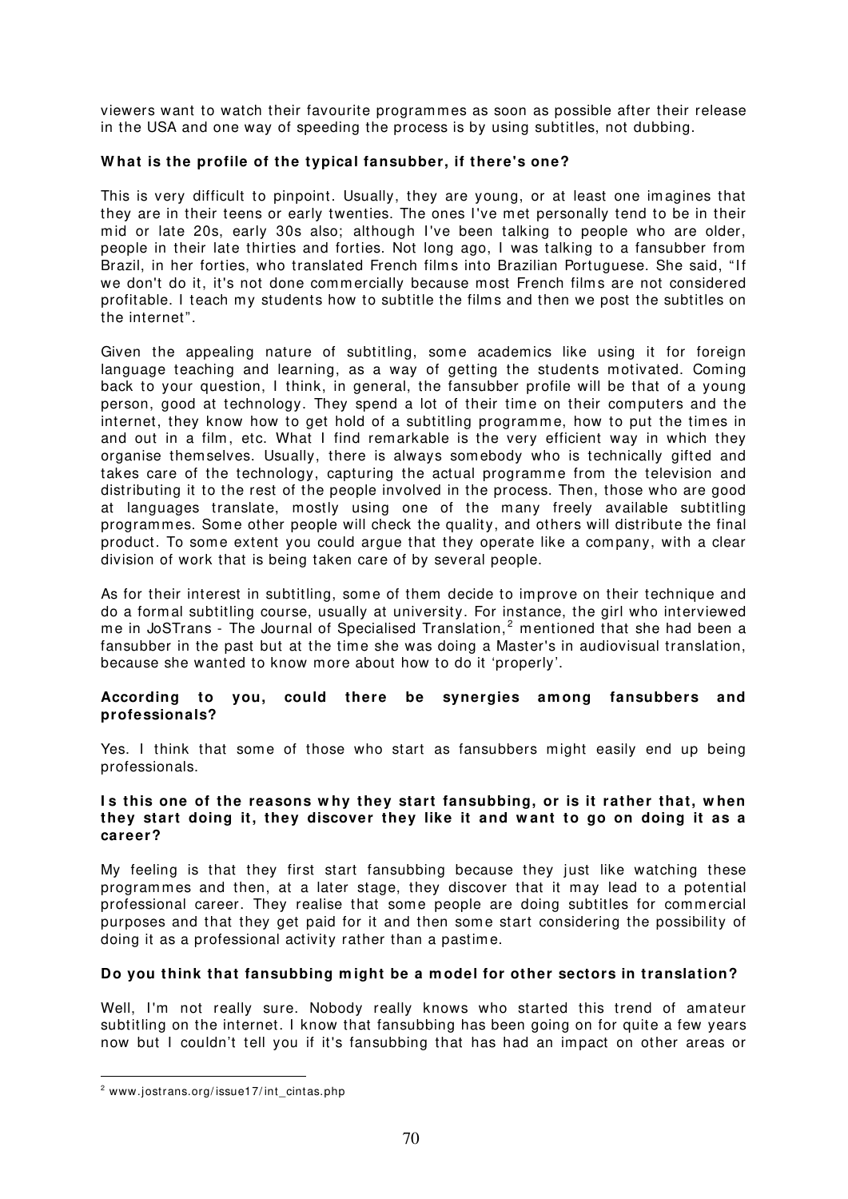viewers want to watch their favourite programmes as soon as possible after their release in the USA and one way of speeding the process is by using subtitles, not dubbing.

**What is the profile of the typical fansubber, if there's one?**

This is very difficult to pinpoint. Usually, they are young, or at least one imagines that they are in their teens or early twenties. The ones I've met personally tend to be in their mid or late 20s, early 30s also; although I've been talking to people who are older, people in their late thirties and forties. Not long ago, I was talking to a fansubber from Brazil, in her forties, who translated French films into Brazilian Portuguese. She said, "If we don't do it, it's not done commercially because most French films are not considered profitable. I teach my students how to subtitle the films and then we post the subtitles on the internet".

Given the appealing nature of subtitling, some academics like using it for foreign language teaching and learning, as a way of getting the students motivated. Coming back to your question, I think, in general, the fansubber profile will be that of a young person, good at technology. They spend a lot of their time on their computers and the internet, they know how to get hold of a subtitling programme, how to put the times in and out in a film, etc. What I find remarkable is the very efficient way in which they organise themselves. Usually, there is always somebody who is technically gifted and takes care of the technology, capturing the actual programme from the television and distributing it to the rest of the people involved in the process. Then, those who are good at languages translate, mostly using one of the many freely available subtitling programmes. Some other people will check the quality, and others will distribute the final product. To some extent you could argue that they operate like a company, with a clear division of work that is being taken care of by several people.

As for their interest in subtitling, some of them decide to improve on their technique and do a formal subtitling course, usually at university. For instance, the girl who interviewed me in JoSTrans - The Journal of Specialised Translation,[2] mentioned that she had been a fansubber in the past but at the time she was doing a Master's in audiovisual translation, because she wanted to know more about how to do it 'properly'.

**According to you, could there be synergies among fansubbers and professionals?**

Yes. I think that some of those who start as fansubbers might easily end up being professionals.

**Is this one of the reasons why they start fansubbing, or is it rather that, when they start doing it, they discover they like it and want to go on doing it as a career?**

My feeling is that they first start fansubbing because they just like watching these programmes and then, at a later stage, they discover that it may lead to a potential professional career. They realise that some people are doing subtitles for commercial purposes and that they get paid for it and then some start considering the possibility of doing it as a professional activity rather than a pastime.

**Do you think that fansubbing might be a model for other sectors in translation?**

Well, I'm not really sure. Nobody really knows who started this trend of amateur subtitling on the internet. I know that fansubbing has been going on for quite a few years now but I couldn't tell you if it's fansubbing that has had an impact on other areas or

---

[2] www.jostrans.org/issue17/int_cintas.php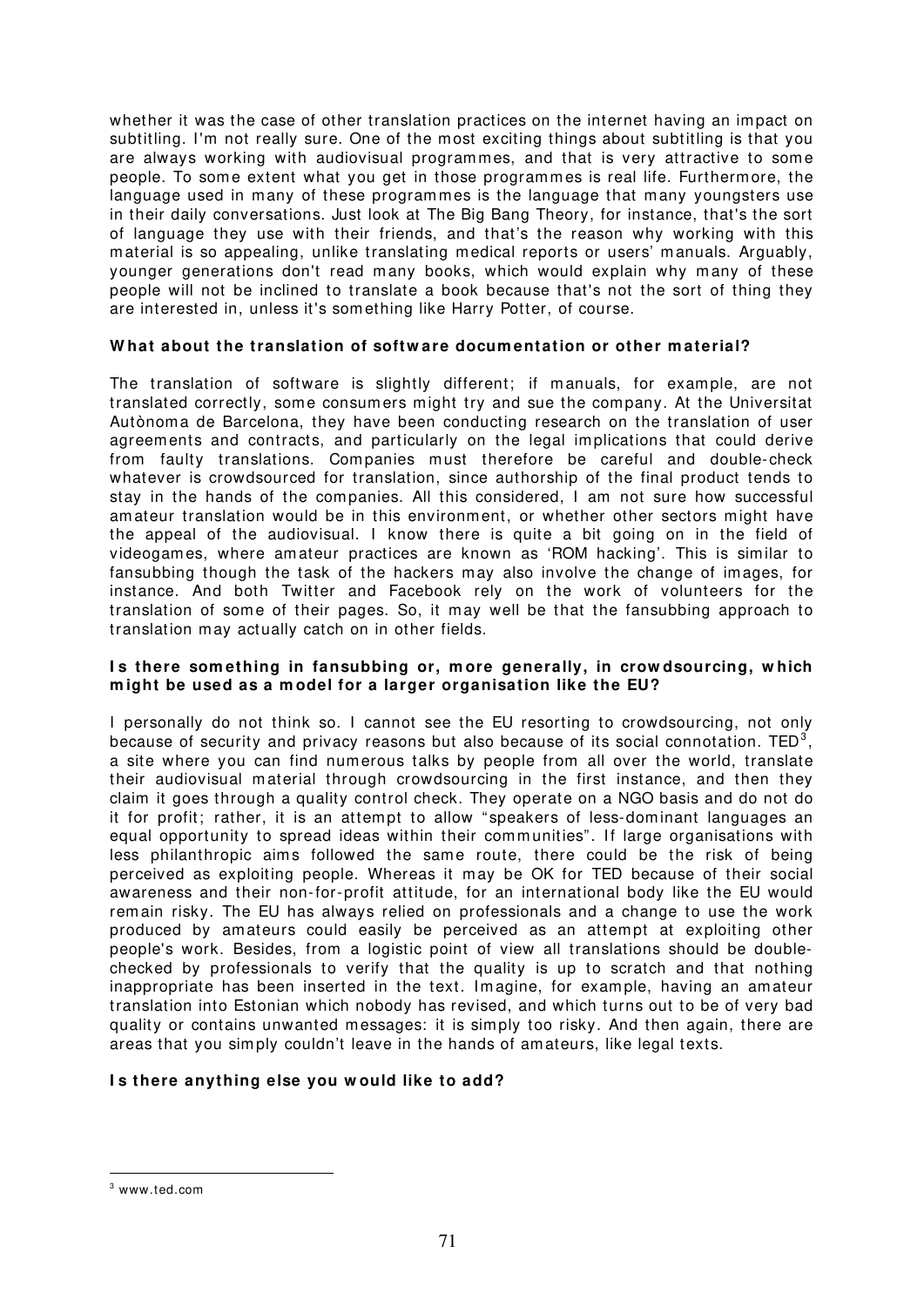whether it was the case of other translation practices on the internet having an impact on subtitling. I'm not really sure. One of the most exciting things about subtitling is that you are always working with audiovisual programmes, and that is very attractive to some people. To some extent what you get in those programmes is real life. Furthermore, the language used in many of these programmes is the language that many youngsters use in their daily conversations. Just look at The Big Bang Theory, for instance, that's the sort of language they use with their friends, and that's the reason why working with this material is so appealing, unlike translating medical reports or users' manuals. Arguably, younger generations don't read many books, which would explain why many of these people will not be inclined to translate a book because that's not the sort of thing they are interested in, unless it's something like Harry Potter, of course.

**What about the translation of software documentation or other material?**

The translation of software is slightly different; if manuals, for example, are not translated correctly, some consumers might try and sue the company. At the Universitat Autònoma de Barcelona, they have been conducting research on the translation of user agreements and contracts, and particularly on the legal implications that could derive from faulty translations. Companies must therefore be careful and double-check whatever is crowdsourced for translation, since authorship of the final product tends to stay in the hands of the companies. All this considered, I am not sure how successful amateur translation would be in this environment, or whether other sectors might have the appeal of the audiovisual. I know there is quite a bit going on in the field of videogames, where amateur practices are known as 'ROM hacking'. This is similar to fansubbing though the task of the hackers may also involve the change of images, for instance. And both Twitter and Facebook rely on the work of volunteers for the translation of some of their pages. So, it may well be that the fansubbing approach to translation may actually catch on in other fields.

**Is there something in fansubbing or, more generally, in crowdsourcing, which might be used as a model for a larger organisation like the EU?**

I personally do not think so. I cannot see the EU resorting to crowdsourcing, not only because of security and privacy reasons but also because of its social connotation. TED[3], a site where you can find numerous talks by people from all over the world, translate their audiovisual material through crowdsourcing in the first instance, and then they claim it goes through a quality control check. They operate on a NGO basis and do not do it for profit; rather, it is an attempt to allow "speakers of less-dominant languages an equal opportunity to spread ideas within their communities". If large organisations with less philanthropic aims followed the same route, there could be the risk of being perceived as exploiting people. Whereas it may be OK for TED because of their social awareness and their non-for-profit attitude, for an international body like the EU would remain risky. The EU has always relied on professionals and a change to use the work produced by amateurs could easily be perceived as an attempt at exploiting other people's work. Besides, from a logistic point of view all translations should be double-checked by professionals to verify that the quality is up to scratch and that nothing inappropriate has been inserted in the text. Imagine, for example, having an amateur translation into Estonian which nobody has revised, and which turns out to be of very bad quality or contains unwanted messages: it is simply too risky. And then again, there are areas that you simply couldn't leave in the hands of amateurs, like legal texts.

**Is there anything else you would like to add?**

[3] www.ted.com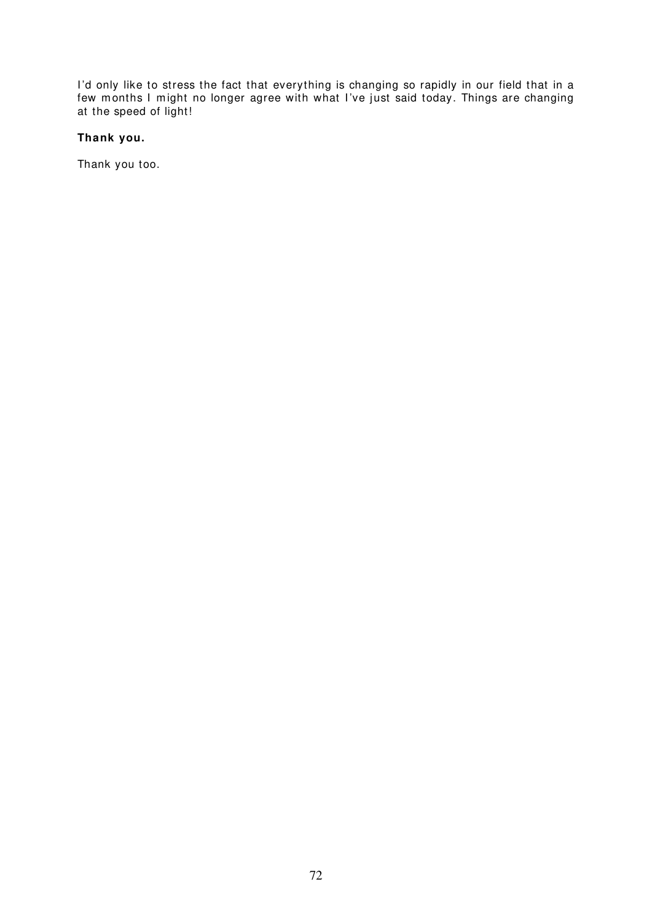I'd only like to stress the fact that everything is changing so rapidly in our field that in a few months I might no longer agree with what I've just said today. Things are changing at the speed of light!

**Thank you.**

Thank you too.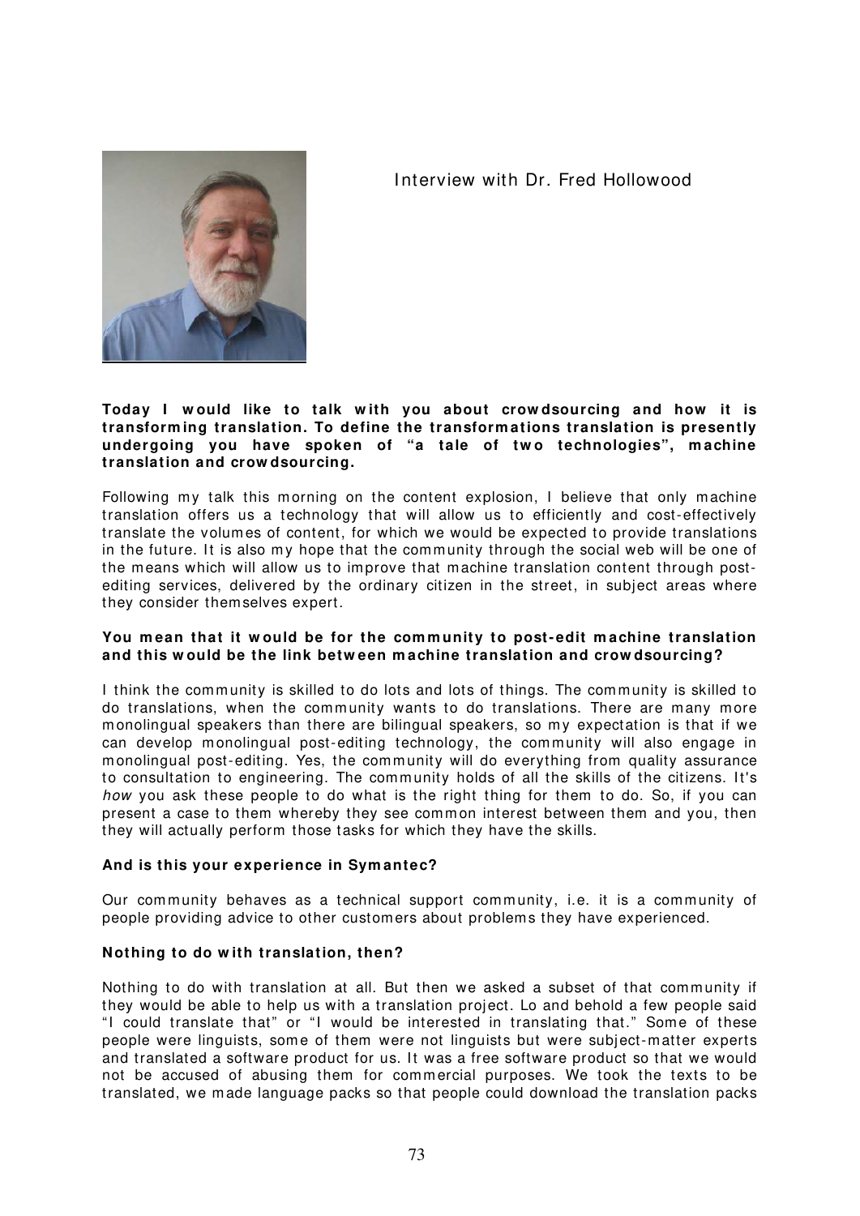## Interview with Dr. Fred Hollowood

**Today I would like to talk with you about crowdsourcing and how it is transforming translation. To define the transformations translation is presently undergoing you have spoken of "a tale of two technologies", machine translation and crowdsourcing.**

Following my talk this morning on the content explosion, I believe that only machine translation offers us a technology that will allow us to efficiently and cost-effectively translate the volumes of content, for which we would be expected to provide translations in the future. It is also my hope that the community through the social web will be one of the means which will allow us to improve that machine translation content through post-editing services, delivered by the ordinary citizen in the street, in subject areas where they consider themselves expert.

**You mean that it would be for the community to post-edit machine translation and this would be the link between machine translation and crowdsourcing?**

I think the community is skilled to do lots and lots of things. The community is skilled to do translations, when the community wants to do translations. There are many more monolingual speakers than there are bilingual speakers, so my expectation is that if we can develop monolingual post-editing technology, the community will also engage in monolingual post-editing. Yes, the community will do everything from quality assurance to consultation to engineering. The community holds of all the skills of the citizens. It's *how* you ask these people to do what is the right thing for them to do. So, if you can present a case to them whereby they see common interest between them and you, then they will actually perform those tasks for which they have the skills.

**And is this your experience in Symantec?**

Our community behaves as a technical support community, i.e. it is a community of people providing advice to other customers about problems they have experienced.

**Nothing to do with translation, then?**

Nothing to do with translation at all. But then we asked a subset of that community if they would be able to help us with a translation project. Lo and behold a few people said "I could translate that" or "I would be interested in translating that." Some of these people were linguists, some of them were not linguists but were subject-matter experts and translated a software product for us. It was a free software product so that we would not be accused of abusing them for commercial purposes. We took the texts to be translated, we made language packs so that people could download the translation packs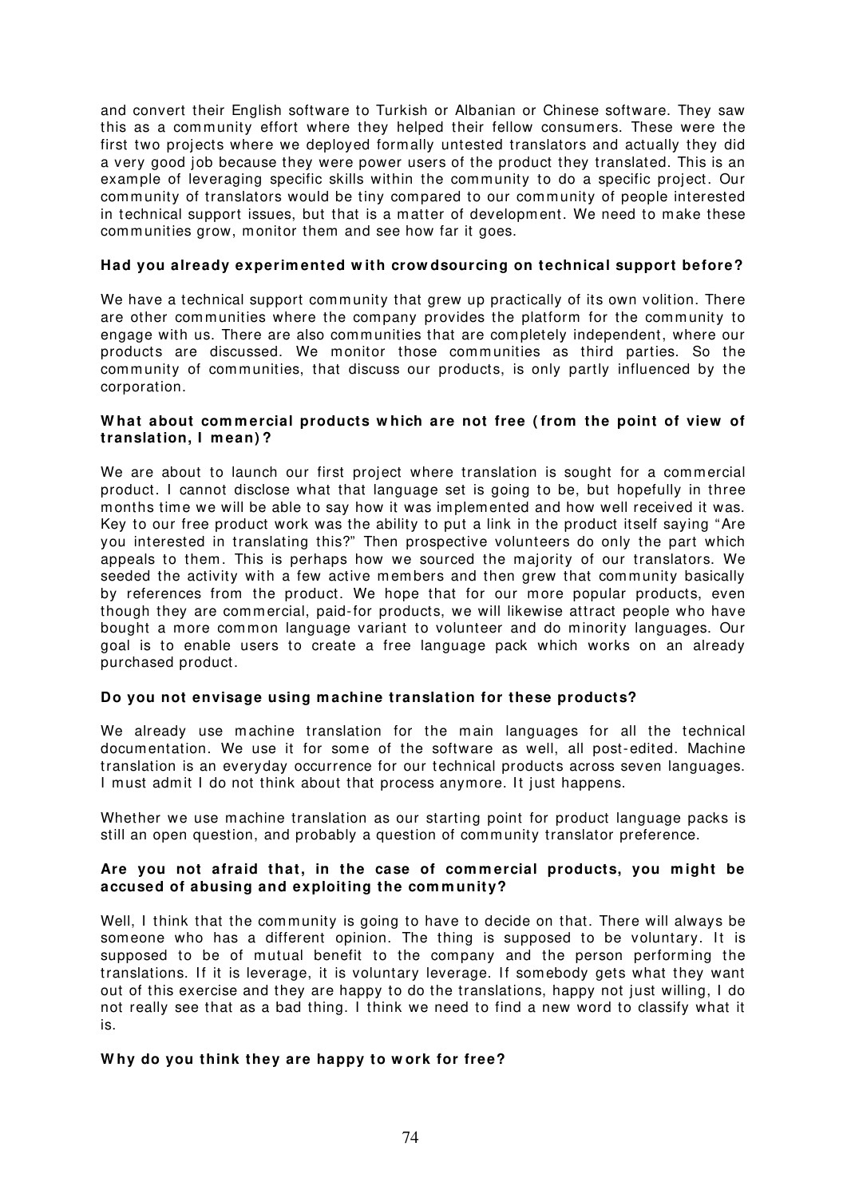and convert their English software to Turkish or Albanian or Chinese software. They saw this as a community effort where they helped their fellow consumers. These were the first two projects where we deployed formally untested translators and actually they did a very good job because they were power users of the product they translated. This is an example of leveraging specific skills within the community to do a specific project. Our community of translators would be tiny compared to our community of people interested in technical support issues, but that is a matter of development. We need to make these communities grow, monitor them and see how far it goes.

**Had you already experimented with crowdsourcing on technical support before?**

We have a technical support community that grew up practically of its own volition. There are other communities where the company provides the platform for the community to engage with us. There are also communities that are completely independent, where our products are discussed. We monitor those communities as third parties. So the community of communities, that discuss our products, is only partly influenced by the corporation.

**What about commercial products which are not free (from the point of view of translation, I mean)?**

We are about to launch our first project where translation is sought for a commercial product. I cannot disclose what that language set is going to be, but hopefully in three months time we will be able to say how it was implemented and how well received it was. Key to our free product work was the ability to put a link in the product itself saying "Are you interested in translating this?" Then prospective volunteers do only the part which appeals to them. This is perhaps how we sourced the majority of our translators. We seeded the activity with a few active members and then grew that community basically by references from the product. We hope that for our more popular products, even though they are commercial, paid-for products, we will likewise attract people who have bought a more common language variant to volunteer and do minority languages. Our goal is to enable users to create a free language pack which works on an already purchased product.

**Do you not envisage using machine translation for these products?**

We already use machine translation for the main languages for all the technical documentation. We use it for some of the software as well, all post-edited. Machine translation is an everyday occurrence for our technical products across seven languages. I must admit I do not think about that process anymore. It just happens.

Whether we use machine translation as our starting point for product language packs is still an open question, and probably a question of community translator preference.

**Are you not afraid that, in the case of commercial products, you might be accused of abusing and exploiting the community?**

Well, I think that the community is going to have to decide on that. There will always be someone who has a different opinion. The thing is supposed to be voluntary. It is supposed to be of mutual benefit to the company and the person performing the translations. If it is leverage, it is voluntary leverage. If somebody gets what they want out of this exercise and they are happy to do the translations, happy not just willing, I do not really see that as a bad thing. I think we need to find a new word to classify what it is.

**Why do you think they are happy to work for free?**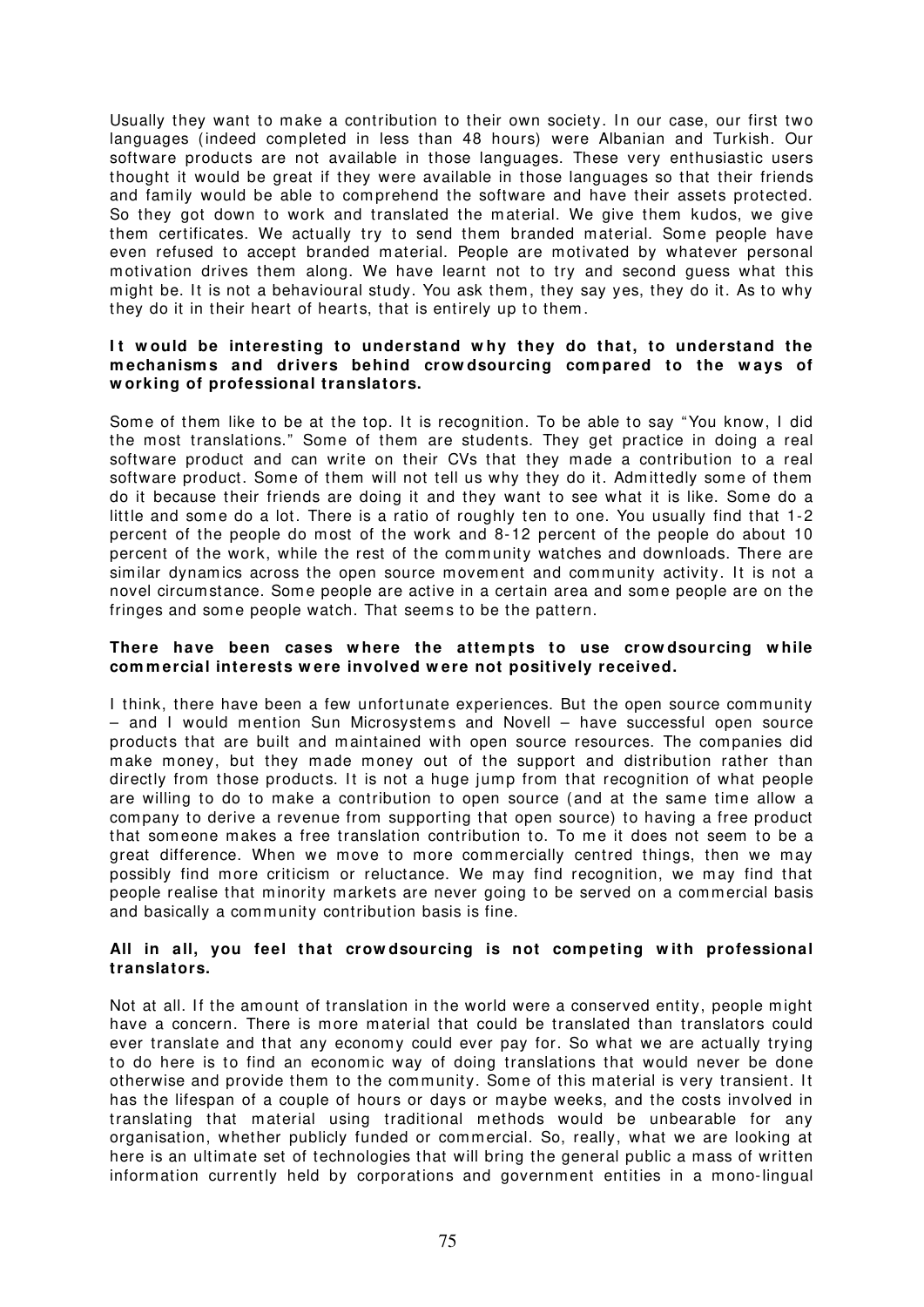Usually they want to make a contribution to their own society. In our case, our first two languages (indeed completed in less than 48 hours) were Albanian and Turkish. Our software products are not available in those languages. These very enthusiastic users thought it would be great if they were available in those languages so that their friends and family would be able to comprehend the software and have their assets protected. So they got down to work and translated the material. We give them kudos, we give them certificates. We actually try to send them branded material. Some people have even refused to accept branded material. People are motivated by whatever personal motivation drives them along. We have learnt not to try and second guess what this might be. It is not a behavioural study. You ask them, they say yes, they do it. As to why they do it in their heart of hearts, that is entirely up to them.

**It would be interesting to understand why they do that, to understand the mechanisms and drivers behind crowdsourcing compared to the ways of working of professional translators.**

Some of them like to be at the top. It is recognition. To be able to say "You know, I did the most translations." Some of them are students. They get practice in doing a real software product and can write on their CVs that they made a contribution to a real software product. Some of them will not tell us why they do it. Admittedly some of them do it because their friends are doing it and they want to see what it is like. Some do a little and some do a lot. There is a ratio of roughly ten to one. You usually find that 1-2 percent of the people do most of the work and 8-12 percent of the people do about 10 percent of the work, while the rest of the community watches and downloads. There are similar dynamics across the open source movement and community activity. It is not a novel circumstance. Some people are active in a certain area and some people are on the fringes and some people watch. That seems to be the pattern.

**There have been cases where the attempts to use crowdsourcing while commercial interests were involved were not positively received.**

I think, there have been a few unfortunate experiences. But the open source community – and I would mention Sun Microsystems and Novell – have successful open source products that are built and maintained with open source resources. The companies did make money, but they made money out of the support and distribution rather than directly from those products. It is not a huge jump from that recognition of what people are willing to do to make a contribution to open source (and at the same time allow a company to derive a revenue from supporting that open source) to having a free product that someone makes a free translation contribution to. To me it does not seem to be a great difference. When we move to more commercially centred things, then we may possibly find more criticism or reluctance. We may find recognition, we may find that people realise that minority markets are never going to be served on a commercial basis and basically a community contribution basis is fine.

**All in all, you feel that crowdsourcing is not competing with professional translators.**

Not at all. If the amount of translation in the world were a conserved entity, people might have a concern. There is more material that could be translated than translators could ever translate and that any economy could ever pay for. So what we are actually trying to do here is to find an economic way of doing translations that would never be done otherwise and provide them to the community. Some of this material is very transient. It has the lifespan of a couple of hours or days or maybe weeks, and the costs involved in translating that material using traditional methods would be unbearable for any organisation, whether publicly funded or commercial. So, really, what we are looking at here is an ultimate set of technologies that will bring the general public a mass of written information currently held by corporations and government entities in a mono-lingual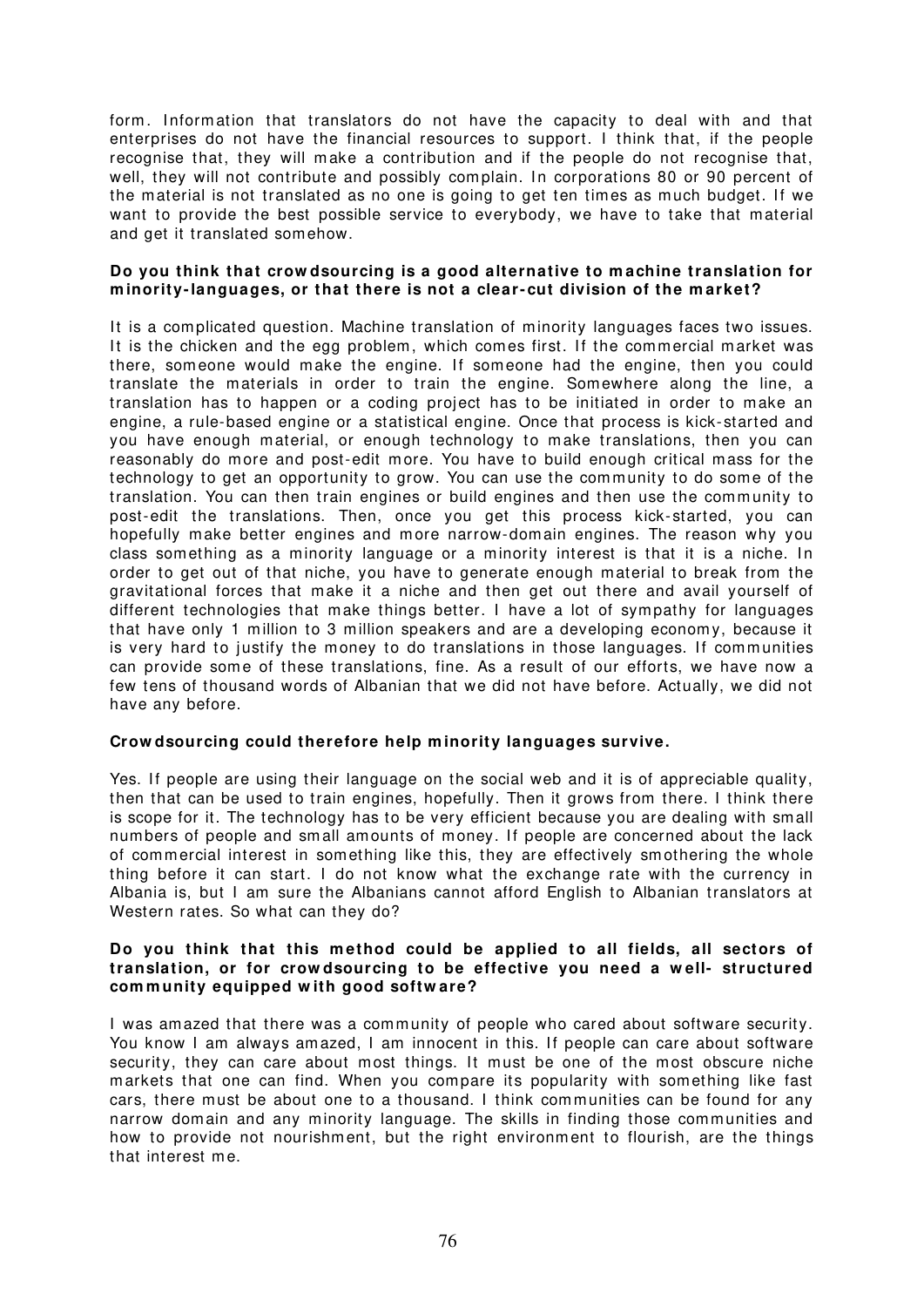form. Information that translators do not have the capacity to deal with and that enterprises do not have the financial resources to support. I think that, if the people recognise that, they will make a contribution and if the people do not recognise that, well, they will not contribute and possibly complain. In corporations 80 or 90 percent of the material is not translated as no one is going to get ten times as much budget. If we want to provide the best possible service to everybody, we have to take that material and get it translated somehow.

**Do you think that crowdsourcing is a good alternative to machine translation for minority-languages, or that there is not a clear-cut division of the market?**

It is a complicated question. Machine translation of minority languages faces two issues. It is the chicken and the egg problem, which comes first. If the commercial market was there, someone would make the engine. If someone had the engine, then you could translate the materials in order to train the engine. Somewhere along the line, a translation has to happen or a coding project has to be initiated in order to make an engine, a rule-based engine or a statistical engine. Once that process is kick-started and you have enough material, or enough technology to make translations, then you can reasonably do more and post-edit more. You have to build enough critical mass for the technology to get an opportunity to grow. You can use the community to do some of the translation. You can then train engines or build engines and then use the community to post-edit the translations. Then, once you get this process kick-started, you can hopefully make better engines and more narrow-domain engines. The reason why you class something as a minority language or a minority interest is that it is a niche. In order to get out of that niche, you have to generate enough material to break from the gravitational forces that make it a niche and then get out there and avail yourself of different technologies that make things better. I have a lot of sympathy for languages that have only 1 million to 3 million speakers and are a developing economy, because it is very hard to justify the money to do translations in those languages. If communities can provide some of these translations, fine. As a result of our efforts, we have now a few tens of thousand words of Albanian that we did not have before. Actually, we did not have any before.

**Crowdsourcing could therefore help minority languages survive.**

Yes. If people are using their language on the social web and it is of appreciable quality, then that can be used to train engines, hopefully. Then it grows from there. I think there is scope for it. The technology has to be very efficient because you are dealing with small numbers of people and small amounts of money. If people are concerned about the lack of commercial interest in something like this, they are effectively smothering the whole thing before it can start. I do not know what the exchange rate with the currency in Albania is, but I am sure the Albanians cannot afford English to Albanian translators at Western rates. So what can they do?

**Do you think that this method could be applied to all fields, all sectors of translation, or for crowdsourcing to be effective you need a well- structured community equipped with good software?**

I was amazed that there was a community of people who cared about software security. You know I am always amazed, I am innocent in this. If people can care about software security, they can care about most things. It must be one of the most obscure niche markets that one can find. When you compare its popularity with something like fast cars, there must be about one to a thousand. I think communities can be found for any narrow domain and any minority language. The skills in finding those communities and how to provide not nourishment, but the right environment to flourish, are the things that interest me.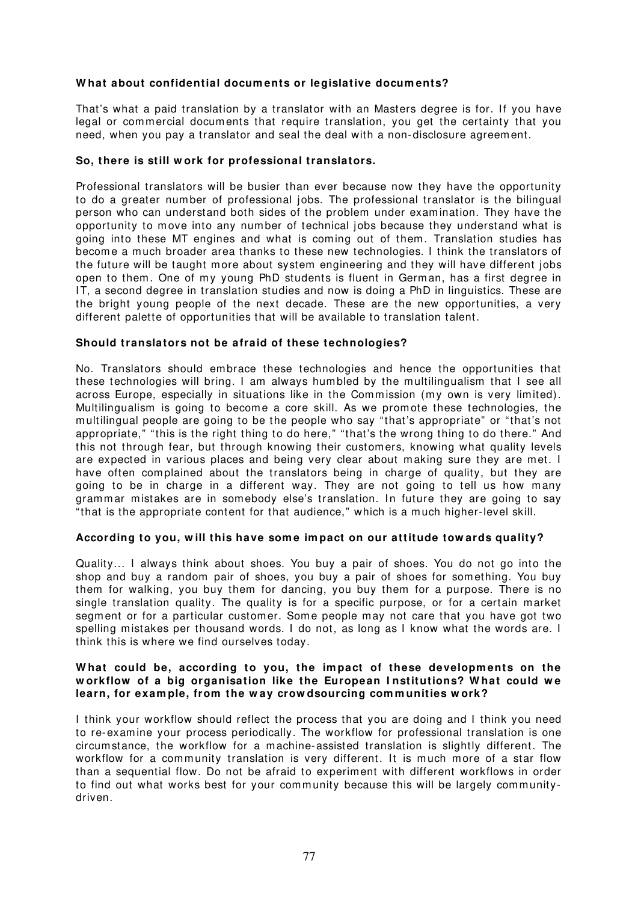**What about confidential documents or legislative documents?**

That's what a paid translation by a translator with an Masters degree is for. If you have legal or commercial documents that require translation, you get the certainty that you need, when you pay a translator and seal the deal with a non-disclosure agreement.

**So, there is still work for professional translators.**

Professional translators will be busier than ever because now they have the opportunity to do a greater number of professional jobs. The professional translator is the bilingual person who can understand both sides of the problem under examination. They have the opportunity to move into any number of technical jobs because they understand what is going into these MT engines and what is coming out of them. Translation studies has become a much broader area thanks to these new technologies. I think the translators of the future will be taught more about system engineering and they will have different jobs open to them. One of my young PhD students is fluent in German, has a first degree in IT, a second degree in translation studies and now is doing a PhD in linguistics. These are the bright young people of the next decade. These are the new opportunities, a very different palette of opportunities that will be available to translation talent.

**Should translators not be afraid of these technologies?**

No. Translators should embrace these technologies and hence the opportunities that these technologies will bring. I am always humbled by the multilingualism that I see all across Europe, especially in situations like in the Commission (my own is very limited). Multilingualism is going to become a core skill. As we promote these technologies, the multilingual people are going to be the people who say "that's appropriate" or "that's not appropriate," "this is the right thing to do here," "that's the wrong thing to do there." And this not through fear, but through knowing their customers, knowing what quality levels are expected in various places and being very clear about making sure they are met. I have often complained about the translators being in charge of quality, but they are going to be in charge in a different way. They are not going to tell us how many grammar mistakes are in somebody else's translation. In future they are going to say "that is the appropriate content for that audience," which is a much higher-level skill.

**According to you, will this have some impact on our attitude towards quality?**

Quality... I always think about shoes. You buy a pair of shoes. You do not go into the shop and buy a random pair of shoes, you buy a pair of shoes for something. You buy them for walking, you buy them for dancing, you buy them for a purpose. There is no single translation quality. The quality is for a specific purpose, or for a certain market segment or for a particular customer. Some people may not care that you have got two spelling mistakes per thousand words. I do not, as long as I know what the words are. I think this is where we find ourselves today.

**What could be, according to you, the impact of these developments on the workflow of a big organisation like the European Institutions? What could we learn, for example, from the way crowdsourcing communities work?**

I think your workflow should reflect the process that you are doing and I think you need to re-examine your process periodically. The workflow for professional translation is one circumstance, the workflow for a machine-assisted translation is slightly different. The workflow for a community translation is very different. It is much more of a star flow than a sequential flow. Do not be afraid to experiment with different workflows in order to find out what works best for your community because this will be largely community-driven.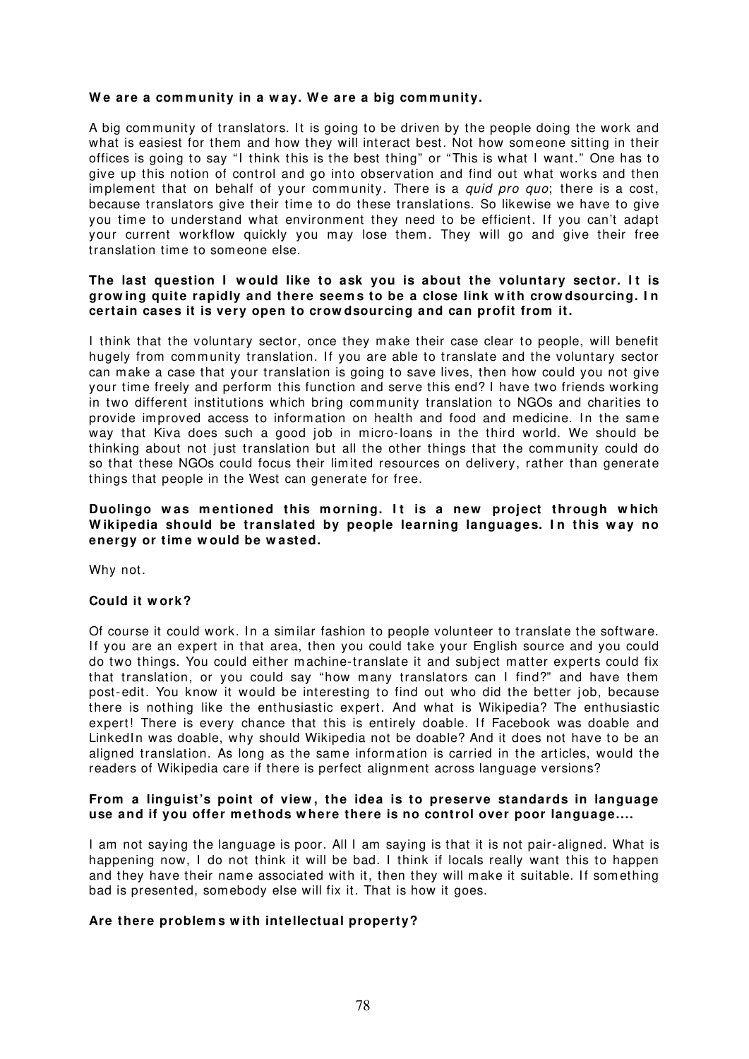**We are a community in a way. We are a big community.**

A big community of translators. It is going to be driven by the people doing the work and what is easiest for them and how they will interact best. Not how someone sitting in their offices is going to say "I think this is the best thing" or "This is what I want." One has to give up this notion of control and go into observation and find out what works and then implement that on behalf of your community. There is a *quid pro quo*; there is a cost, because translators give their time to do these translations. So likewise we have to give you time to understand what environment they need to be efficient. If you can't adapt your current workflow quickly you may lose them. They will go and give their free translation time to someone else.

**The last question I would like to ask you is about the voluntary sector. It is growing quite rapidly and there seems to be a close link with crowdsourcing. In certain cases it is very open to crowdsourcing and can profit from it.**

I think that the voluntary sector, once they make their case clear to people, will benefit hugely from community translation. If you are able to translate and the voluntary sector can make a case that your translation is going to save lives, then how could you not give your time freely and perform this function and serve this end? I have two friends working in two different institutions which bring community translation to NGOs and charities to provide improved access to information on health and food and medicine. In the same way that Kiva does such a good job in micro-loans in the third world. We should be thinking about not just translation but all the other things that the community could do so that these NGOs could focus their limited resources on delivery, rather than generate things that people in the West can generate for free.

**Duolingo was mentioned this morning. It is a new project through which Wikipedia should be translated by people learning languages. In this way no energy or time would be wasted.**

Why not.

**Could it work?**

Of course it could work. In a similar fashion to people volunteer to translate the software. If you are an expert in that area, then you could take your English source and you could do two things. You could either machine-translate it and subject matter experts could fix that translation, or you could say "how many translators can I find?" and have them post-edit. You know it would be interesting to find out who did the better job, because there is nothing like the enthusiastic expert. And what is Wikipedia? The enthusiastic expert! There is every chance that this is entirely doable. If Facebook was doable and LinkedIn was doable, why should Wikipedia not be doable? And it does not have to be an aligned translation. As long as the same information is carried in the articles, would the readers of Wikipedia care if there is perfect alignment across language versions?

**From a linguist's point of view, the idea is to preserve standards in language use and if you offer methods where there is no control over poor language....**

I am not saying the language is poor. All I am saying is that it is not pair-aligned. What is happening now, I do not think it will be bad. I think if locals really want this to happen and they have their name associated with it, then they will make it suitable. If something bad is presented, somebody else will fix it. That is how it goes.

**Are there problems with intellectual property?**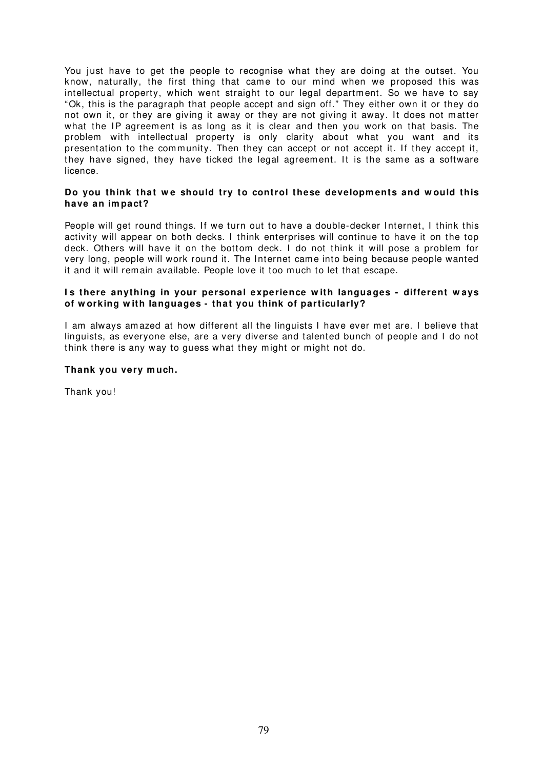You just have to get the people to recognise what they are doing at the outset. You know, naturally, the first thing that came to our mind when we proposed this was intellectual property, which went straight to our legal department. So we have to say "Ok, this is the paragraph that people accept and sign off." They either own it or they do not own it, or they are giving it away or they are not giving it away. It does not matter what the IP agreement is as long as it is clear and then you work on that basis. The problem with intellectual property is only clarity about what you want and its presentation to the community. Then they can accept or not accept it. If they accept it, they have signed, they have ticked the legal agreement. It is the same as a software licence.

**Do you think that we should try to control these developments and would this have an impact?**

People will get round things. If we turn out to have a double-decker Internet, I think this activity will appear on both decks. I think enterprises will continue to have it on the top deck. Others will have it on the bottom deck. I do not think it will pose a problem for very long, people will work round it. The Internet came into being because people wanted it and it will remain available. People love it too much to let that escape.

**Is there anything in your personal experience with languages - different ways of working with languages - that you think of particularly?**

I am always amazed at how different all the linguists I have ever met are. I believe that linguists, as everyone else, are a very diverse and talented bunch of people and I do not think there is any way to guess what they might or might not do.

**Thank you very much.**

Thank you!